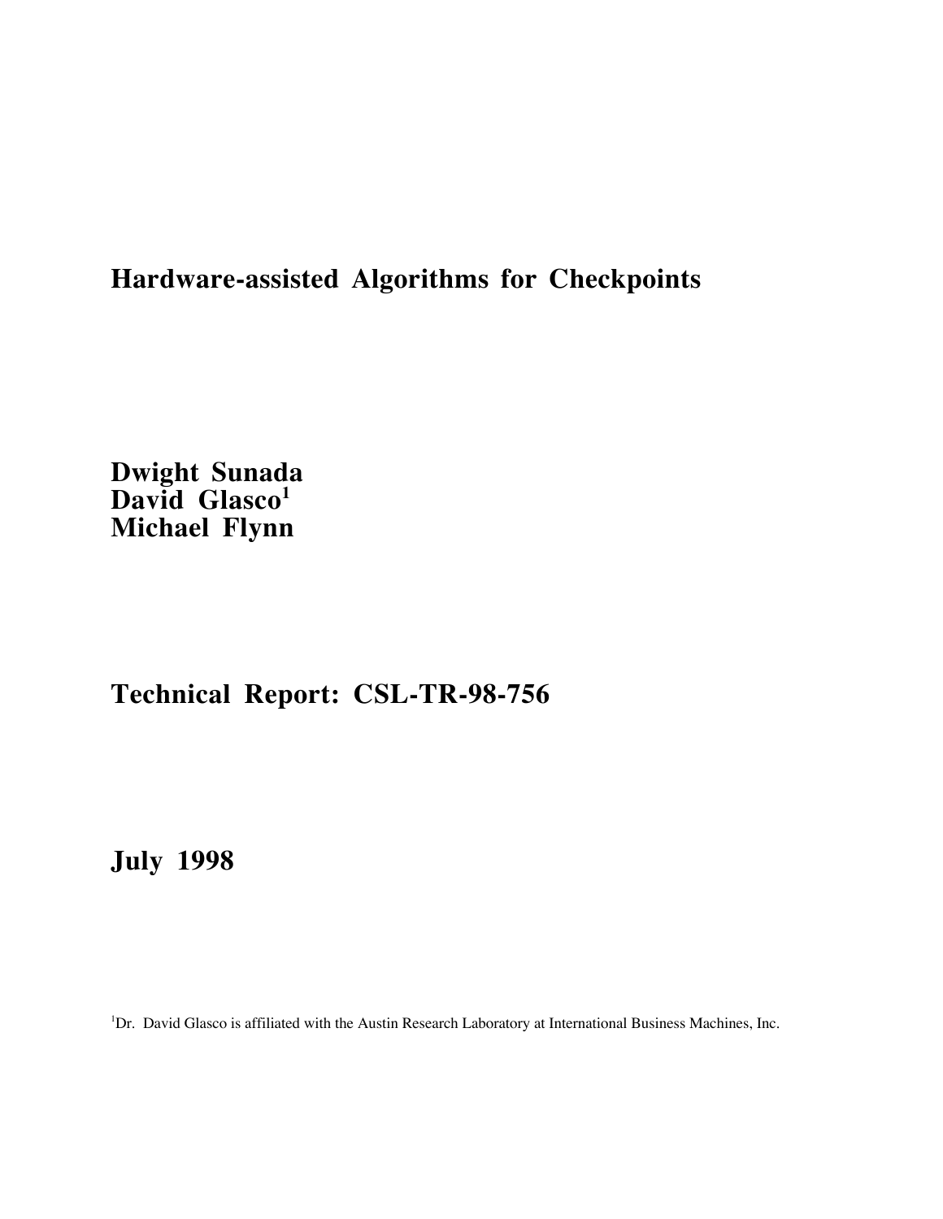# Hardware-assisted Algorithms for Checkpoints

**Dwight Sunada**
**David Glasco[1]**
**Michael Flynn**

**Technical Report: CSL-TR-98-756**

**July 1998**

[1]Dr. David Glasco is affiliated with the Austin Research Laboratory at International Business Machines, Inc.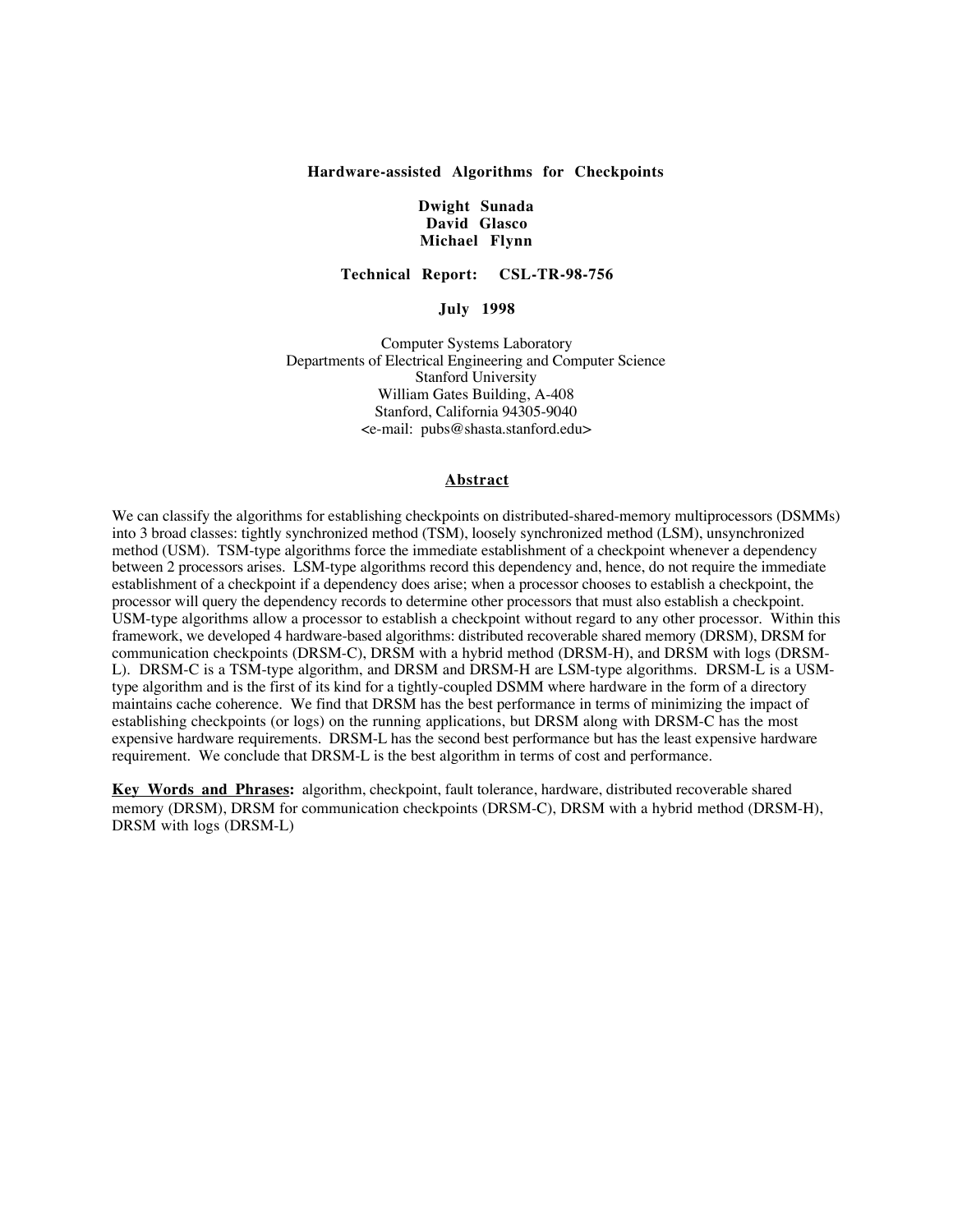# Hardware-assisted Algorithms for Checkpoints

**Dwight Sunada**
**David Glasco**
**Michael Flynn**

**Technical Report: CSL-TR-98-756**

**July 1998**

Computer Systems Laboratory
Departments of Electrical Engineering and Computer Science
Stanford University
William Gates Building, A-408
Stanford, California 94305-9040
<e-mail: pubs@shasta.stanford.edu>

## Abstract

We can classify the algorithms for establishing checkpoints on distributed-shared-memory multiprocessors (DSMMs) into 3 broad classes: tightly synchronized method (TSM), loosely synchronized method (LSM), unsynchronized method (USM). TSM-type algorithms force the immediate establishment of a checkpoint whenever a dependency between 2 processors arises. LSM-type algorithms record this dependency and, hence, do not require the immediate establishment of a checkpoint if a dependency does arise; when a processor chooses to establish a checkpoint, the processor will query the dependency records to determine other processors that must also establish a checkpoint. USM-type algorithms allow a processor to establish a checkpoint without regard to any other processor. Within this framework, we developed 4 hardware-based algorithms: distributed recoverable shared memory (DRSM), DRSM for communication checkpoints (DRSM-C), DRSM with a hybrid method (DRSM-H), and DRSM with logs (DRSM-L). DRSM-C is a TSM-type algorithm, and DRSM and DRSM-H are LSM-type algorithms. DRSM-L is a USM-type algorithm and is the first of its kind for a tightly-coupled DSMM where hardware in the form of a directory maintains cache coherence. We find that DRSM has the best performance in terms of minimizing the impact of establishing checkpoints (or logs) on the running applications, but DRSM along with DRSM-C has the most expensive hardware requirements. DRSM-L has the second best performance but has the least expensive hardware requirement. We conclude that DRSM-L is the best algorithm in terms of cost and performance.

**Key Words and Phrases:** algorithm, checkpoint, fault tolerance, hardware, distributed recoverable shared memory (DRSM), DRSM for communication checkpoints (DRSM-C), DRSM with a hybrid method (DRSM-H), DRSM with logs (DRSM-L)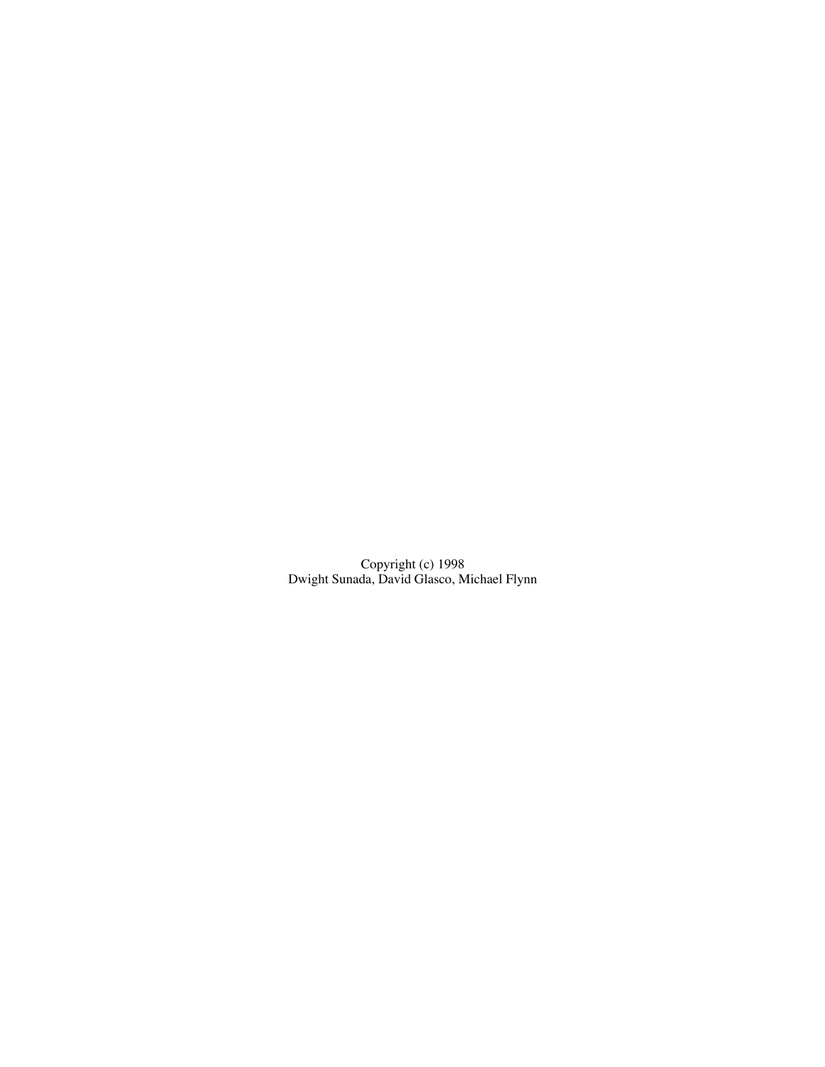Copyright (c) 1998
Dwight Sunada, David Glasco, Michael Flynn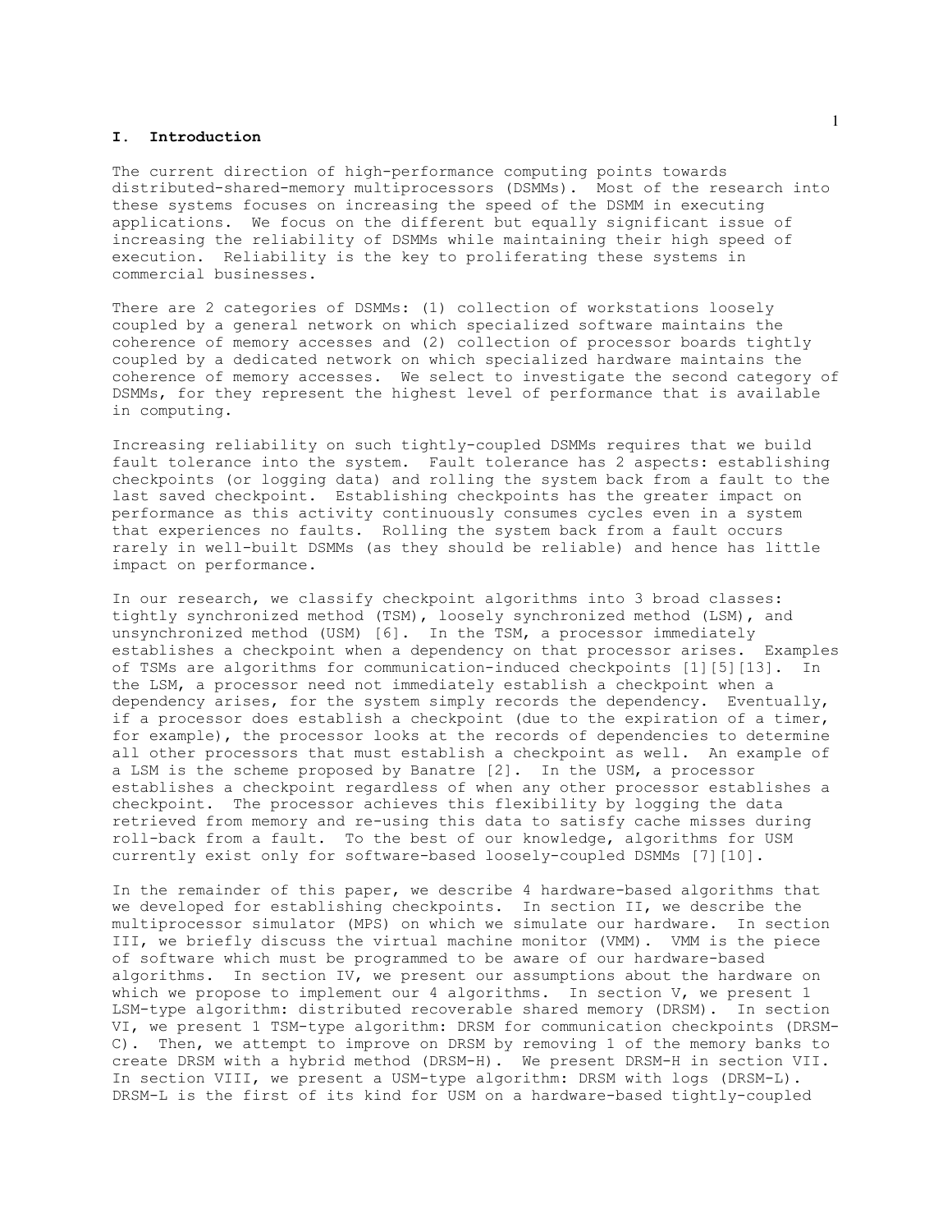## I. Introduction

The current direction of high-performance computing points towards distributed-shared-memory multiprocessors (DSMMs). Most of the research into these systems focuses on increasing the speed of the DSMM in executing applications. We focus on the different but equally significant issue of increasing the reliability of DSMMs while maintaining their high speed of execution. Reliability is the key to proliferating these systems in commercial businesses.

There are 2 categories of DSMMs: (1) collection of workstations loosely coupled by a general network on which specialized software maintains the coherence of memory accesses and (2) collection of processor boards tightly coupled by a dedicated network on which specialized hardware maintains the coherence of memory accesses. We select to investigate the second category of DSMMs, for they represent the highest level of performance that is available in computing.

Increasing reliability on such tightly-coupled DSMMs requires that we build fault tolerance into the system. Fault tolerance has 2 aspects: establishing checkpoints (or logging data) and rolling the system back from a fault to the last saved checkpoint. Establishing checkpoints has the greater impact on performance as this activity continuously consumes cycles even in a system that experiences no faults. Rolling the system back from a fault occurs rarely in well-built DSMMs (as they should be reliable) and hence has little impact on performance.

In our research, we classify checkpoint algorithms into 3 broad classes: tightly synchronized method (TSM), loosely synchronized method (LSM), and unsynchronized method (USM) [6]. In the TSM, a processor immediately establishes a checkpoint when a dependency on that processor arises. Examples of TSMs are algorithms for communication-induced checkpoints [1][5][13]. In the LSM, a processor need not immediately establish a checkpoint when a dependency arises, for the system simply records the dependency. Eventually, if a processor does establish a checkpoint (due to the expiration of a timer, for example), the processor looks at the records of dependencies to determine all other processors that must establish a checkpoint as well. An example of a LSM is the scheme proposed by Banatre [2]. In the USM, a processor establishes a checkpoint regardless of when any other processor establishes a checkpoint. The processor achieves this flexibility by logging the data retrieved from memory and re-using this data to satisfy cache misses during roll-back from a fault. To the best of our knowledge, algorithms for USM currently exist only for software-based loosely-coupled DSMMs [7][10].

In the remainder of this paper, we describe 4 hardware-based algorithms that we developed for establishing checkpoints. In section II, we describe the multiprocessor simulator (MPS) on which we simulate our hardware. In section III, we briefly discuss the virtual machine monitor (VMM). VMM is the piece of software which must be programmed to be aware of our hardware-based algorithms. In section IV, we present our assumptions about the hardware on which we propose to implement our 4 algorithms. In section V, we present 1 LSM-type algorithm: distributed recoverable shared memory (DRSM). In section VI, we present 1 TSM-type algorithm: DRSM for communication checkpoints (DRSM-C). Then, we attempt to improve on DRSM by removing 1 of the memory banks to create DRSM with a hybrid method (DRSM-H). We present DRSM-H in section VII. In section VIII, we present a USM-type algorithm: DRSM with logs (DRSM-L). DRSM-L is the first of its kind for USM on a hardware-based tightly-coupled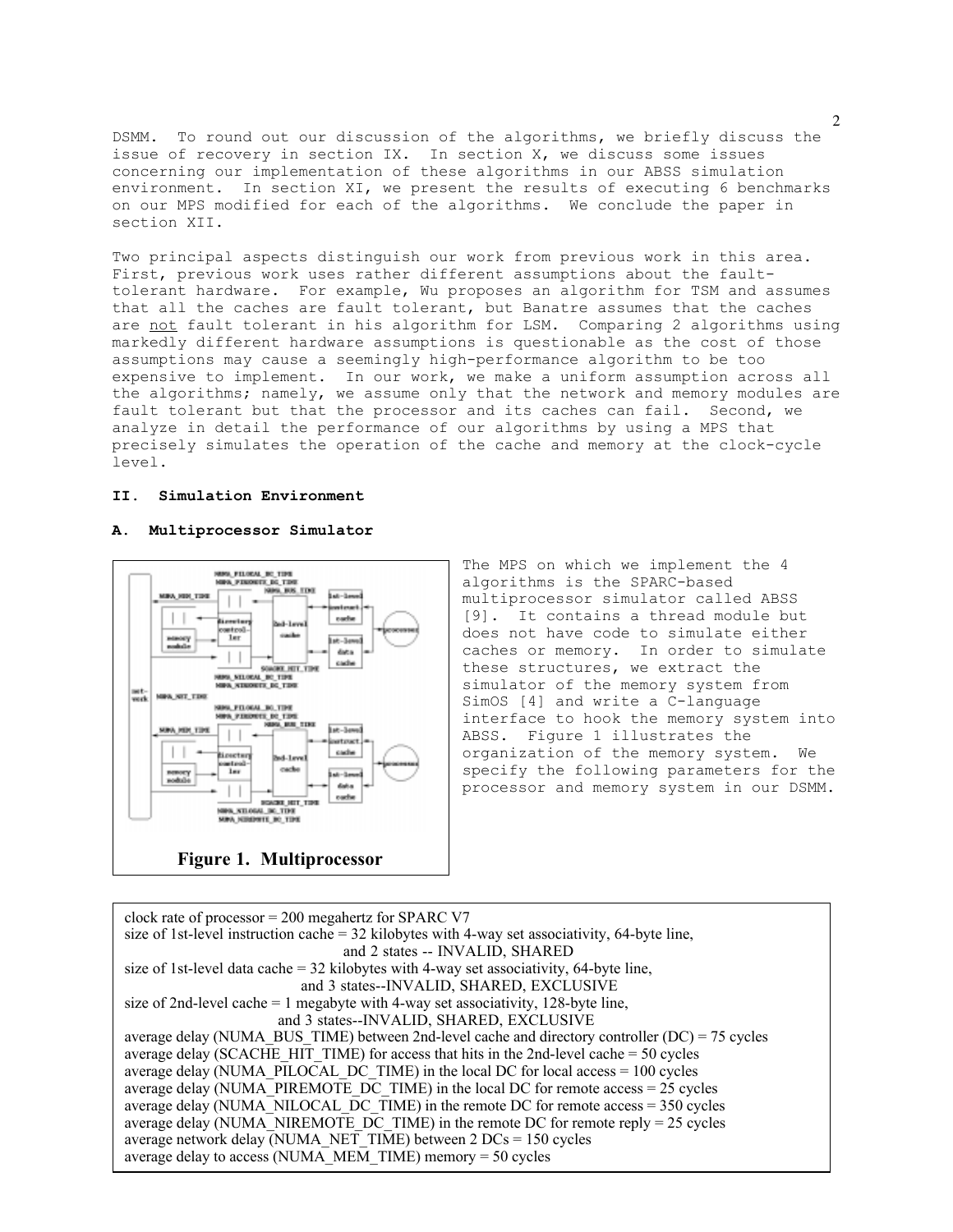DSMM. To round out our discussion of the algorithms, we briefly discuss the issue of recovery in section IX. In section X, we discuss some issues concerning our implementation of these algorithms in our ABSS simulation environment. In section XI, we present the results of executing 6 benchmarks on our MPS modified for each of the algorithms. We conclude the paper in section XII.

Two principal aspects distinguish our work from previous work in this area. First, previous work uses rather different assumptions about the fault-tolerant hardware. For example, Wu proposes an algorithm for TSM and assumes that all the caches are fault tolerant, but Banatre assumes that the caches are not fault tolerant in his algorithm for LSM. Comparing 2 algorithms using markedly different hardware assumptions is questionable as the cost of those assumptions may cause a seemingly high-performance algorithm to be too expensive to implement. In our work, we make a uniform assumption across all the algorithms; namely, we assume only that the network and memory modules are fault tolerant but that the processor and its caches can fail. Second, we analyze in detail the performance of our algorithms by using a MPS that precisely simulates the operation of the cache and memory at the clock-cycle level.

## II. Simulation Environment

### A. Multiprocessor Simulator

The MPS on which we implement the 4 algorithms is the SPARC-based multiprocessor simulator called ABSS [9]. It contains a thread module but does not have code to simulate either caches or memory. In order to simulate these structures, we extract the simulator of the memory system from SimOS [4] and write a C-language interface to hook the memory system into ABSS. Figure 1 illustrates the organization of the memory system. We specify the following parameters for the processor and memory system in our DSMM.

**Figure 1. Multiprocessor**

clock rate of processor = 200 megahertz for SPARC V7
size of 1st-level instruction cache = 32 kilobytes with 4-way set associativity, 64-byte line, and 2 states -- INVALID, SHARED
size of 1st-level data cache = 32 kilobytes with 4-way set associativity, 64-byte line, and 3 states--INVALID, SHARED, EXCLUSIVE
size of 2nd-level cache = 1 megabyte with 4-way set associativity, 128-byte line, and 3 states--INVALID, SHARED, EXCLUSIVE
average delay (NUMA_BUS_TIME) between 2nd-level cache and directory controller (DC) = 75 cycles
average delay (SCACHE_HIT_TIME) for access that hits in the 2nd-level cache = 50 cycles
average delay (NUMA_PILOCAL_DC_TIME) in the local DC for local access = 100 cycles
average delay (NUMA_PIREMOTE_DC_TIME) in the local DC for remote access = 25 cycles
average delay (NUMA_NILOCAL_DC_TIME) in the remote DC for remote access = 350 cycles
average delay (NUMA_NIREMOTE_DC_TIME) in the remote DC for remote reply = 25 cycles
average network delay (NUMA_NET_TIME) between 2 DCs = 150 cycles
average delay to access (NUMA_MEM_TIME) memory = 50 cycles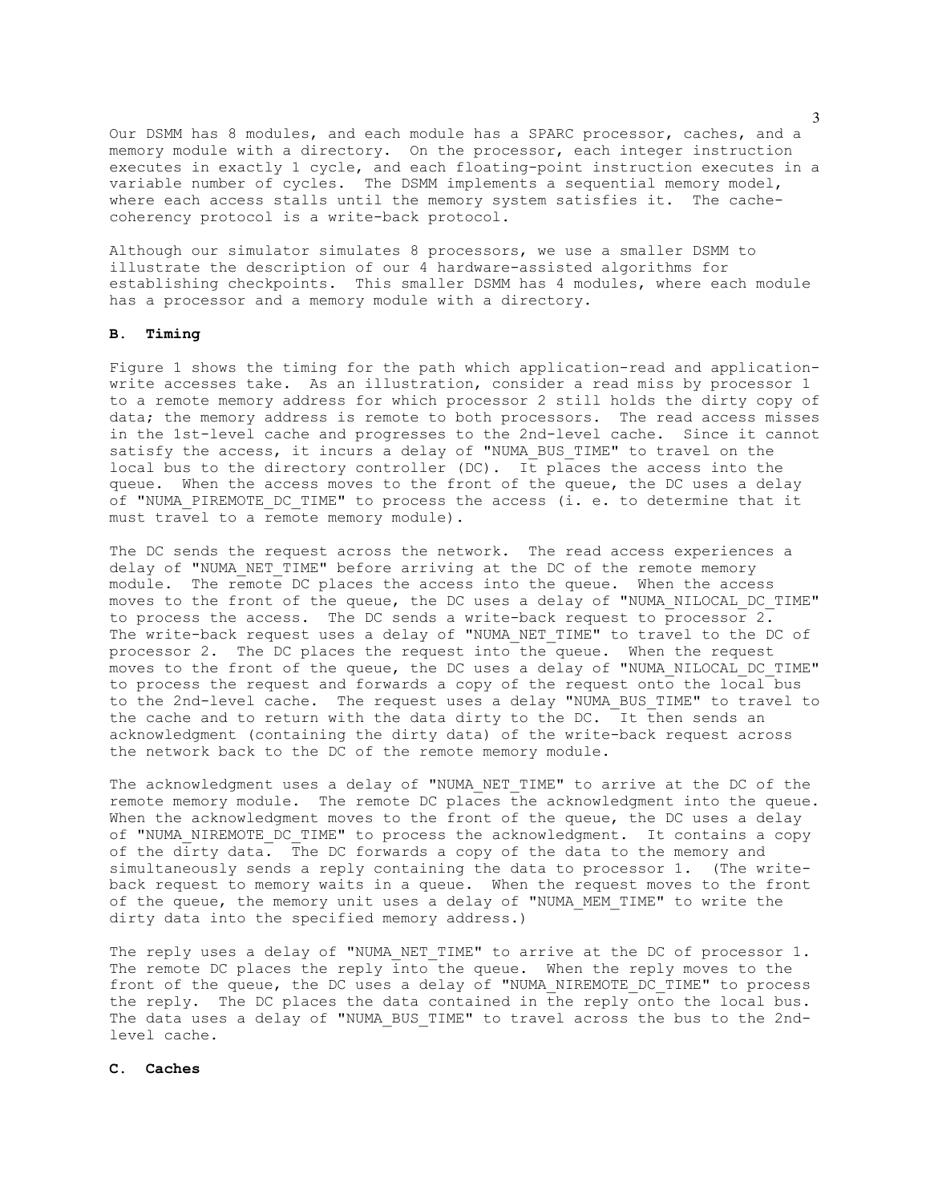Our DSMM has 8 modules, and each module has a SPARC processor, caches, and a memory module with a directory. On the processor, each integer instruction executes in exactly 1 cycle, and each floating-point instruction executes in a variable number of cycles. The DSMM implements a sequential memory model, where each access stalls until the memory system satisfies it. The cache-coherency protocol is a write-back protocol.

Although our simulator simulates 8 processors, we use a smaller DSMM to illustrate the description of our 4 hardware-assisted algorithms for establishing checkpoints. This smaller DSMM has 4 modules, where each module has a processor and a memory module with a directory.

**B. Timing**

Figure 1 shows the timing for the path which application-read and application-write accesses take. As an illustration, consider a read miss by processor 1 to a remote memory address for which processor 2 still holds the dirty copy of data; the memory address is remote to both processors. The read access misses in the 1st-level cache and progresses to the 2nd-level cache. Since it cannot satisfy the access, it incurs a delay of "NUMA_BUS_TIME" to travel on the local bus to the directory controller (DC). It places the access into the queue. When the access moves to the front of the queue, the DC uses a delay of "NUMA_PIREMOTE_DC_TIME" to process the access (i. e. to determine that it must travel to a remote memory module).

The DC sends the request across the network. The read access experiences a delay of "NUMA_NET_TIME" before arriving at the DC of the remote memory module. The remote DC places the access into the queue. When the access moves to the front of the queue, the DC uses a delay of "NUMA_NILOCAL_DC_TIME" to process the access. The DC sends a write-back request to processor 2. The write-back request uses a delay of "NUMA_NET_TIME" to travel to the DC of processor 2. The DC places the request into the queue. When the request moves to the front of the queue, the DC uses a delay of "NUMA_NILOCAL_DC_TIME" to process the request and forwards a copy of the request onto the local bus to the 2nd-level cache. The request uses a delay "NUMA_BUS_TIME" to travel to the cache and to return with the data dirty to the DC. It then sends an acknowledgment (containing the dirty data) of the write-back request across the network back to the DC of the remote memory module.

The acknowledgment uses a delay of "NUMA_NET_TIME" to arrive at the DC of the remote memory module. The remote DC places the acknowledgment into the queue. When the acknowledgment moves to the front of the queue, the DC uses a delay of "NUMA_NIREMOTE_DC_TIME" to process the acknowledgment. It contains a copy of the dirty data. The DC forwards a copy of the data to the memory and simultaneously sends a reply containing the data to processor 1. (The write-back request to memory waits in a queue. When the request moves to the front of the queue, the memory unit uses a delay of "NUMA_MEM_TIME" to write the dirty data into the specified memory address.)

The reply uses a delay of "NUMA_NET_TIME" to arrive at the DC of processor 1. The remote DC places the reply into the queue. When the reply moves to the front of the queue, the DC uses a delay of "NUMA_NIREMOTE_DC_TIME" to process the reply. The DC places the data contained in the reply onto the local bus. The data uses a delay of "NUMA_BUS_TIME" to travel across the bus to the 2nd-level cache.

**C. Caches**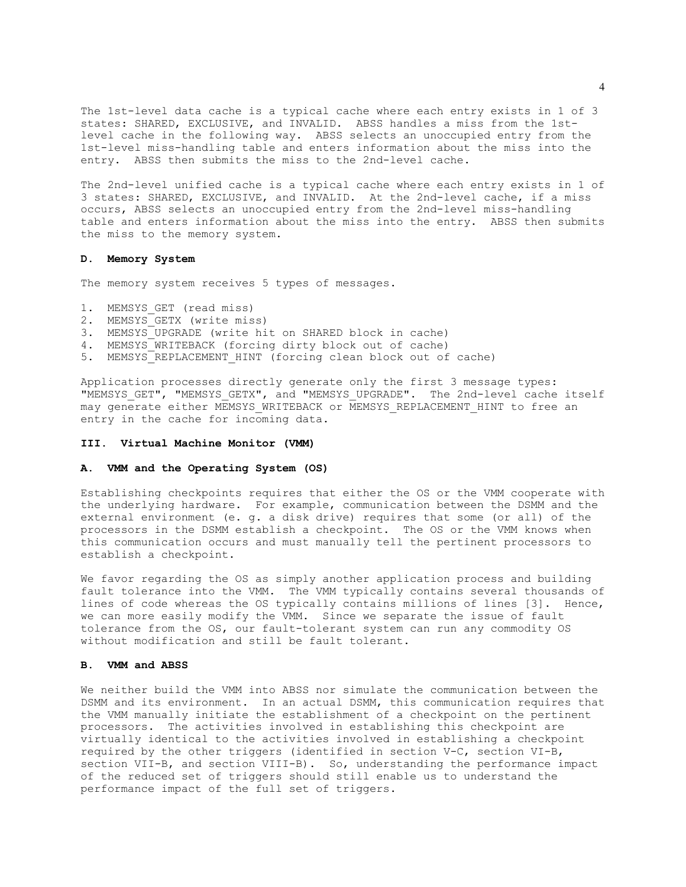The 1st-level data cache is a typical cache where each entry exists in 1 of 3 states: SHARED, EXCLUSIVE, and INVALID. ABSS handles a miss from the 1st-level cache in the following way. ABSS selects an unoccupied entry from the 1st-level miss-handling table and enters information about the miss into the entry. ABSS then submits the miss to the 2nd-level cache.

The 2nd-level unified cache is a typical cache where each entry exists in 1 of 3 states: SHARED, EXCLUSIVE, and INVALID. At the 2nd-level cache, if a miss occurs, ABSS selects an unoccupied entry from the 2nd-level miss-handling table and enters information about the miss into the entry. ABSS then submits the miss to the memory system.

### D. Memory System

The memory system receives 5 types of messages.

1. MEMSYS_GET (read miss)
2. MEMSYS_GETX (write miss)
3. MEMSYS_UPGRADE (write hit on SHARED block in cache)
4. MEMSYS_WRITEBACK (forcing dirty block out of cache)
5. MEMSYS_REPLACEMENT_HINT (forcing clean block out of cache)

Application processes directly generate only the first 3 message types: "MEMSYS_GET", "MEMSYS_GETX", and "MEMSYS_UPGRADE". The 2nd-level cache itself may generate either MEMSYS_WRITEBACK or MEMSYS_REPLACEMENT_HINT to free an entry in the cache for incoming data.

## III. Virtual Machine Monitor (VMM)

### A. VMM and the Operating System (OS)

Establishing checkpoints requires that either the OS or the VMM cooperate with the underlying hardware. For example, communication between the DSMM and the external environment (e. g. a disk drive) requires that some (or all) of the processors in the DSMM establish a checkpoint. The OS or the VMM knows when this communication occurs and must manually tell the pertinent processors to establish a checkpoint.

We favor regarding the OS as simply another application process and building fault tolerance into the VMM. The VMM typically contains several thousands of lines of code whereas the OS typically contains millions of lines [3]. Hence, we can more easily modify the VMM. Since we separate the issue of fault tolerance from the OS, our fault-tolerant system can run any commodity OS without modification and still be fault tolerant.

### B. VMM and ABSS

We neither build the VMM into ABSS nor simulate the communication between the DSMM and its environment. In an actual DSMM, this communication requires that the VMM manually initiate the establishment of a checkpoint on the pertinent processors. The activities involved in establishing this checkpoint are virtually identical to the activities involved in establishing a checkpoint required by the other triggers (identified in section V-C, section VI-B, section VII-B, and section VIII-B). So, understanding the performance impact of the reduced set of triggers should still enable us to understand the performance impact of the full set of triggers.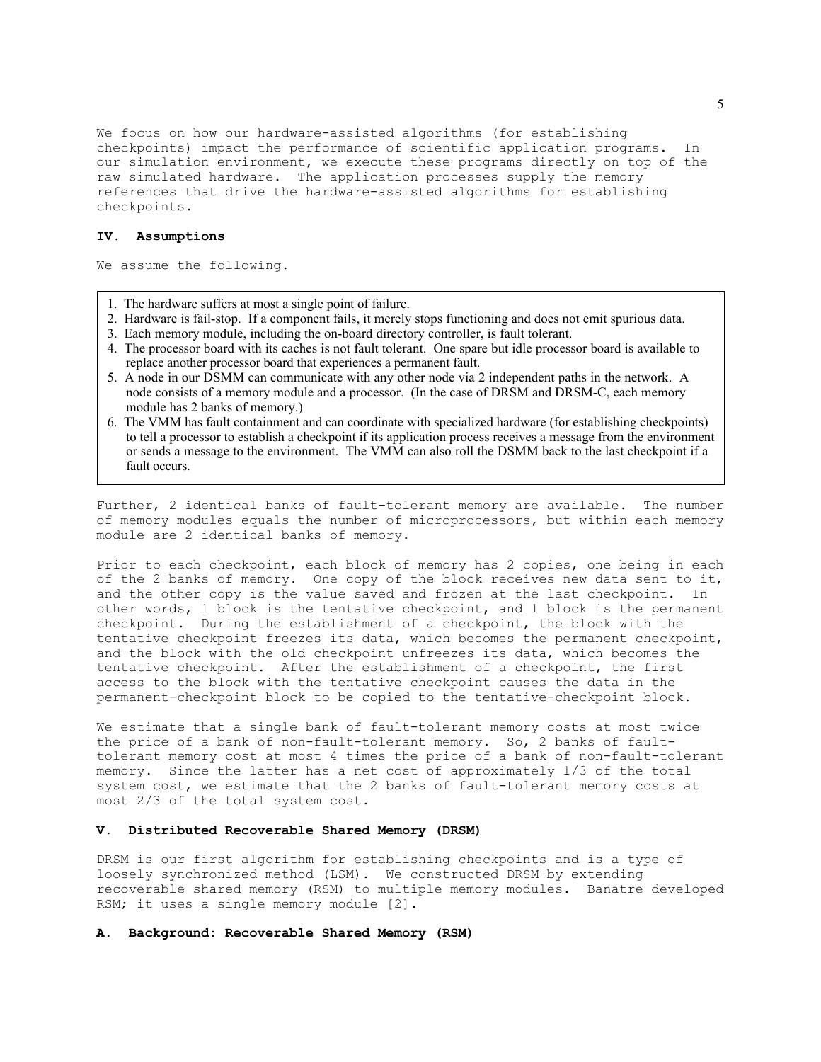We focus on how our hardware-assisted algorithms (for establishing checkpoints) impact the performance of scientific application programs. In our simulation environment, we execute these programs directly on top of the raw simulated hardware. The application processes supply the memory references that drive the hardware-assisted algorithms for establishing checkpoints.

## IV. Assumptions

We assume the following.

1. The hardware suffers at most a single point of failure.
2. Hardware is fail-stop. If a component fails, it merely stops functioning and does not emit spurious data.
3. Each memory module, including the on-board directory controller, is fault tolerant.
4. The processor board with its caches is not fault tolerant. One spare but idle processor board is available to replace another processor board that experiences a permanent fault.
5. A node in our DSMM can communicate with any other node via 2 independent paths in the network. A node consists of a memory module and a processor. (In the case of DRSM and DRSM-C, each memory module has 2 banks of memory.)
6. The VMM has fault containment and can coordinate with specialized hardware (for establishing checkpoints) to tell a processor to establish a checkpoint if its application process receives a message from the environment or sends a message to the environment. The VMM can also roll the DSMM back to the last checkpoint if a fault occurs.

Further, 2 identical banks of fault-tolerant memory are available. The number of memory modules equals the number of microprocessors, but within each memory module are 2 identical banks of memory.

Prior to each checkpoint, each block of memory has 2 copies, one being in each of the 2 banks of memory. One copy of the block receives new data sent to it, and the other copy is the value saved and frozen at the last checkpoint. In other words, 1 block is the tentative checkpoint, and 1 block is the permanent checkpoint. During the establishment of a checkpoint, the block with the tentative checkpoint freezes its data, which becomes the permanent checkpoint, and the block with the old checkpoint unfreezes its data, which becomes the tentative checkpoint. After the establishment of a checkpoint, the first access to the block with the tentative checkpoint causes the data in the permanent-checkpoint block to be copied to the tentative-checkpoint block.

We estimate that a single bank of fault-tolerant memory costs at most twice the price of a bank of non-fault-tolerant memory. So, 2 banks of fault-tolerant memory cost at most 4 times the price of a bank of non-fault-tolerant memory. Since the latter has a net cost of approximately 1/3 of the total system cost, we estimate that the 2 banks of fault-tolerant memory costs at most 2/3 of the total system cost.

## V. Distributed Recoverable Shared Memory (DRSM)

DRSM is our first algorithm for establishing checkpoints and is a type of loosely synchronized method (LSM). We constructed DRSM by extending recoverable shared memory (RSM) to multiple memory modules. Banatre developed RSM; it uses a single memory module [2].

### A. Background: Recoverable Shared Memory (RSM)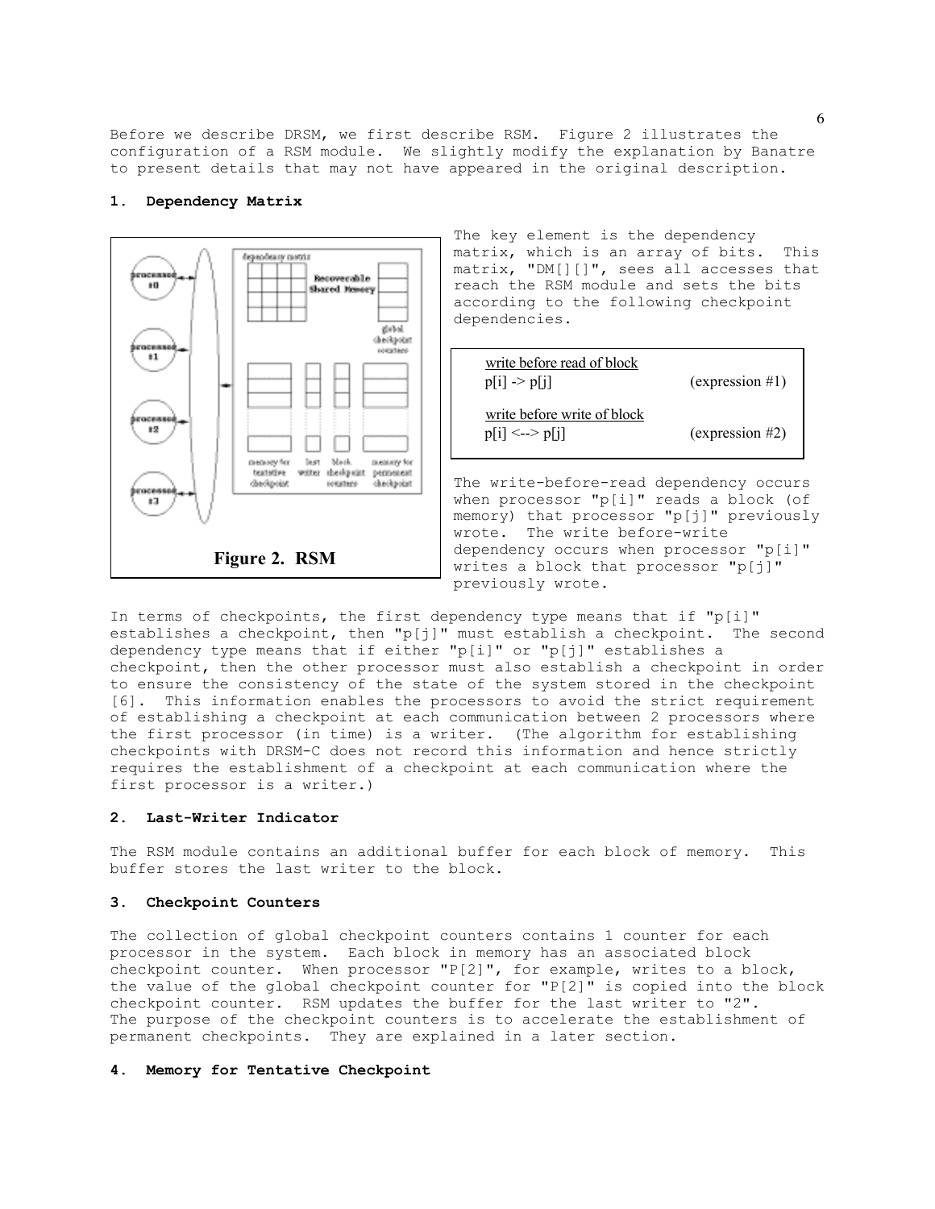Before we describe DRSM, we first describe RSM. Figure 2 illustrates the configuration of a RSM module. We slightly modify the explanation by Banatre to present details that may not have appeared in the original description.

## 1. Dependency Matrix

Figure 2. RSM

The key element is the dependency matrix, which is an array of bits. This matrix, "DM[][]", sees all accesses that reach the RSM module and sets the bits according to the following checkpoint dependencies.

| | |
|---|---|
| <u>write before read of block</u><br>p[i] -> p[j] | (expression #1) |
| <u>write before write of block</u><br>p[i] <--> p[j] | (expression #2) |

The write-before-read dependency occurs when processor "p[i]" reads a block (of memory) that processor "p[j]" previously wrote. The write before-write dependency occurs when processor "p[i]" writes a block that processor "p[j]" previously wrote.

In terms of checkpoints, the first dependency type means that if "p[i]" establishes a checkpoint, then "p[j]" must establish a checkpoint. The second dependency type means that if either "p[i]" or "p[j]" establishes a checkpoint, then the other processor must also establish a checkpoint in order to ensure the consistency of the state of the system stored in the checkpoint [6]. This information enables the processors to avoid the strict requirement of establishing a checkpoint at each communication between 2 processors where the first processor (in time) is a writer. (The algorithm for establishing checkpoints with DRSM-C does not record this information and hence strictly requires the establishment of a checkpoint at each communication where the first processor is a writer.)

## 2. Last-Writer Indicator

The RSM module contains an additional buffer for each block of memory. This buffer stores the last writer to the block.

## 3. Checkpoint Counters

The collection of global checkpoint counters contains 1 counter for each processor in the system. Each block in memory has an associated block checkpoint counter. When processor "P[2]", for example, writes to a block, the value of the global checkpoint counter for "P[2]" is copied into the block checkpoint counter. RSM updates the buffer for the last writer to "2". The purpose of the checkpoint counters is to accelerate the establishment of permanent checkpoints. They are explained in a later section.

## 4. Memory for Tentative Checkpoint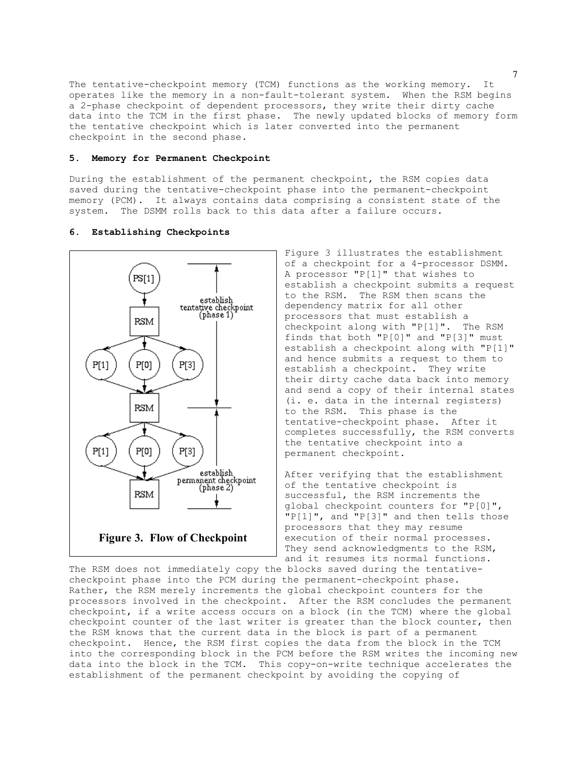The tentative-checkpoint memory (TCM) functions as the working memory. It operates like the memory in a non-fault-tolerant system. When the RSM begins a 2-phase checkpoint of dependent processors, they write their dirty cache data into the TCM in the first phase. The newly updated blocks of memory form the tentative checkpoint which is later converted into the permanent checkpoint in the second phase.

## 5. Memory for Permanent Checkpoint

During the establishment of the permanent checkpoint, the RSM copies data saved during the tentative-checkpoint phase into the permanent-checkpoint memory (PCM). It always contains data comprising a consistent state of the system. The DSMM rolls back to this data after a failure occurs.

## 6. Establishing Checkpoints

**Figure 3. Flow of Checkpoint**

Figure 3 illustrates the establishment of a checkpoint for a 4-processor DSMM. A processor "P[1]" that wishes to establish a checkpoint submits a request to the RSM. The RSM then scans the dependency matrix for all other processors that must establish a checkpoint along with "P[1]". The RSM finds that both "P[0]" and "P[3]" must establish a checkpoint along with "P[1]" and hence submits a request to them to establish a checkpoint. They write their dirty cache data back into memory and send a copy of their internal states (i. e. data in the internal registers) to the RSM. This phase is the tentative-checkpoint phase. After it completes successfully, the RSM converts the tentative checkpoint into a permanent checkpoint.

After verifying that the establishment of the tentative checkpoint is successful, the RSM increments the global checkpoint counters for "P[0]", "P[1]", and "P[3]" and then tells those processors that they may resume execution of their normal processes. They send acknowledgments to the RSM, and it resumes its normal functions.

The RSM does not immediately copy the blocks saved during the tentative-checkpoint phase into the PCM during the permanent-checkpoint phase. Rather, the RSM merely increments the global checkpoint counters for the processors involved in the checkpoint. After the RSM concludes the permanent checkpoint, if a write access occurs on a block (in the TCM) where the global checkpoint counter of the last writer is greater than the block counter, then the RSM knows that the current data in the block is part of a permanent checkpoint. Hence, the RSM first copies the data from the block in the TCM into the corresponding block in the PCM before the RSM writes the incoming new data into the block in the TCM. This copy-on-write technique accelerates the establishment of the permanent checkpoint by avoiding the copying of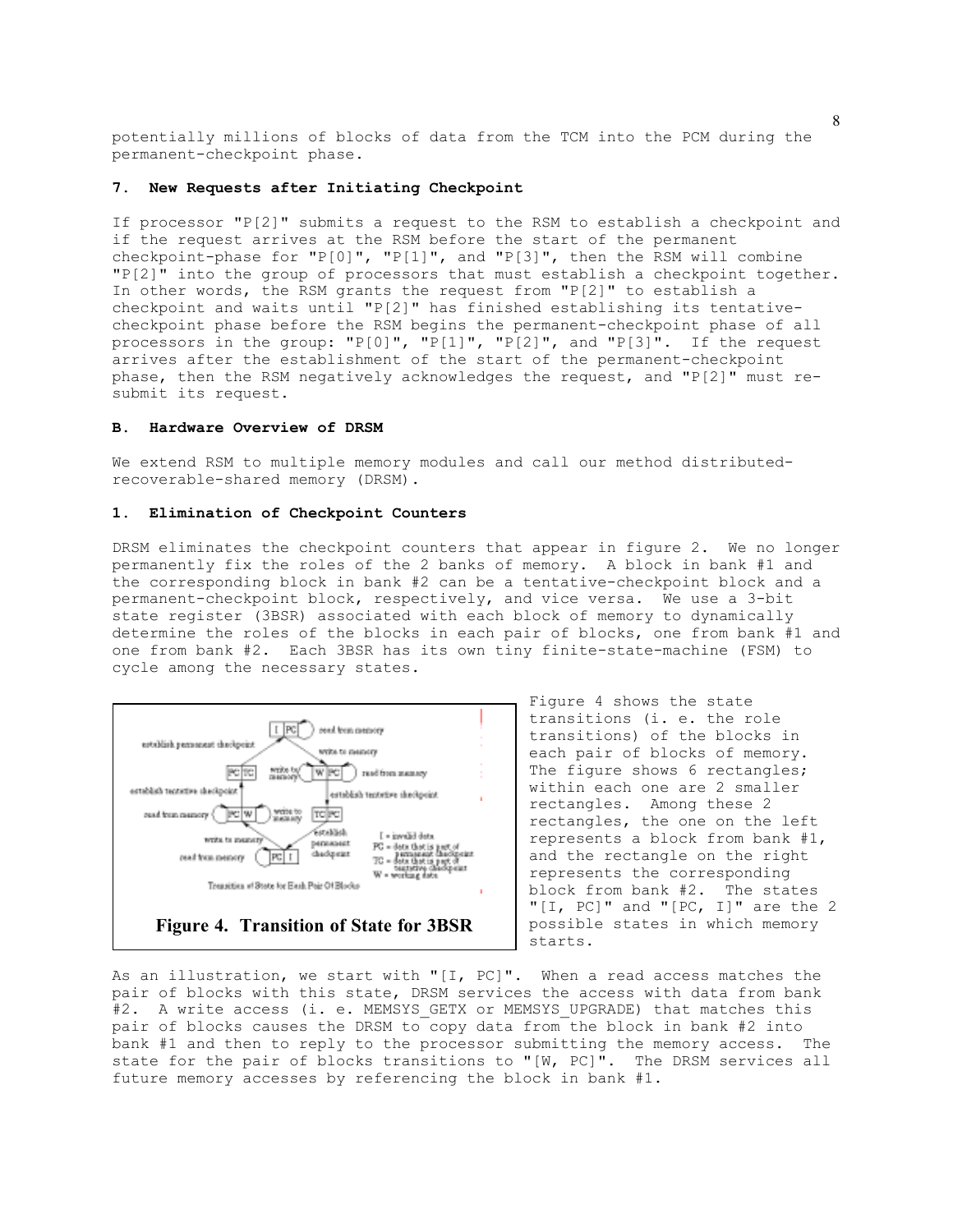potentially millions of blocks of data from the TCM into the PCM during the permanent-checkpoint phase.

### 7. New Requests after Initiating Checkpoint

If processor "P[2]" submits a request to the RSM to establish a checkpoint and if the request arrives at the RSM before the start of the permanent checkpoint-phase for "P[0]", "P[1]", and "P[3]", then the RSM will combine "P[2]" into the group of processors that must establish a checkpoint together. In other words, the RSM grants the request from "P[2]" to establish a checkpoint and waits until "P[2]" has finished establishing its tentative-checkpoint phase before the RSM begins the permanent-checkpoint phase of all processors in the group: "P[0]", "P[1]", "P[2]", and "P[3]". If the request arrives after the establishment of the start of the permanent-checkpoint phase, then the RSM negatively acknowledges the request, and "P[2]" must re-submit its request.

## B. Hardware Overview of DRSM

We extend RSM to multiple memory modules and call our method distributed-recoverable-shared memory (DRSM).

### 1. Elimination of Checkpoint Counters

DRSM eliminates the checkpoint counters that appear in figure 2. We no longer permanently fix the roles of the 2 banks of memory. A block in bank #1 and the corresponding block in bank #2 can be a tentative-checkpoint block and a permanent-checkpoint block, respectively, and vice versa. We use a 3-bit state register (3BSR) associated with each block of memory to dynamically determine the roles of the blocks in each pair of blocks, one from bank #1 and one from bank #2. Each 3BSR has its own tiny finite-state-machine (FSM) to cycle among the necessary states.

**Figure 4. Transition of State for 3BSR**

Figure 4 shows the state transitions (i. e. the role transitions) of the blocks in each pair of blocks of memory. The figure shows 6 rectangles; within each one are 2 smaller rectangles. Among these 2 rectangles, the one on the left represents a block from bank #1, and the rectangle on the right represents the corresponding block from bank #2. The states "[I, PC]" and "[PC, I]" are the 2 possible states in which memory starts.

As an illustration, we start with "[I, PC]". When a read access matches the pair of blocks with this state, DRSM services the access with data from bank #2. A write access (i. e. MEMSYS_GETX or MEMSYS_UPGRADE) that matches this pair of blocks causes the DRSM to copy data from the block in bank #2 into bank #1 and then to reply to the processor submitting the memory access. The state for the pair of blocks transitions to "[W, PC]". The DRSM services all future memory accesses by referencing the block in bank #1.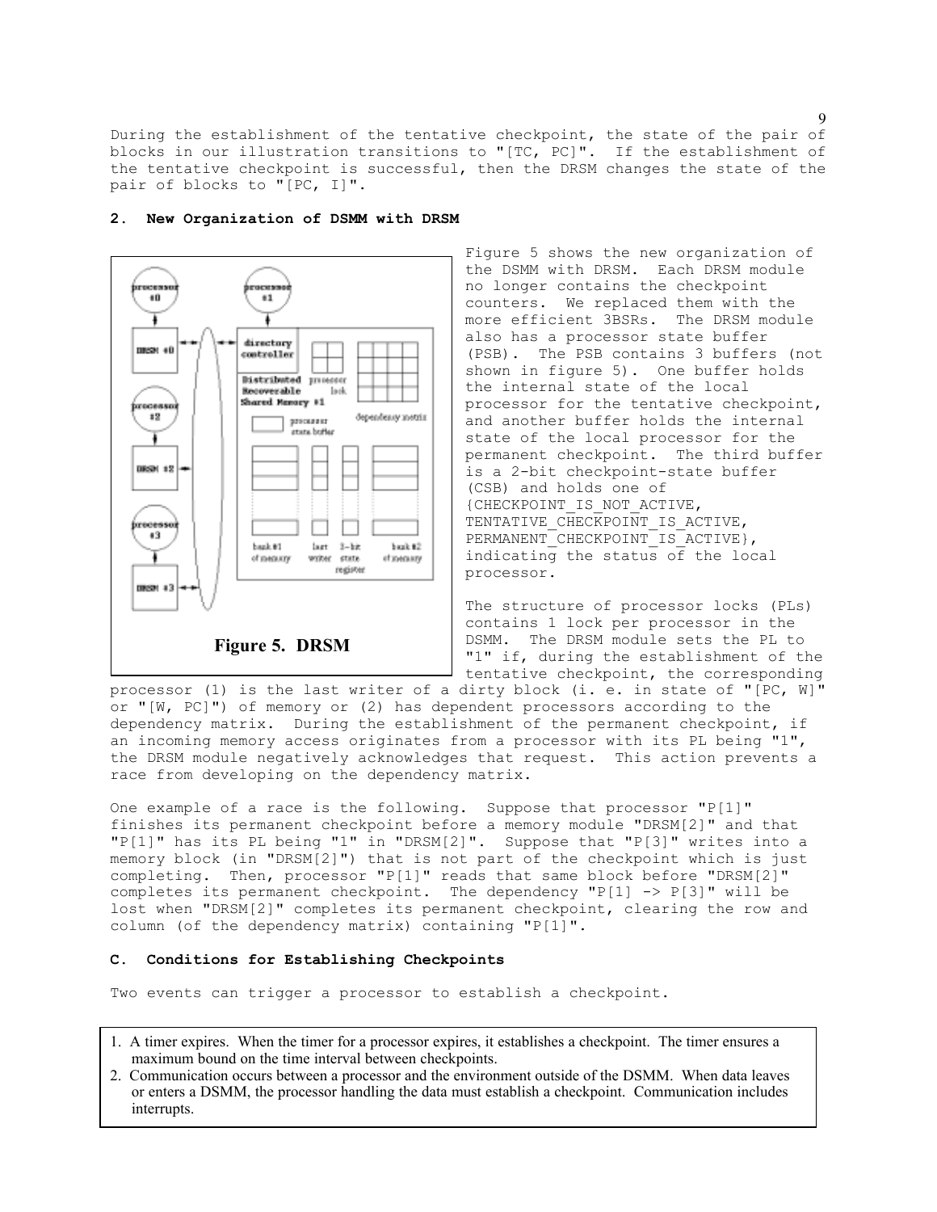During the establishment of the tentative checkpoint, the state of the pair of blocks in our illustration transitions to "[TC, PC]". If the establishment of the tentative checkpoint is successful, then the DRSM changes the state of the pair of blocks to "[PC, I]".

### 2. New Organization of DSMM with DRSM

Figure 5. DRSM

Figure 5 shows the new organization of the DSMM with DRSM. Each DRSM module no longer contains the checkpoint counters. We replaced them with the more efficient 3BSRs. The DRSM module also has a processor state buffer (PSB). The PSB contains 3 buffers (not shown in figure 5). One buffer holds the internal state of the local processor for the tentative checkpoint, and another buffer holds the internal state of the local processor for the permanent checkpoint. The third buffer is a 2-bit checkpoint-state buffer (CSB) and holds one of {CHECKPOINT_IS_NOT_ACTIVE, TENTATIVE_CHECKPOINT_IS_ACTIVE, PERMANENT_CHECKPOINT_IS_ACTIVE}, indicating the status of the local processor.

The structure of processor locks (PLs) contains 1 lock per processor in the DSMM. The DRSM module sets the PL to "1" if, during the establishment of the tentative checkpoint, the corresponding processor (1) is the last writer of a dirty block (i. e. in state of "[PC, W]" or "[W, PC]") of memory or (2) has dependent processors according to the dependency matrix. During the establishment of the permanent checkpoint, if an incoming memory access originates from a processor with its PL being "1", the DRSM module negatively acknowledges that request. This action prevents a race from developing on the dependency matrix.

One example of a race is the following. Suppose that processor "P[1]" finishes its permanent checkpoint before a memory module "DRSM[2]" and that "P[1]" has its PL being "1" in "DRSM[2]". Suppose that "P[3]" writes into a memory block (in "DRSM[2]") that is not part of the checkpoint which is just completing. Then, processor "P[1]" reads that same block before "DRSM[2]" completes its permanent checkpoint. The dependency "P[1] -> P[3]" will be lost when "DRSM[2]" completes its permanent checkpoint, clearing the row and column (of the dependency matrix) containing "P[1]".

## C. Conditions for Establishing Checkpoints

Two events can trigger a processor to establish a checkpoint.

1. A timer expires. When the timer for a processor expires, it establishes a checkpoint. The timer ensures a maximum bound on the time interval between checkpoints.
2. Communication occurs between a processor and the environment outside of the DSMM. When data leaves or enters a DSMM, the processor handling the data must establish a checkpoint. Communication includes interrupts.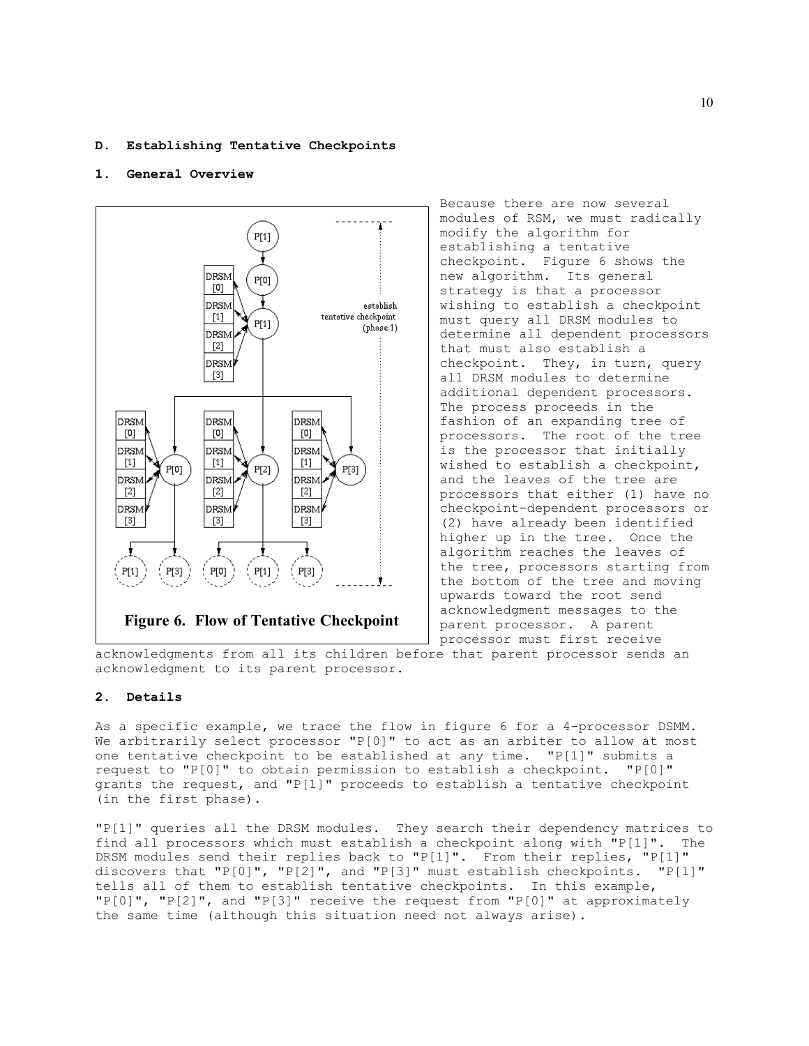### D. Establishing Tentative Checkpoints

#### 1. General Overview

Figure 6. Flow of Tentative Checkpoint

Because there are now several modules of RSM, we must radically modify the algorithm for establishing a tentative checkpoint. Figure 6 shows the new algorithm. Its general strategy is that a processor wishing to establish a checkpoint must query all DRSM modules to determine all dependent processors that must also establish a checkpoint. They, in turn, query all DRSM modules to determine additional dependent processors. The process proceeds in the fashion of an expanding tree of processors. The root of the tree is the processor that initially wished to establish a checkpoint, and the leaves of the tree are processors that either (1) have no checkpoint-dependent processors or (2) have already been identified higher up in the tree. Once the algorithm reaches the leaves of the tree, processors starting from the bottom of the tree and moving upwards toward the root send acknowledgment messages to the parent processor. A parent processor must first receive acknowledgments from all its children before that parent processor sends an acknowledgment to its parent processor.

#### 2. Details

As a specific example, we trace the flow in figure 6 for a 4-processor DSMM. We arbitrarily select processor "P[0]" to act as an arbiter to allow at most one tentative checkpoint to be established at any time. "P[1]" submits a request to "P[0]" to obtain permission to establish a checkpoint. "P[0]" grants the request, and "P[1]" proceeds to establish a tentative checkpoint (in the first phase).

"P[1]" queries all the DRSM modules. They search their dependency matrices to find all processors which must establish a checkpoint along with "P[1]". The DRSM modules send their replies back to "P[1]". From their replies, "P[1]" discovers that "P[0]", "P[2]", and "P[3]" must establish checkpoints. "P[1]" tells all of them to establish tentative checkpoints. In this example, "P[0]", "P[2]", and "P[3]" receive the request from "P[0]" at approximately the same time (although this situation need not always arise).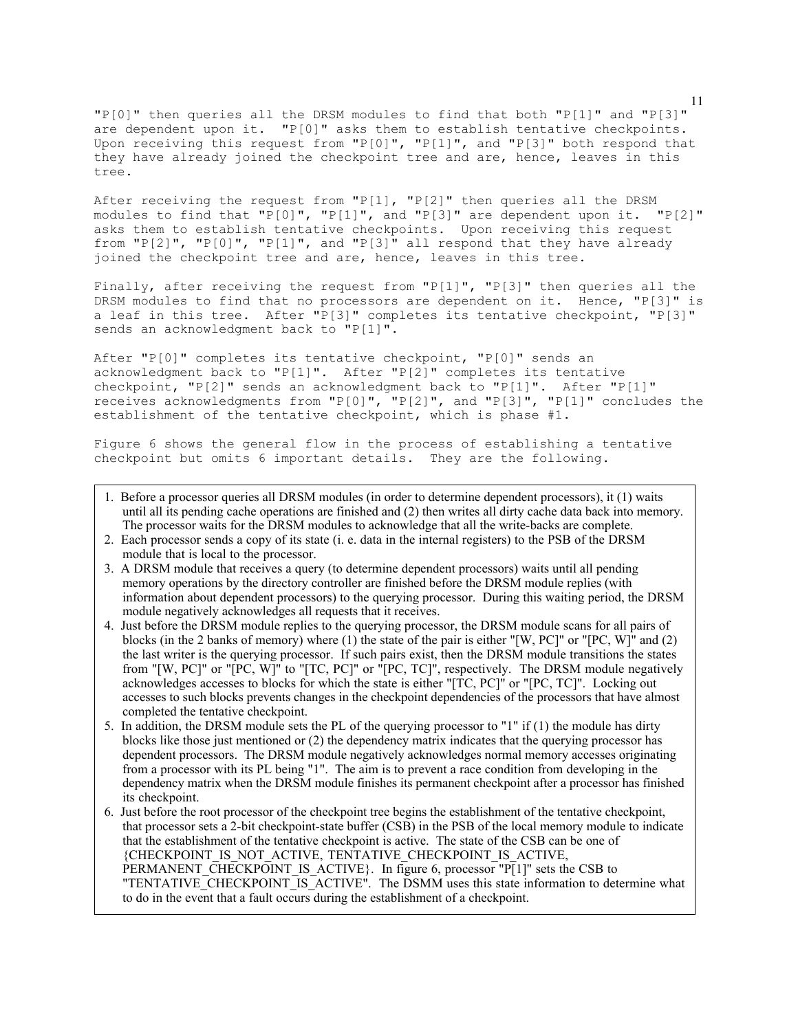"P[0]" then queries all the DRSM modules to find that both "P[1]" and "P[3]" are dependent upon it. "P[0]" asks them to establish tentative checkpoints. Upon receiving this request from "P[0]", "P[1]", and "P[3]" both respond that they have already joined the checkpoint tree and are, hence, leaves in this tree.

After receiving the request from "P[1], "P[2]" then queries all the DRSM modules to find that "P[0]", "P[1]", and "P[3]" are dependent upon it. "P[2]" asks them to establish tentative checkpoints. Upon receiving this request from "P[2]", "P[0]", "P[1]", and "P[3]" all respond that they have already joined the checkpoint tree and are, hence, leaves in this tree.

Finally, after receiving the request from "P[1]", "P[3]" then queries all the DRSM modules to find that no processors are dependent on it. Hence, "P[3]" is a leaf in this tree. After "P[3]" completes its tentative checkpoint, "P[3]" sends an acknowledgment back to "P[1]".

After "P[0]" completes its tentative checkpoint, "P[0]" sends an acknowledgment back to "P[1]". After "P[2]" completes its tentative checkpoint, "P[2]" sends an acknowledgment back to "P[1]". After "P[1]" receives acknowledgments from "P[0]", "P[2]", and "P[3]", "P[1]" concludes the establishment of the tentative checkpoint, which is phase #1.

Figure 6 shows the general flow in the process of establishing a tentative checkpoint but omits 6 important details. They are the following.

1. Before a processor queries all DRSM modules (in order to determine dependent processors), it (1) waits until all its pending cache operations are finished and (2) then writes all dirty cache data back into memory. The processor waits for the DRSM modules to acknowledge that all the write-backs are complete.
2. Each processor sends a copy of its state (i. e. data in the internal registers) to the PSB of the DRSM module that is local to the processor.
3. A DRSM module that receives a query (to determine dependent processors) waits until all pending memory operations by the directory controller are finished before the DRSM module replies (with information about dependent processors) to the querying processor. During this waiting period, the DRSM module negatively acknowledges all requests that it receives.
4. Just before the DRSM module replies to the querying processor, the DRSM module scans for all pairs of blocks (in the 2 banks of memory) where (1) the state of the pair is either "[W, PC]" or "[PC, W]" and (2) the last writer is the querying processor. If such pairs exist, then the DRSM module transitions the states from "[W, PC]" or "[PC, W]" to "[TC, PC]" or "[PC, TC]", respectively. The DRSM module negatively acknowledges accesses to blocks for which the state is either "[TC, PC]" or "[PC, TC]". Locking out accesses to such blocks prevents changes in the checkpoint dependencies of the processors that have almost completed the tentative checkpoint.
5. In addition, the DRSM module sets the PL of the querying processor to "1" if (1) the module has dirty blocks like those just mentioned or (2) the dependency matrix indicates that the querying processor has dependent processors. The DRSM module negatively acknowledges normal memory accesses originating from a processor with its PL being "1". The aim is to prevent a race condition from developing in the dependency matrix when the DRSM module finishes its permanent checkpoint after a processor has finished its checkpoint.
6. Just before the root processor of the checkpoint tree begins the establishment of the tentative checkpoint, that processor sets a 2-bit checkpoint-state buffer (CSB) in the PSB of the local memory module to indicate that the establishment of the tentative checkpoint is active. The state of the CSB can be one of {CHECKPOINT_IS_NOT_ACTIVE, TENTATIVE_CHECKPOINT_IS_ACTIVE, PERMANENT_CHECKPOINT_IS_ACTIVE}. In figure 6, processor "P[1]" sets the CSB to "TENTATIVE_CHECKPOINT_IS_ACTIVE". The DSMM uses this state information to determine what to do in the event that a fault occurs during the establishment of a checkpoint.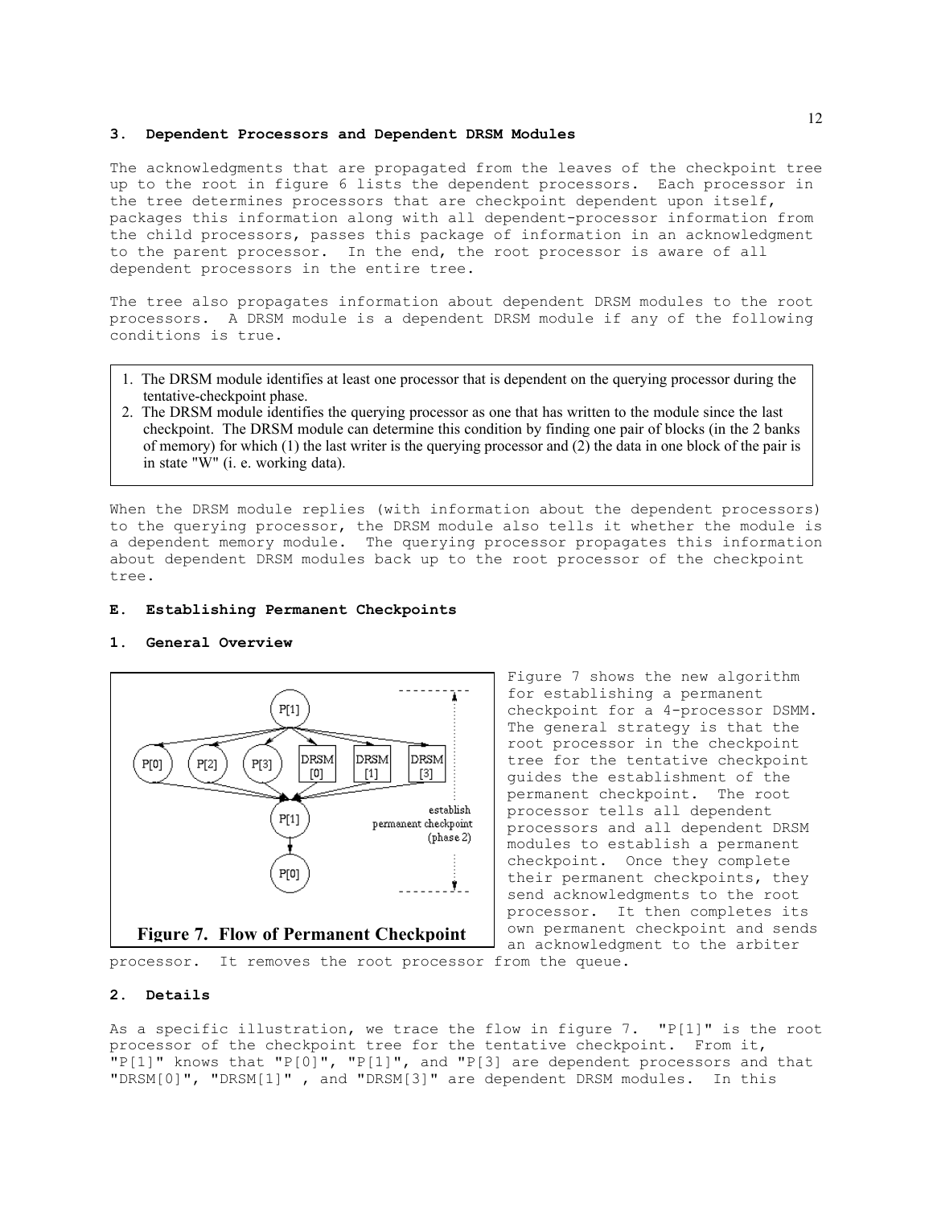### 3. Dependent Processors and Dependent DRSM Modules

The acknowledgments that are propagated from the leaves of the checkpoint tree up to the root in figure 6 lists the dependent processors. Each processor in the tree determines processors that are checkpoint dependent upon itself, packages this information along with all dependent-processor information from the child processors, passes this package of information in an acknowledgment to the parent processor. In the end, the root processor is aware of all dependent processors in the entire tree.

The tree also propagates information about dependent DRSM modules to the root processors. A DRSM module is a dependent DRSM module if any of the following conditions is true.

1. The DRSM module identifies at least one processor that is dependent on the querying processor during the tentative-checkpoint phase.
2. The DRSM module identifies the querying processor as one that has written to the module since the last checkpoint. The DRSM module can determine this condition by finding one pair of blocks (in the 2 banks of memory) for which (1) the last writer is the querying processor and (2) the data in one block of the pair is in state "W" (i. e. working data).

When the DRSM module replies (with information about the dependent processors) to the querying processor, the DRSM module also tells it whether the module is a dependent memory module. The querying processor propagates this information about dependent DRSM modules back up to the root processor of the checkpoint tree.

## E. Establishing Permanent Checkpoints

### 1. General Overview

**Figure 7. Flow of Permanent Checkpoint**

Figure 7 shows the new algorithm for establishing a permanent checkpoint for a 4-processor DSMM. The general strategy is that the root processor in the checkpoint tree for the tentative checkpoint guides the establishment of the permanent checkpoint. The root processor tells all dependent processors and all dependent DRSM modules to establish a permanent checkpoint. Once they complete their permanent checkpoints, they send acknowledgments to the root processor. It then completes its own permanent checkpoint and sends an acknowledgment to the arbiter processor. It removes the root processor from the queue.

### 2. Details

As a specific illustration, we trace the flow in figure 7. "P[1]" is the root processor of the checkpoint tree for the tentative checkpoint. From it, "P[1]" knows that "P[0]", "P[1]", and "P[3] are dependent processors and that "DRSM[0]", "DRSM[1]" , and "DRSM[3]" are dependent DRSM modules. In this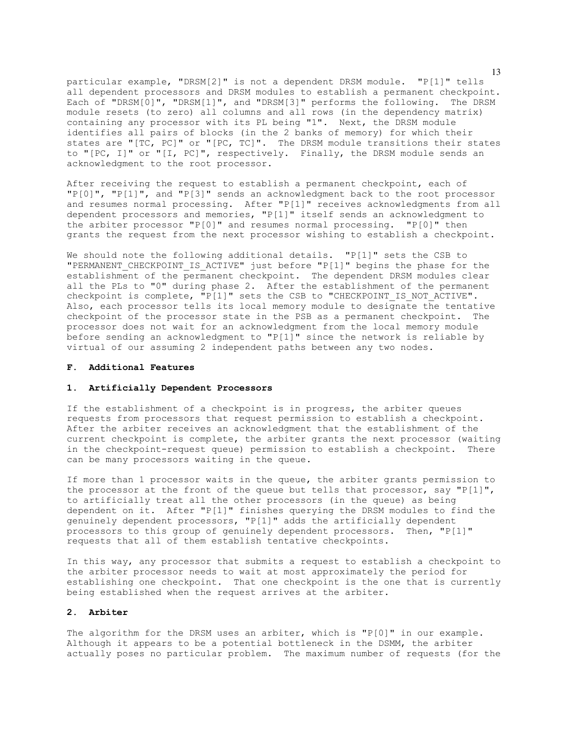particular example, "DRSM[2]" is not a dependent DRSM module. "P[1]" tells all dependent processors and DRSM modules to establish a permanent checkpoint. Each of "DRSM[0]", "DRSM[1]", and "DRSM[3]" performs the following. The DRSM module resets (to zero) all columns and all rows (in the dependency matrix) containing any processor with its PL being "1". Next, the DRSM module identifies all pairs of blocks (in the 2 banks of memory) for which their states are "[TC, PC]" or "[PC, TC]". The DRSM module transitions their states to "[PC, I]" or "[I, PC]", respectively. Finally, the DRSM module sends an acknowledgment to the root processor.

After receiving the request to establish a permanent checkpoint, each of "P[0]", "P[1]", and "P[3]" sends an acknowledgment back to the root processor and resumes normal processing. After "P[1]" receives acknowledgments from all dependent processors and memories, "P[1]" itself sends an acknowledgment to the arbiter processor "P[0]" and resumes normal processing. "P[0]" then grants the request from the next processor wishing to establish a checkpoint.

We should note the following additional details. "P[1]" sets the CSB to "PERMANENT_CHECKPOINT_IS_ACTIVE" just before "P[1]" begins the phase for the establishment of the permanent checkpoint. The dependent DRSM modules clear all the PLs to "0" during phase 2. After the establishment of the permanent checkpoint is complete, "P[1]" sets the CSB to "CHECKPOINT_IS_NOT_ACTIVE". Also, each processor tells its local memory module to designate the tentative checkpoint of the processor state in the PSB as a permanent checkpoint. The processor does not wait for an acknowledgment from the local memory module before sending an acknowledgment to "P[1]" since the network is reliable by virtual of our assuming 2 independent paths between any two nodes.

### F. Additional Features

#### 1. Artificially Dependent Processors

If the establishment of a checkpoint is in progress, the arbiter queues requests from processors that request permission to establish a checkpoint. After the arbiter receives an acknowledgment that the establishment of the current checkpoint is complete, the arbiter grants the next processor (waiting in the checkpoint-request queue) permission to establish a checkpoint. There can be many processors waiting in the queue.

If more than 1 processor waits in the queue, the arbiter grants permission to the processor at the front of the queue but tells that processor, say "P[1]", to artificially treat all the other processors (in the queue) as being dependent on it. After "P[1]" finishes querying the DRSM modules to find the genuinely dependent processors, "P[1]" adds the artificially dependent processors to this group of genuinely dependent processors. Then, "P[1]" requests that all of them establish tentative checkpoints.

In this way, any processor that submits a request to establish a checkpoint to the arbiter processor needs to wait at most approximately the period for establishing one checkpoint. That one checkpoint is the one that is currently being established when the request arrives at the arbiter.

#### 2. Arbiter

The algorithm for the DRSM uses an arbiter, which is "P[0]" in our example. Although it appears to be a potential bottleneck in the DSMM, the arbiter actually poses no particular problem. The maximum number of requests (for the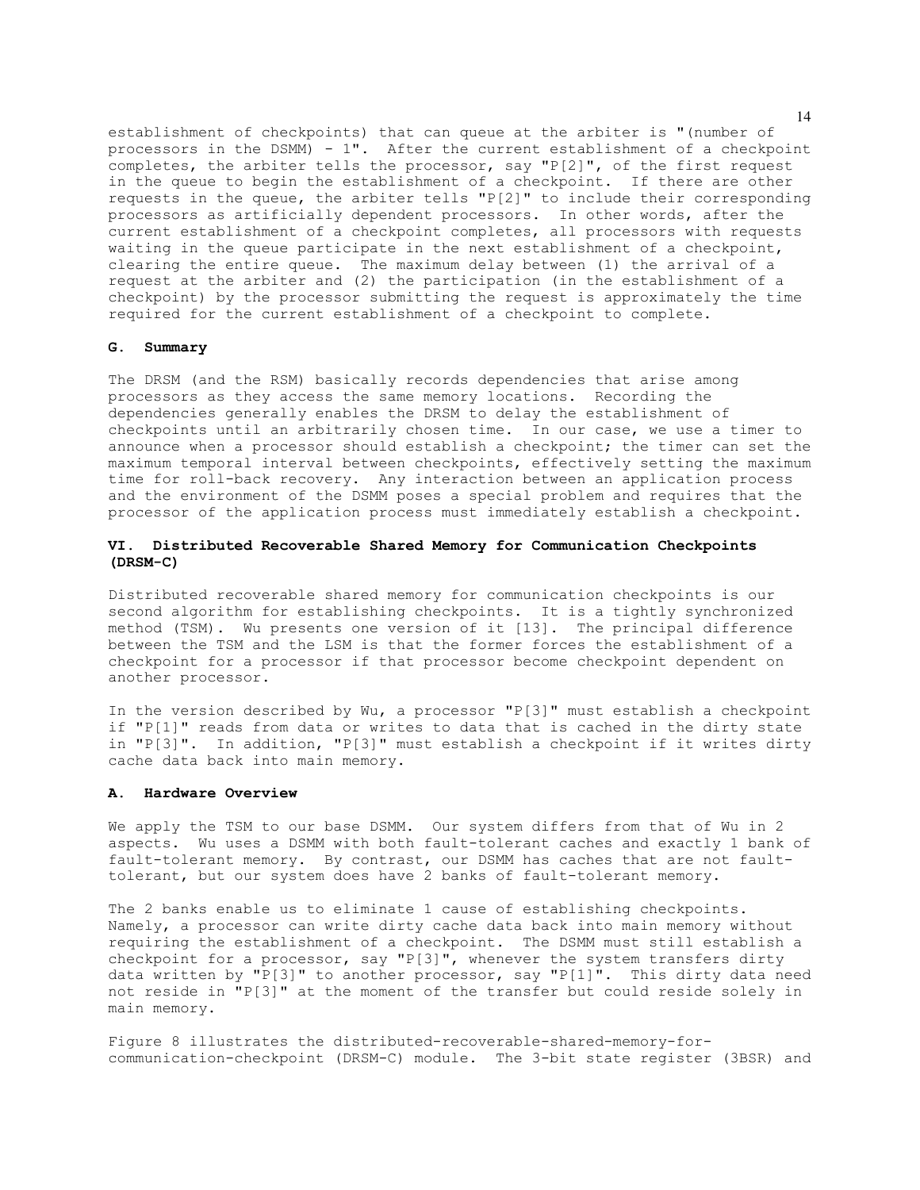establishment of checkpoints) that can queue at the arbiter is "(number of processors in the DSMM) - 1". After the current establishment of a checkpoint completes, the arbiter tells the processor, say "P[2]", of the first request in the queue to begin the establishment of a checkpoint. If there are other requests in the queue, the arbiter tells "P[2]" to include their corresponding processors as artificially dependent processors. In other words, after the current establishment of a checkpoint completes, all processors with requests waiting in the queue participate in the next establishment of a checkpoint, clearing the entire queue. The maximum delay between (1) the arrival of a request at the arbiter and (2) the participation (in the establishment of a checkpoint) by the processor submitting the request is approximately the time required for the current establishment of a checkpoint to complete.

### G. Summary

The DRSM (and the RSM) basically records dependencies that arise among processors as they access the same memory locations. Recording the dependencies generally enables the DRSM to delay the establishment of checkpoints until an arbitrarily chosen time. In our case, we use a timer to announce when a processor should establish a checkpoint; the timer can set the maximum temporal interval between checkpoints, effectively setting the maximum time for roll-back recovery. Any interaction between an application process and the environment of the DSMM poses a special problem and requires that the processor of the application process must immediately establish a checkpoint.

## VI. Distributed Recoverable Shared Memory for Communication Checkpoints (DRSM-C)

Distributed recoverable shared memory for communication checkpoints is our second algorithm for establishing checkpoints. It is a tightly synchronized method (TSM). Wu presents one version of it [13]. The principal difference between the TSM and the LSM is that the former forces the establishment of a checkpoint for a processor if that processor become checkpoint dependent on another processor.

In the version described by Wu, a processor "P[3]" must establish a checkpoint if "P[1]" reads from data or writes to data that is cached in the dirty state in "P[3]". In addition, "P[3]" must establish a checkpoint if it writes dirty cache data back into main memory.

### A. Hardware Overview

We apply the TSM to our base DSMM. Our system differs from that of Wu in 2 aspects. Wu uses a DSMM with both fault-tolerant caches and exactly 1 bank of fault-tolerant memory. By contrast, our DSMM has caches that are not fault-tolerant, but our system does have 2 banks of fault-tolerant memory.

The 2 banks enable us to eliminate 1 cause of establishing checkpoints. Namely, a processor can write dirty cache data back into main memory without requiring the establishment of a checkpoint. The DSMM must still establish a checkpoint for a processor, say "P[3]", whenever the system transfers dirty data written by "P[3]" to another processor, say "P[1]". This dirty data need not reside in "P[3]" at the moment of the transfer but could reside solely in main memory.

Figure 8 illustrates the distributed-recoverable-shared-memory-for-communication-checkpoint (DRSM-C) module. The 3-bit state register (3BSR) and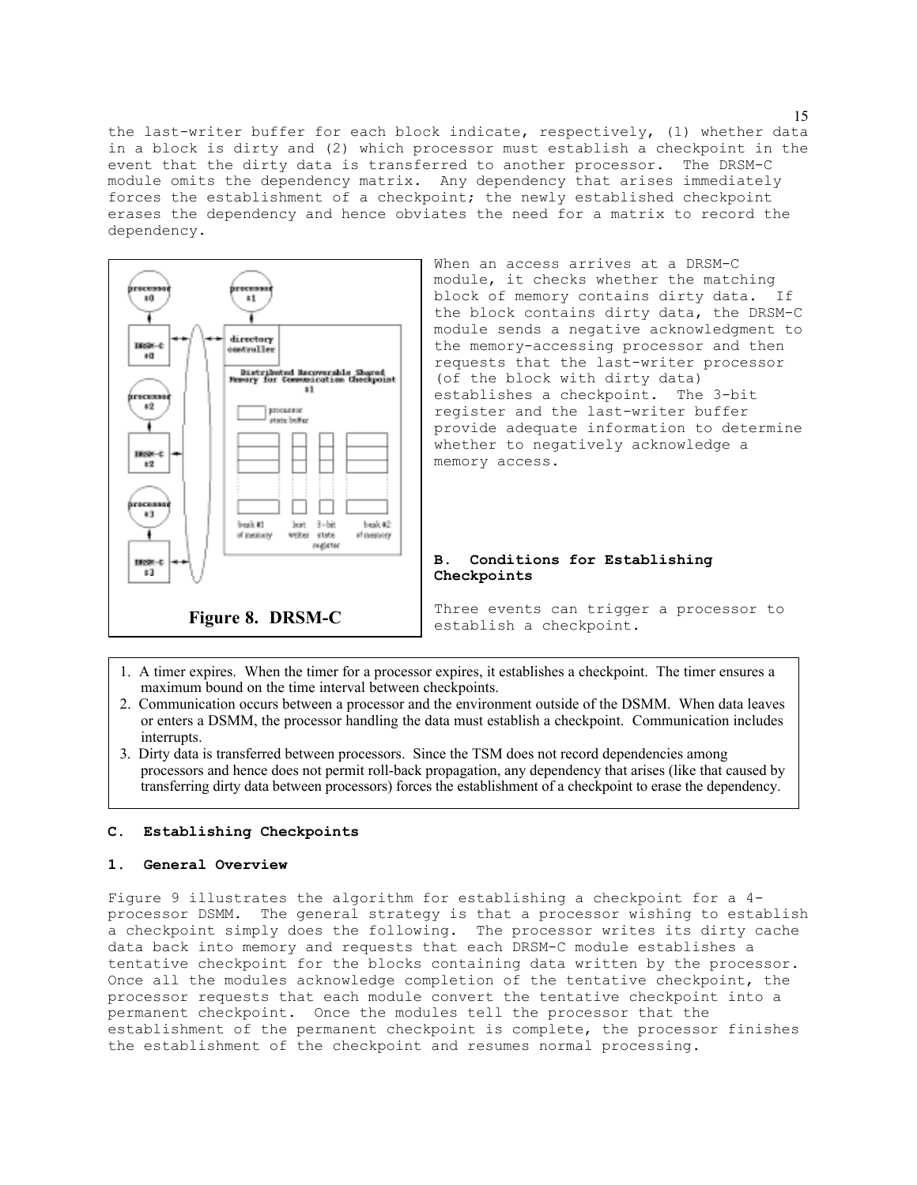the last-writer buffer for each block indicate, respectively, (1) whether data in a block is dirty and (2) which processor must establish a checkpoint in the event that the dirty data is transferred to another processor. The DRSM-C module omits the dependency matrix. Any dependency that arises immediately forces the establishment of a checkpoint; the newly established checkpoint erases the dependency and hence obviates the need for a matrix to record the dependency.

**Figure 8. DRSM-C**

When an access arrives at a DRSM-C module, it checks whether the matching block of memory contains dirty data. If the block contains dirty data, the DRSM-C module sends a negative acknowledgment to the memory-accessing processor and then requests that the last-writer processor (of the block with dirty data) establishes a checkpoint. The 3-bit register and the last-writer buffer provide adequate information to determine whether to negatively acknowledge a memory access.

### B. Conditions for Establishing Checkpoints

Three events can trigger a processor to establish a checkpoint.

1. A timer expires. When the timer for a processor expires, it establishes a checkpoint. The timer ensures a maximum bound on the time interval between checkpoints.
2. Communication occurs between a processor and the environment outside of the DSMM. When data leaves or enters a DSMM, the processor handling the data must establish a checkpoint. Communication includes interrupts.
3. Dirty data is transferred between processors. Since the TSM does not record dependencies among processors and hence does not permit roll-back propagation, any dependency that arises (like that caused by transferring dirty data between processors) forces the establishment of a checkpoint to erase the dependency.

### C. Establishing Checkpoints

#### 1. General Overview

Figure 9 illustrates the algorithm for establishing a checkpoint for a 4-processor DSMM. The general strategy is that a processor wishing to establish a checkpoint simply does the following. The processor writes its dirty cache data back into memory and requests that each DRSM-C module establishes a tentative checkpoint for the blocks containing data written by the processor. Once all the modules acknowledge completion of the tentative checkpoint, the processor requests that each module convert the tentative checkpoint into a permanent checkpoint. Once the modules tell the processor that the establishment of the permanent checkpoint is complete, the processor finishes the establishment of the checkpoint and resumes normal processing.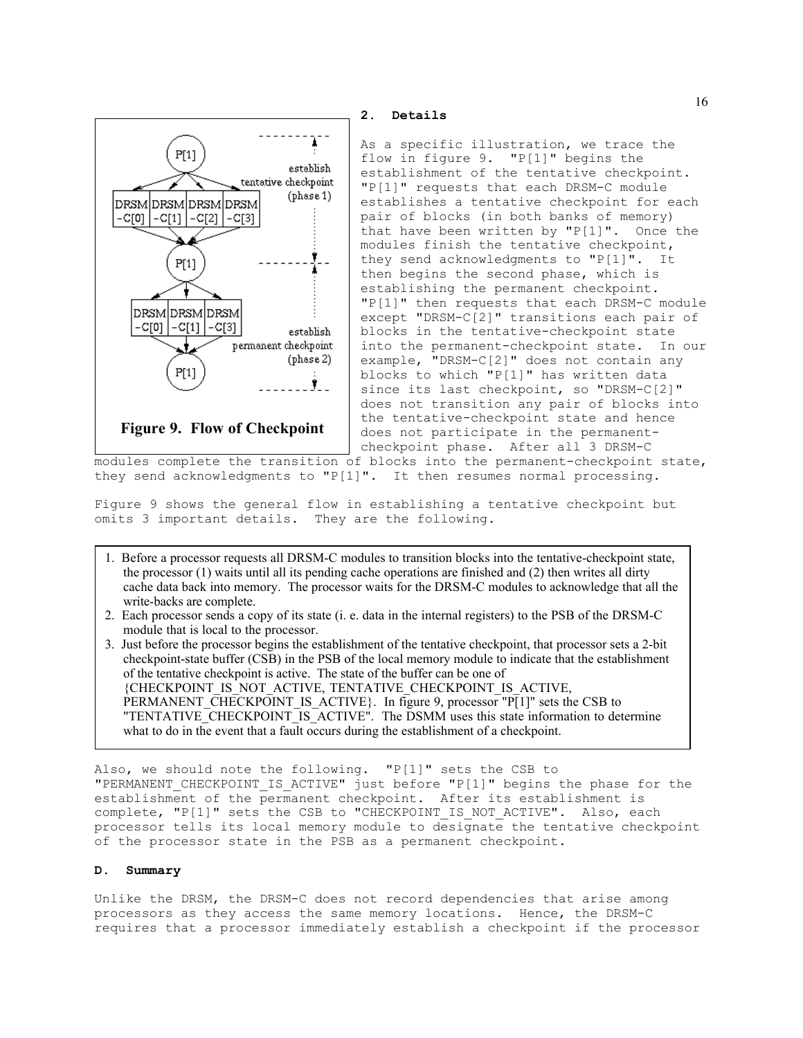**Figure 9. Flow of Checkpoint**

### 2. Details

As a specific illustration, we trace the flow in figure 9. "P[1]" begins the establishment of the tentative checkpoint. "P[1]" requests that each DRSM-C module establishes a tentative checkpoint for each pair of blocks (in both banks of memory) that have been written by "P[1]". Once the modules finish the tentative checkpoint, they send acknowledgments to "P[1]". It then begins the second phase, which is establishing the permanent checkpoint. "P[1]" then requests that each DRSM-C module except "DRSM-C[2]" transitions each pair of blocks in the tentative-checkpoint state into the permanent-checkpoint state. In our example, "DRSM-C[2]" does not contain any blocks to which "P[1]" has written data since its last checkpoint, so "DRSM-C[2]" does not transition any pair of blocks into the tentative-checkpoint state and hence does not participate in the permanent-checkpoint phase. After all 3 DRSM-C modules complete the transition of blocks into the permanent-checkpoint state, they send acknowledgments to "P[1]". It then resumes normal processing.

Figure 9 shows the general flow in establishing a tentative checkpoint but omits 3 important details. They are the following.

1. Before a processor requests all DRSM-C modules to transition blocks into the tentative-checkpoint state, the processor (1) waits until all its pending cache operations are finished and (2) then writes all dirty cache data back into memory. The processor waits for the DRSM-C modules to acknowledge that all the write-backs are complete.
2. Each processor sends a copy of its state (i. e. data in the internal registers) to the PSB of the DRSM-C module that is local to the processor.
3. Just before the processor begins the establishment of the tentative checkpoint, that processor sets a 2-bit checkpoint-state buffer (CSB) in the PSB of the local memory module to indicate that the establishment of the tentative checkpoint is active. The state of the buffer can be one of {CHECKPOINT_IS_NOT_ACTIVE, TENTATIVE_CHECKPOINT_IS_ACTIVE, PERMANENT_CHECKPOINT_IS_ACTIVE}. In figure 9, processor "P[1]" sets the CSB to "TENTATIVE_CHECKPOINT_IS_ACTIVE". The DSMM uses this state information to determine what to do in the event that a fault occurs during the establishment of a checkpoint.

Also, we should note the following. "P[1]" sets the CSB to "PERMANENT_CHECKPOINT_IS_ACTIVE" just before "P[1]" begins the phase for the establishment of the permanent checkpoint. After its establishment is complete, "P[1]" sets the CSB to "CHECKPOINT_IS_NOT_ACTIVE". Also, each processor tells its local memory module to designate the tentative checkpoint of the processor state in the PSB as a permanent checkpoint.

## D. Summary

Unlike the DRSM, the DRSM-C does not record dependencies that arise among processors as they access the same memory locations. Hence, the DRSM-C requires that a processor immediately establish a checkpoint if the processor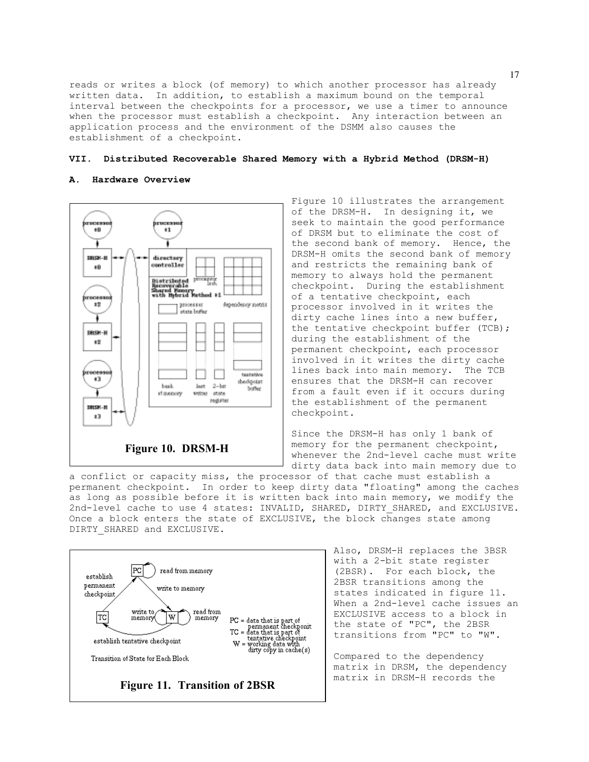reads or writes a block (of memory) to which another processor has already written data. In addition, to establish a maximum bound on the temporal interval between the checkpoints for a processor, we use a timer to announce when the processor must establish a checkpoint. Any interaction between an application process and the environment of the DSMM also causes the establishment of a checkpoint.

## VII. Distributed Recoverable Shared Memory with a Hybrid Method (DRSM-H)

### A. Hardware Overview

Figure 10. DRSM-H

Figure 10 illustrates the arrangement of the DRSM-H. In designing it, we seek to maintain the good performance of DRSM but to eliminate the cost of the second bank of memory. Hence, the DRSM-H omits the second bank of memory and restricts the remaining bank of memory to always hold the permanent checkpoint. During the establishment of a tentative checkpoint, each processor involved in it writes the dirty cache lines into a new buffer, the tentative checkpoint buffer (TCB); during the establishment of the permanent checkpoint, each processor involved in it writes the dirty cache lines back into main memory. The TCB ensures that the DRSM-H can recover from a fault even if it occurs during the establishment of the permanent checkpoint.

Since the DRSM-H has only 1 bank of memory for the permanent checkpoint, whenever the 2nd-level cache must write dirty data back into main memory due to a conflict or capacity miss, the processor of that cache must establish a permanent checkpoint. In order to keep dirty data "floating" among the caches as long as possible before it is written back into main memory, we modify the 2nd-level cache to use 4 states: INVALID, SHARED, DIRTY_SHARED, and EXCLUSIVE. Once a block enters the state of EXCLUSIVE, the block changes state among DIRTY_SHARED and EXCLUSIVE.

Figure 11. Transition of 2BSR

Also, DRSM-H replaces the 3BSR with a 2-bit state register (2BSR). For each block, the 2BSR transitions among the states indicated in figure 11. When a 2nd-level cache issues an EXCLUSIVE access to a block in the state of "PC", the 2BSR transitions from "PC" to "W".

Compared to the dependency matrix in DRSM, the dependency matrix in DRSM-H records the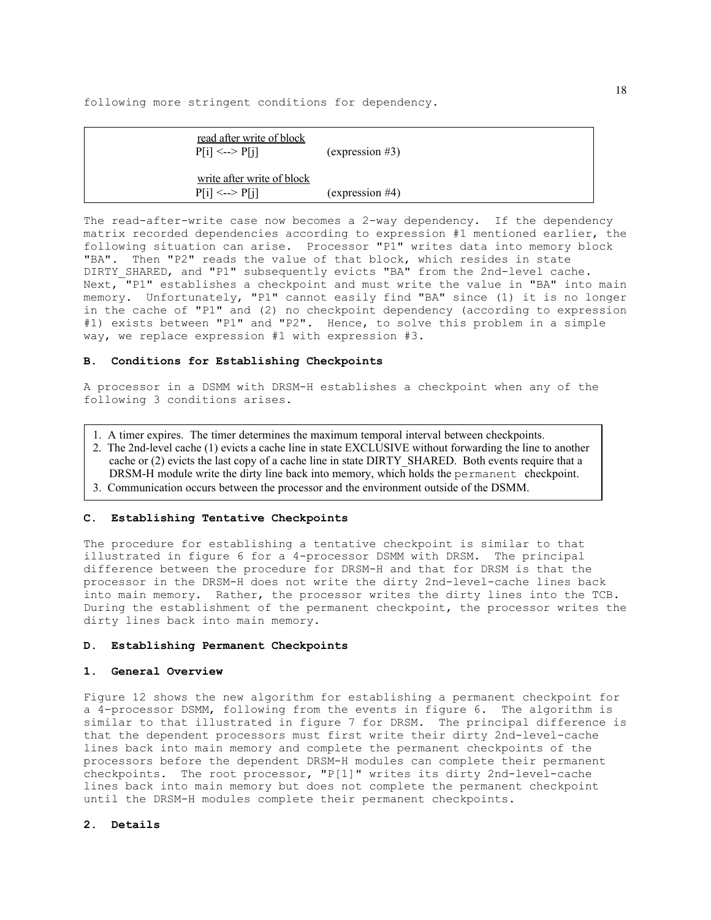following more stringent conditions for dependency.

| | |
|---|---|
| <u>read after write of block</u><br>P[i] <--> P[j] | (expression #3) |
| <u>write after write of block</u><br>P[i] <--> P[j] | (expression #4) |

The read-after-write case now becomes a 2-way dependency. If the dependency matrix recorded dependencies according to expression #1 mentioned earlier, the following situation can arise. Processor "P1" writes data into memory block "BA". Then "P2" reads the value of that block, which resides in state DIRTY_SHARED, and "P1" subsequently evicts "BA" from the 2nd-level cache. Next, "P1" establishes a checkpoint and must write the value in "BA" into main memory. Unfortunately, "P1" cannot easily find "BA" since (1) it is no longer in the cache of "P1" and (2) no checkpoint dependency (according to expression #1) exists between "P1" and "P2". Hence, to solve this problem in a simple way, we replace expression #1 with expression #3.

**B. Conditions for Establishing Checkpoints**

A processor in a DSMM with DRSM-H establishes a checkpoint when any of the following 3 conditions arises.

1. A timer expires. The timer determines the maximum temporal interval between checkpoints.
2. The 2nd-level cache (1) evicts a cache line in state EXCLUSIVE without forwarding the line to another cache or (2) evicts the last copy of a cache line in state DIRTY_SHARED. Both events require that a DRSM-H module write the dirty line back into memory, which holds the permanent checkpoint.
3. Communication occurs between the processor and the environment outside of the DSMM.

**C. Establishing Tentative Checkpoints**

The procedure for establishing a tentative checkpoint is similar to that illustrated in figure 6 for a 4-processor DSMM with DRSM. The principal difference between the procedure for DRSM-H and that for DRSM is that the processor in the DRSM-H does not write the dirty 2nd-level-cache lines back into main memory. Rather, the processor writes the dirty lines into the TCB. During the establishment of the permanent checkpoint, the processor writes the dirty lines back into main memory.

**D. Establishing Permanent Checkpoints**

**1. General Overview**

Figure 12 shows the new algorithm for establishing a permanent checkpoint for a 4-processor DSMM, following from the events in figure 6. The algorithm is similar to that illustrated in figure 7 for DRSM. The principal difference is that the dependent processors must first write their dirty 2nd-level-cache lines back into main memory and complete the permanent checkpoints of the processors before the dependent DRSM-H modules can complete their permanent checkpoints. The root processor, "P[1]" writes its dirty 2nd-level-cache lines back into main memory but does not complete the permanent checkpoint until the DRSM-H modules complete their permanent checkpoints.

**2. Details**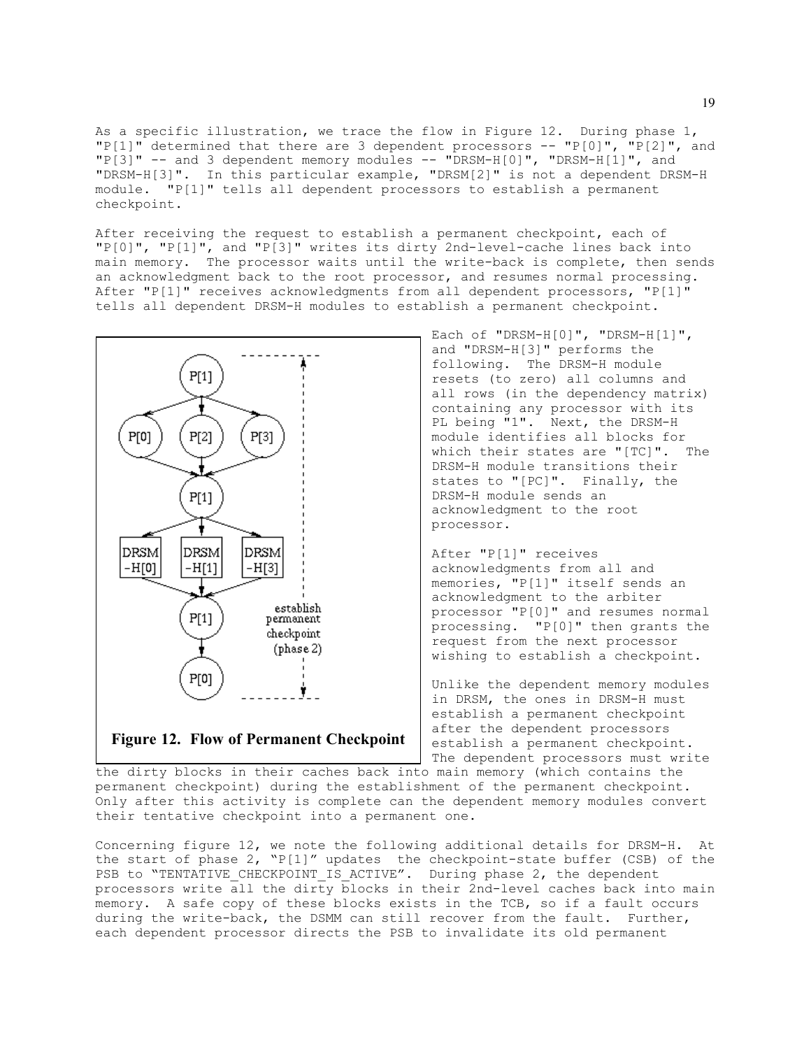As a specific illustration, we trace the flow in Figure 12. During phase 1, "P[1]" determined that there are 3 dependent processors -- "P[0]", "P[2]", and "P[3]" -- and 3 dependent memory modules -- "DRSM-H[0]", "DRSM-H[1]", and "DRSM-H[3]". In this particular example, "DRSM[2]" is not a dependent DRSM-H module. "P[1]" tells all dependent processors to establish a permanent checkpoint.

After receiving the request to establish a permanent checkpoint, each of "P[0]", "P[1]", and "P[3]" writes its dirty 2nd-level-cache lines back into main memory. The processor waits until the write-back is complete, then sends an acknowledgment back to the root processor, and resumes normal processing. After "P[1]" receives acknowledgments from all dependent processors, "P[1]" tells all dependent DRSM-H modules to establish a permanent checkpoint.

**Figure 12. Flow of Permanent Checkpoint**

Each of "DRSM-H[0]", "DRSM-H[1]", and "DRSM-H[3]" performs the following. The DRSM-H module resets (to zero) all columns and all rows (in the dependency matrix) containing any processor with its PL being "1". Next, the DRSM-H module identifies all blocks for which their states are "[TC]". The DRSM-H module transitions their states to "[PC]". Finally, the DRSM-H module sends an acknowledgment to the root processor.

After "P[1]" receives acknowledgments from all and memories, "P[1]" itself sends an acknowledgment to the arbiter processor "P[0]" and resumes normal processing. "P[0]" then grants the request from the next processor wishing to establish a checkpoint.

Unlike the dependent memory modules in DRSM, the ones in DRSM-H must establish a permanent checkpoint after the dependent processors establish a permanent checkpoint. The dependent processors must write the dirty blocks in their caches back into main memory (which contains the permanent checkpoint) during the establishment of the permanent checkpoint. Only after this activity is complete can the dependent memory modules convert their tentative checkpoint into a permanent one.

Concerning figure 12, we note the following additional details for DRSM-H. At the start of phase 2, "P[1]" updates the checkpoint-state buffer (CSB) of the PSB to "TENTATIVE_CHECKPOINT_IS_ACTIVE". During phase 2, the dependent processors write all the dirty blocks in their 2nd-level caches back into main memory. A safe copy of these blocks exists in the TCB, so if a fault occurs during the write-back, the DSMM can still recover from the fault. Further, each dependent processor directs the PSB to invalidate its old permanent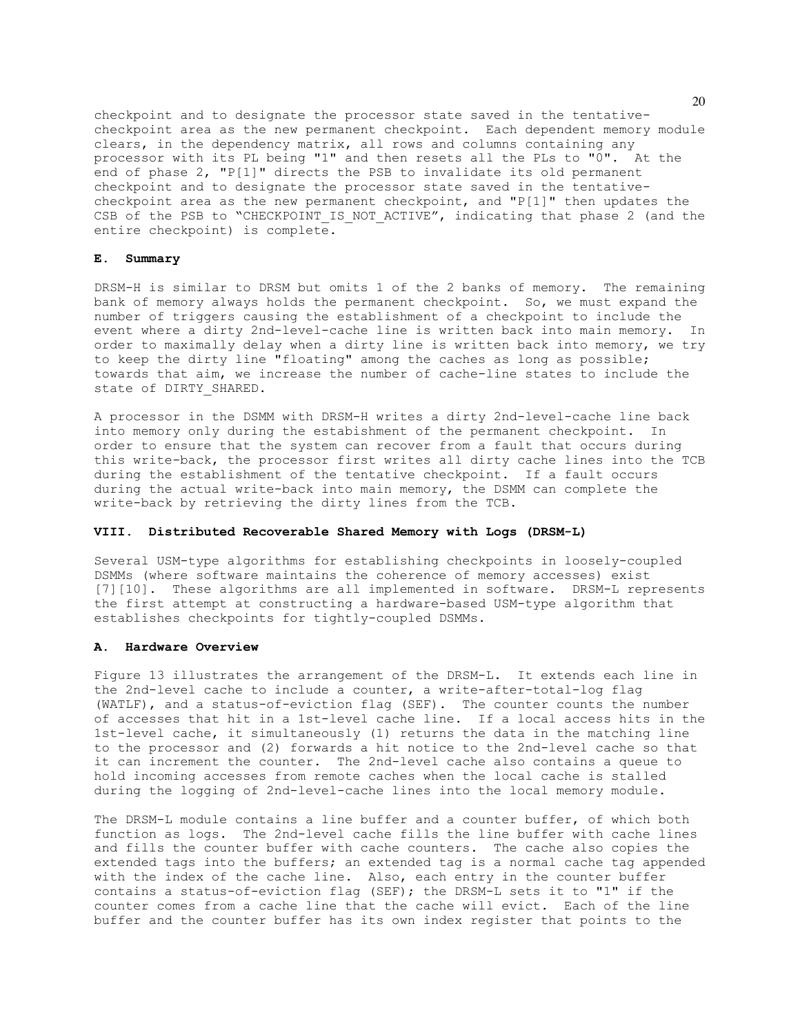checkpoint and to designate the processor state saved in the tentative-checkpoint area as the new permanent checkpoint. Each dependent memory module clears, in the dependency matrix, all rows and columns containing any processor with its PL being "1" and then resets all the PLs to "0". At the end of phase 2, "P[1]" directs the PSB to invalidate its old permanent checkpoint and to designate the processor state saved in the tentative-checkpoint area as the new permanent checkpoint, and "P[1]" then updates the CSB of the PSB to "CHECKPOINT_IS_NOT_ACTIVE", indicating that phase 2 (and the entire checkpoint) is complete.

### E. Summary

DRSM-H is similar to DRSM but omits 1 of the 2 banks of memory. The remaining bank of memory always holds the permanent checkpoint. So, we must expand the number of triggers causing the establishment of a checkpoint to include the event where a dirty 2nd-level-cache line is written back into main memory. In order to maximally delay when a dirty line is written back into memory, we try to keep the dirty line "floating" among the caches as long as possible; towards that aim, we increase the number of cache-line states to include the state of DIRTY_SHARED.

A processor in the DSMM with DRSM-H writes a dirty 2nd-level-cache line back into memory only during the estabishment of the permanent checkpoint. In order to ensure that the system can recover from a fault that occurs during this write-back, the processor first writes all dirty cache lines into the TCB during the establishment of the tentative checkpoint. If a fault occurs during the actual write-back into main memory, the DSMM can complete the write-back by retrieving the dirty lines from the TCB.

## VIII. Distributed Recoverable Shared Memory with Logs (DRSM-L)

Several USM-type algorithms for establishing checkpoints in loosely-coupled DSMMs (where software maintains the coherence of memory accesses) exist [7][10]. These algorithms are all implemented in software. DRSM-L represents the first attempt at constructing a hardware-based USM-type algorithm that establishes checkpoints for tightly-coupled DSMMs.

### A. Hardware Overview

Figure 13 illustrates the arrangement of the DRSM-L. It extends each line in the 2nd-level cache to include a counter, a write-after-total-log flag (WATLF), and a status-of-eviction flag (SEF). The counter counts the number of accesses that hit in a 1st-level cache line. If a local access hits in the 1st-level cache, it simultaneously (1) returns the data in the matching line to the processor and (2) forwards a hit notice to the 2nd-level cache so that it can increment the counter. The 2nd-level cache also contains a queue to hold incoming accesses from remote caches when the local cache is stalled during the logging of 2nd-level-cache lines into the local memory module.

The DRSM-L module contains a line buffer and a counter buffer, of which both function as logs. The 2nd-level cache fills the line buffer with cache lines and fills the counter buffer with cache counters. The cache also copies the extended tags into the buffers; an extended tag is a normal cache tag appended with the index of the cache line. Also, each entry in the counter buffer contains a status-of-eviction flag (SEF); the DRSM-L sets it to "1" if the counter comes from a cache line that the cache will evict. Each of the line buffer and the counter buffer has its own index register that points to the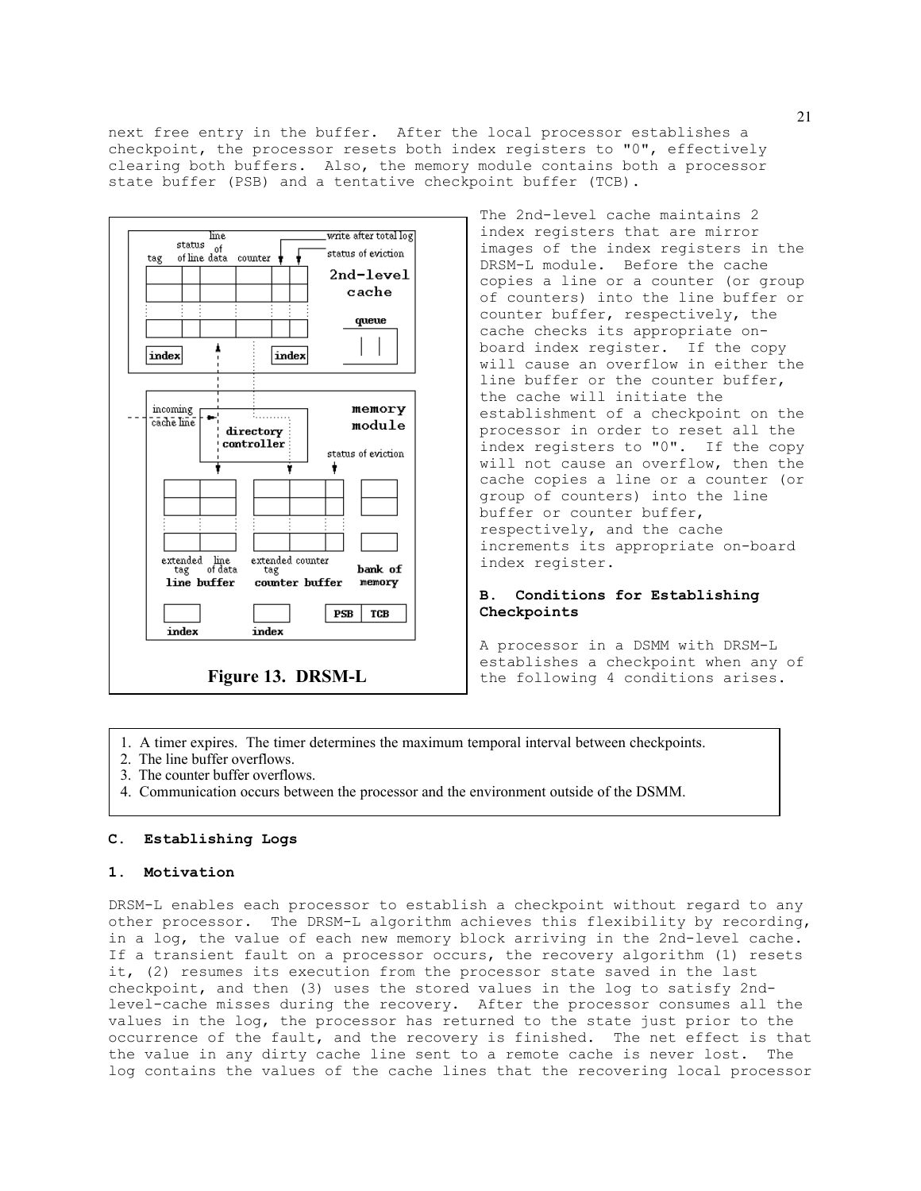next free entry in the buffer. After the local processor establishes a checkpoint, the processor resets both index registers to "0", effectively clearing both buffers. Also, the memory module contains both a processor state buffer (PSB) and a tentative checkpoint buffer (TCB).

**Figure 13. DRSM-L**

The 2nd-level cache maintains 2 index registers that are mirror images of the index registers in the DRSM-L module. Before the cache copies a line or a counter (or group of counters) into the line buffer or counter buffer, respectively, the cache checks its appropriate on-board index register. If the copy will cause an overflow in either the line buffer or the counter buffer, the cache will initiate the establishment of a checkpoint on the processor in order to reset all the index registers to "0". If the copy will not cause an overflow, then the cache copies a line or a counter (or group of counters) into the line buffer or counter buffer, respectively, and the cache increments its appropriate on-board index register.

### B. Conditions for Establishing Checkpoints

A processor in a DSMM with DRSM-L establishes a checkpoint when any of the following 4 conditions arises.

1. A timer expires. The timer determines the maximum temporal interval between checkpoints.
2. The line buffer overflows.
3. The counter buffer overflows.
4. Communication occurs between the processor and the environment outside of the DSMM.

### C. Establishing Logs

#### 1. Motivation

DRSM-L enables each processor to establish a checkpoint without regard to any other processor. The DRSM-L algorithm achieves this flexibility by recording, in a log, the value of each new memory block arriving in the 2nd-level cache. If a transient fault on a processor occurs, the recovery algorithm (1) resets it, (2) resumes its execution from the processor state saved in the last checkpoint, and then (3) uses the stored values in the log to satisfy 2nd-level-cache misses during the recovery. After the processor consumes all the values in the log, the processor has returned to the state just prior to the occurrence of the fault, and the recovery is finished. The net effect is that the value in any dirty cache line sent to a remote cache is never lost. The log contains the values of the cache lines that the recovering local processor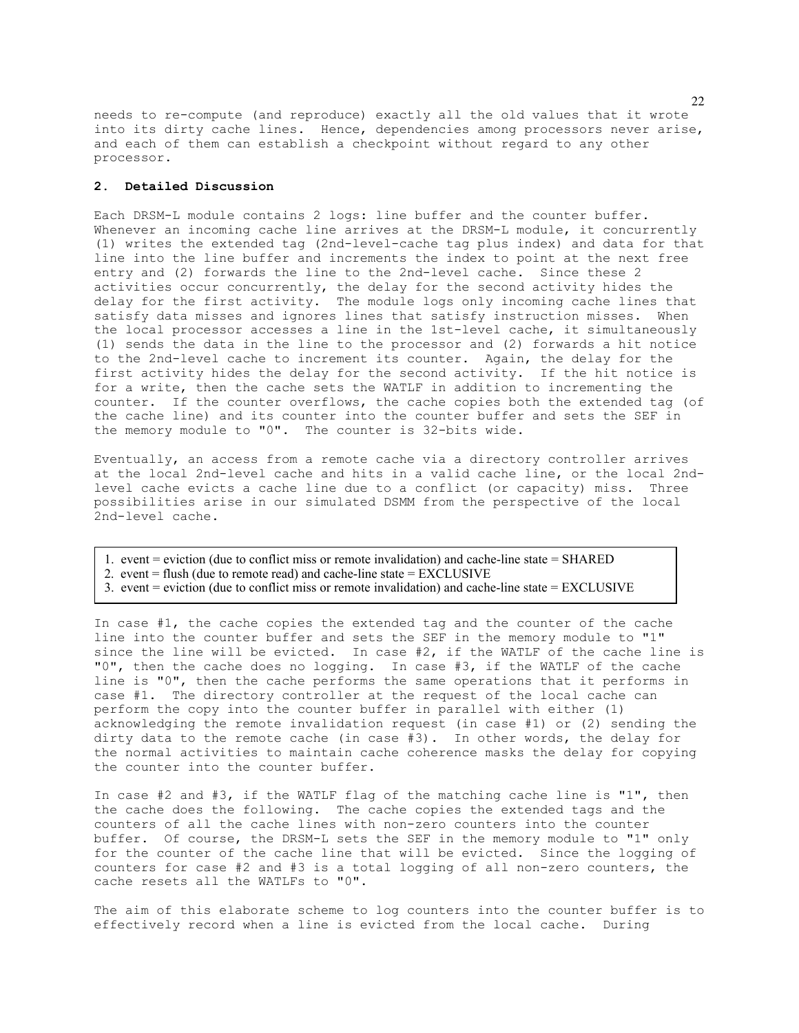needs to re-compute (and reproduce) exactly all the old values that it wrote into its dirty cache lines. Hence, dependencies among processors never arise, and each of them can establish a checkpoint without regard to any other processor.

## 2. Detailed Discussion

Each DRSM-L module contains 2 logs: line buffer and the counter buffer. Whenever an incoming cache line arrives at the DRSM-L module, it concurrently (1) writes the extended tag (2nd-level-cache tag plus index) and data for that line into the line buffer and increments the index to point at the next free entry and (2) forwards the line to the 2nd-level cache. Since these 2 activities occur concurrently, the delay for the second activity hides the delay for the first activity. The module logs only incoming cache lines that satisfy data misses and ignores lines that satisfy instruction misses. When the local processor accesses a line in the 1st-level cache, it simultaneously (1) sends the data in the line to the processor and (2) forwards a hit notice to the 2nd-level cache to increment its counter. Again, the delay for the first activity hides the delay for the second activity. If the hit notice is for a write, then the cache sets the WATLF in addition to incrementing the counter. If the counter overflows, the cache copies both the extended tag (of the cache line) and its counter into the counter buffer and sets the SEF in the memory module to "0". The counter is 32-bits wide.

Eventually, an access from a remote cache via a directory controller arrives at the local 2nd-level cache and hits in a valid cache line, or the local 2nd-level cache evicts a cache line due to a conflict (or capacity) miss. Three possibilities arise in our simulated DSMM from the perspective of the local 2nd-level cache.

1. event = eviction (due to conflict miss or remote invalidation) and cache-line state = SHARED
2. event = flush (due to remote read) and cache-line state = EXCLUSIVE
3. event = eviction (due to conflict miss or remote invalidation) and cache-line state = EXCLUSIVE

In case #1, the cache copies the extended tag and the counter of the cache line into the counter buffer and sets the SEF in the memory module to "1" since the line will be evicted. In case #2, if the WATLF of the cache line is "0", then the cache does no logging. In case #3, if the WATLF of the cache line is "0", then the cache performs the same operations that it performs in case #1. The directory controller at the request of the local cache can perform the copy into the counter buffer in parallel with either (1) acknowledging the remote invalidation request (in case #1) or (2) sending the dirty data to the remote cache (in case #3). In other words, the delay for the normal activities to maintain cache coherence masks the delay for copying the counter into the counter buffer.

In case #2 and #3, if the WATLF flag of the matching cache line is "1", then the cache does the following. The cache copies the extended tags and the counters of all the cache lines with non-zero counters into the counter buffer. Of course, the DRSM-L sets the SEF in the memory module to "1" only for the counter of the cache line that will be evicted. Since the logging of counters for case #2 and #3 is a total logging of all non-zero counters, the cache resets all the WATLFs to "0".

The aim of this elaborate scheme to log counters into the counter buffer is to effectively record when a line is evicted from the local cache. During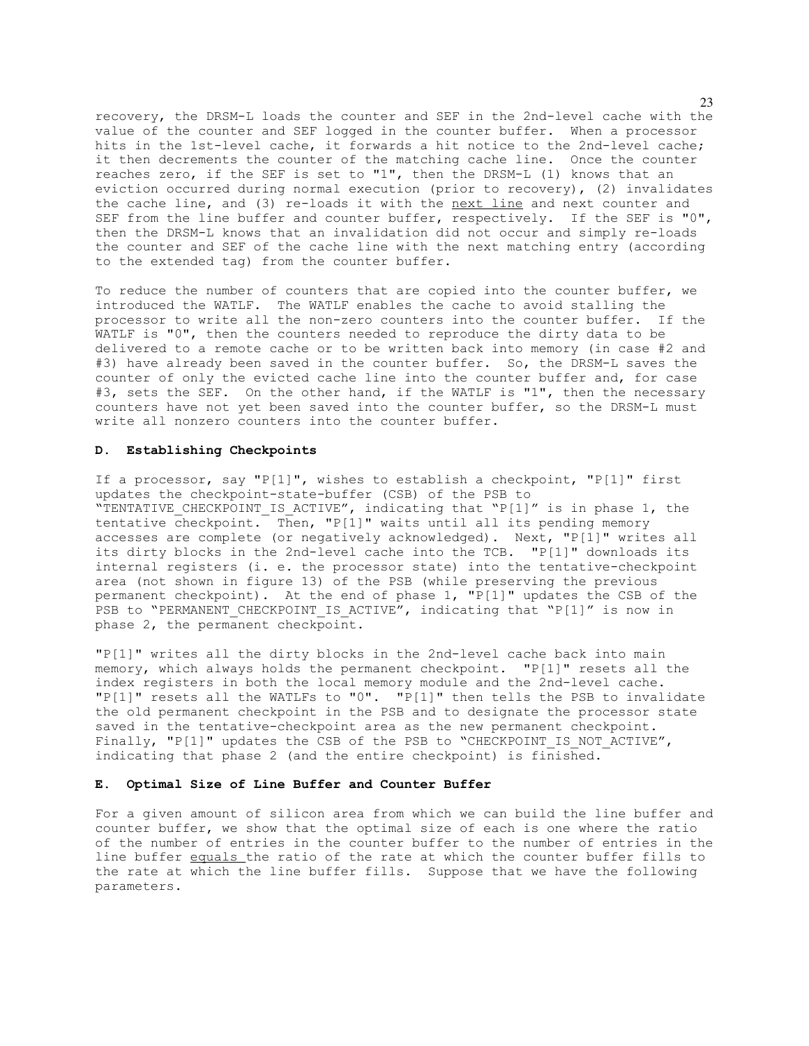recovery, the DRSM-L loads the counter and SEF in the 2nd-level cache with the value of the counter and SEF logged in the counter buffer. When a processor hits in the 1st-level cache, it forwards a hit notice to the 2nd-level cache; it then decrements the counter of the matching cache line. Once the counter reaches zero, if the SEF is set to "1", then the DRSM-L (1) knows that an eviction occurred during normal execution (prior to recovery), (2) invalidates the cache line, and (3) re-loads it with the <u>next line</u> and next counter and SEF from the line buffer and counter buffer, respectively. If the SEF is "0", then the DRSM-L knows that an invalidation did not occur and simply re-loads the counter and SEF of the cache line with the next matching entry (according to the extended tag) from the counter buffer.

To reduce the number of counters that are copied into the counter buffer, we introduced the WATLF. The WATLF enables the cache to avoid stalling the processor to write all the non-zero counters into the counter buffer. If the WATLF is "0", then the counters needed to reproduce the dirty data to be delivered to a remote cache or to be written back into memory (in case #2 and #3) have already been saved in the counter buffer. So, the DRSM-L saves the counter of only the evicted cache line into the counter buffer and, for case #3, sets the SEF. On the other hand, if the WATLF is "1", then the necessary counters have not yet been saved into the counter buffer, so the DRSM-L must write all nonzero counters into the counter buffer.

### D. Establishing Checkpoints

If a processor, say "P[1]", wishes to establish a checkpoint, "P[1]" first updates the checkpoint-state-buffer (CSB) of the PSB to "TENTATIVE_CHECKPOINT_IS_ACTIVE", indicating that "P[1]" is in phase 1, the tentative checkpoint. Then, "P[1]" waits until all its pending memory accesses are complete (or negatively acknowledged). Next, "P[1]" writes all its dirty blocks in the 2nd-level cache into the TCB. "P[1]" downloads its internal registers (i. e. the processor state) into the tentative-checkpoint area (not shown in figure 13) of the PSB (while preserving the previous permanent checkpoint). At the end of phase 1, "P[1]" updates the CSB of the PSB to "PERMANENT_CHECKPOINT_IS_ACTIVE", indicating that "P[1]" is now in phase 2, the permanent checkpoint.

"P[1]" writes all the dirty blocks in the 2nd-level cache back into main memory, which always holds the permanent checkpoint. "P[1]" resets all the index registers in both the local memory module and the 2nd-level cache. "P[1]" resets all the WATLFs to "0". "P[1]" then tells the PSB to invalidate the old permanent checkpoint in the PSB and to designate the processor state saved in the tentative-checkpoint area as the new permanent checkpoint. Finally, "P[1]" updates the CSB of the PSB to "CHECKPOINT_IS_NOT_ACTIVE", indicating that phase 2 (and the entire checkpoint) is finished.

### E. Optimal Size of Line Buffer and Counter Buffer

For a given amount of silicon area from which we can build the line buffer and counter buffer, we show that the optimal size of each is one where the ratio of the number of entries in the counter buffer to the number of entries in the line buffer <u>equals</u> the ratio of the rate at which the counter buffer fills to the rate at which the line buffer fills. Suppose that we have the following parameters.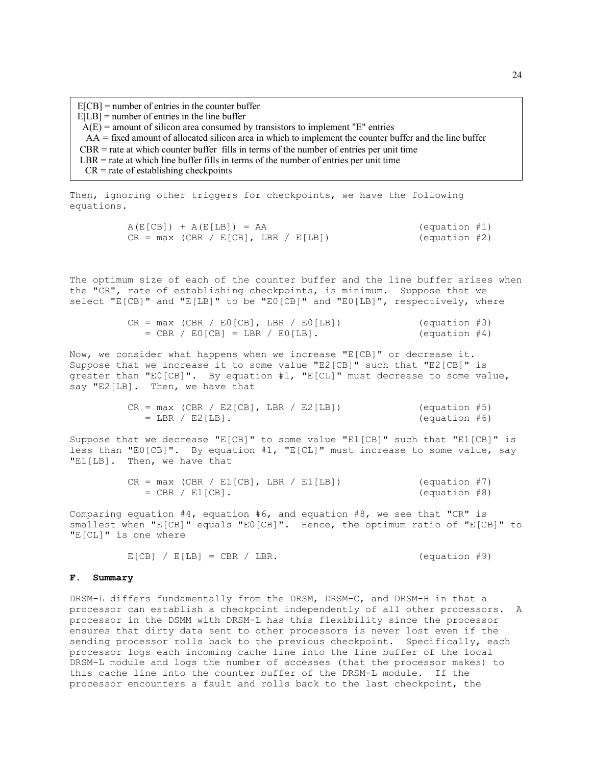E[CB] = number of entries in the counter buffer
E[LB] = number of entries in the line buffer
A(E) = amount of silicon area consumed by transistors to implement "E" entries
AA = <u>fixed</u> amount of allocated silicon area in which to implement the counter buffer and the line buffer
CBR = rate at which counter buffer fills in terms of the number of entries per unit time
LBR = rate at which line buffer fills in terms of the number of entries per unit time
CR = rate of establishing checkpoints

Then, ignoring other triggers for checkpoints, we have the following equations.

$$A(E[CB]) + A(E[LB]) = AA \qquad \text{(equation \#1)}$$

$$CR = \max\,(CBR / E[CB],\ LBR / E[LB]) \qquad \text{(equation \#2)}$$

The optimum size of each of the counter buffer and the line buffer arises when the "CR", rate of establishing checkpoints, is minimum. Suppose that we select "E[CB]" and "E[LB]" to be "E0[CB]" and "E0[LB]", respectively, where

$$CR = \max\,(CBR / E0[CB],\ LBR / E0[LB]) \qquad \text{(equation \#3)}$$

$$= CBR / E0[CB] = LBR / E0[LB]. \qquad \text{(equation \#4)}$$

Now, we consider what happens when we increase "E[CB]" or decrease it. Suppose that we increase it to some value "E2[CB]" such that "E2[CB]" is greater than "E0[CB]". By equation #1, "E[CL]" must decrease to some value, say "E2[LB]. Then, we have that

$$CR = \max\,(CBR / E2[CB],\ LBR / E2[LB]) \qquad \text{(equation \#5)}$$

$$= LBR / E2[LB]. \qquad \text{(equation \#6)}$$

Suppose that we decrease "E[CB]" to some value "E1[CB]" such that "E1[CB]" is less than "E0[CB]". By equation #1, "E[CL]" must increase to some value, say "E1[LB]. Then, we have that

$$CR = \max\,(CBR / E1[CB],\ LBR / E1[LB]) \qquad \text{(equation \#7)}$$

$$= CBR / E1[CB]. \qquad \text{(equation \#8)}$$

Comparing equation #4, equation #6, and equation #8, we see that "CR" is smallest when "E[CB]" equals "E0[CB]". Hence, the optimum ratio of "E[CB]" to "E[CL]" is one where

$$E[CB] / E[LB] = CBR / LBR. \qquad \text{(equation \#9)}$$

### F. Summary

DRSM-L differs fundamentally from the DRSM, DRSM-C, and DRSM-H in that a processor can establish a checkpoint independently of all other processors. A processor in the DSMM with DRSM-L has this flexibility since the processor ensures that dirty data sent to other processors is never lost even if the sending processor rolls back to the previous checkpoint. Specifically, each processor logs each incoming cache line into the line buffer of the local DRSM-L module and logs the number of accesses (that the processor makes) to this cache line into the counter buffer of the DRSM-L module. If the processor encounters a fault and rolls back to the last checkpoint, the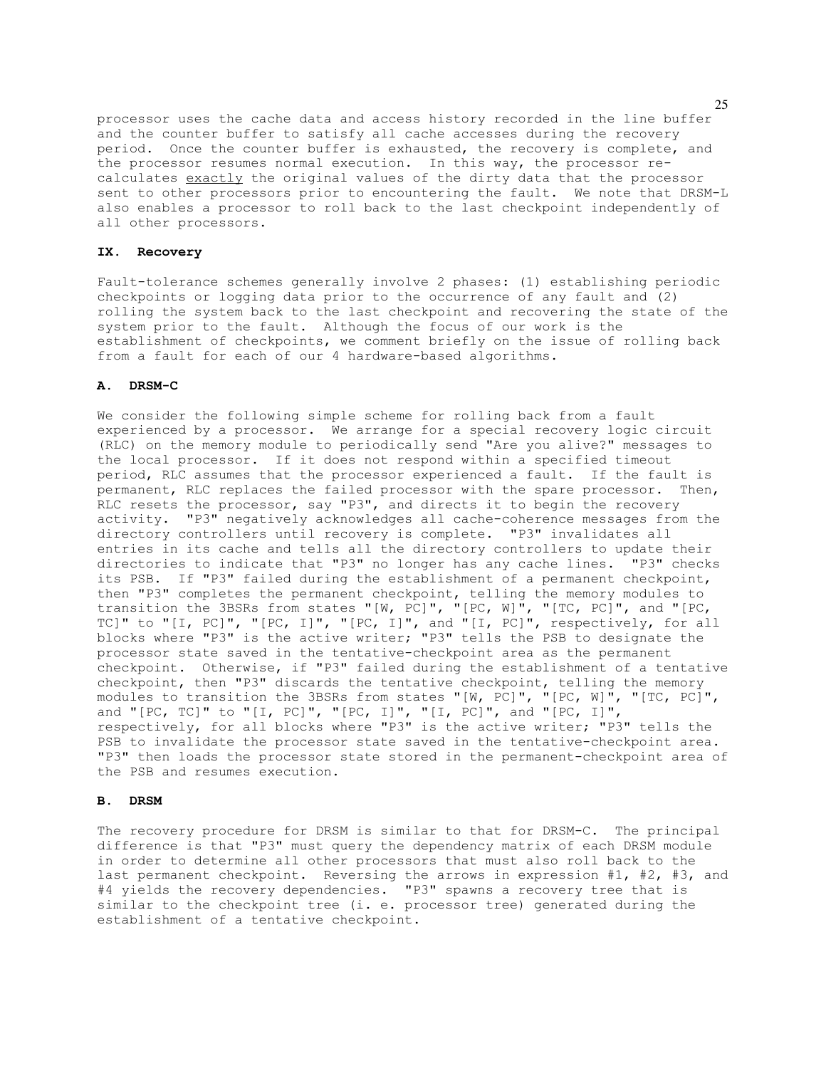processor uses the cache data and access history recorded in the line buffer and the counter buffer to satisfy all cache accesses during the recovery period. Once the counter buffer is exhausted, the recovery is complete, and the processor resumes normal execution. In this way, the processor re-calculates exactly the original values of the dirty data that the processor sent to other processors prior to encountering the fault. We note that DRSM-L also enables a processor to roll back to the last checkpoint independently of all other processors.

## IX. Recovery

Fault-tolerance schemes generally involve 2 phases: (1) establishing periodic checkpoints or logging data prior to the occurrence of any fault and (2) rolling the system back to the last checkpoint and recovering the state of the system prior to the fault. Although the focus of our work is the establishment of checkpoints, we comment briefly on the issue of rolling back from a fault for each of our 4 hardware-based algorithms.

### A. DRSM-C

We consider the following simple scheme for rolling back from a fault experienced by a processor. We arrange for a special recovery logic circuit (RLC) on the memory module to periodically send "Are you alive?" messages to the local processor. If it does not respond within a specified timeout period, RLC assumes that the processor experienced a fault. If the fault is permanent, RLC replaces the failed processor with the spare processor. Then, RLC resets the processor, say "P3", and directs it to begin the recovery activity. "P3" negatively acknowledges all cache-coherence messages from the directory controllers until recovery is complete. "P3" invalidates all entries in its cache and tells all the directory controllers to update their directories to indicate that "P3" no longer has any cache lines. "P3" checks its PSB. If "P3" failed during the establishment of a permanent checkpoint, then "P3" completes the permanent checkpoint, telling the memory modules to transition the 3BSRs from states "[W, PC]", "[PC, W]", "[TC, PC]", and "[PC, TC]" to "[I, PC]", "[PC, I]", "[PC, I]", and "[I, PC]", respectively, for all blocks where "P3" is the active writer; "P3" tells the PSB to designate the processor state saved in the tentative-checkpoint area as the permanent checkpoint. Otherwise, if "P3" failed during the establishment of a tentative checkpoint, then "P3" discards the tentative checkpoint, telling the memory modules to transition the 3BSRs from states "[W, PC]", "[PC, W]", "[TC, PC]", and "[PC, TC]" to "[I, PC]", "[PC, I]", "[I, PC]", and "[PC, I]", respectively, for all blocks where "P3" is the active writer; "P3" tells the PSB to invalidate the processor state saved in the tentative-checkpoint area. "P3" then loads the processor state stored in the permanent-checkpoint area of the PSB and resumes execution.

### B. DRSM

The recovery procedure for DRSM is similar to that for DRSM-C. The principal difference is that "P3" must query the dependency matrix of each DRSM module in order to determine all other processors that must also roll back to the last permanent checkpoint. Reversing the arrows in expression #1, #2, #3, and #4 yields the recovery dependencies. "P3" spawns a recovery tree that is similar to the checkpoint tree (i. e. processor tree) generated during the establishment of a tentative checkpoint.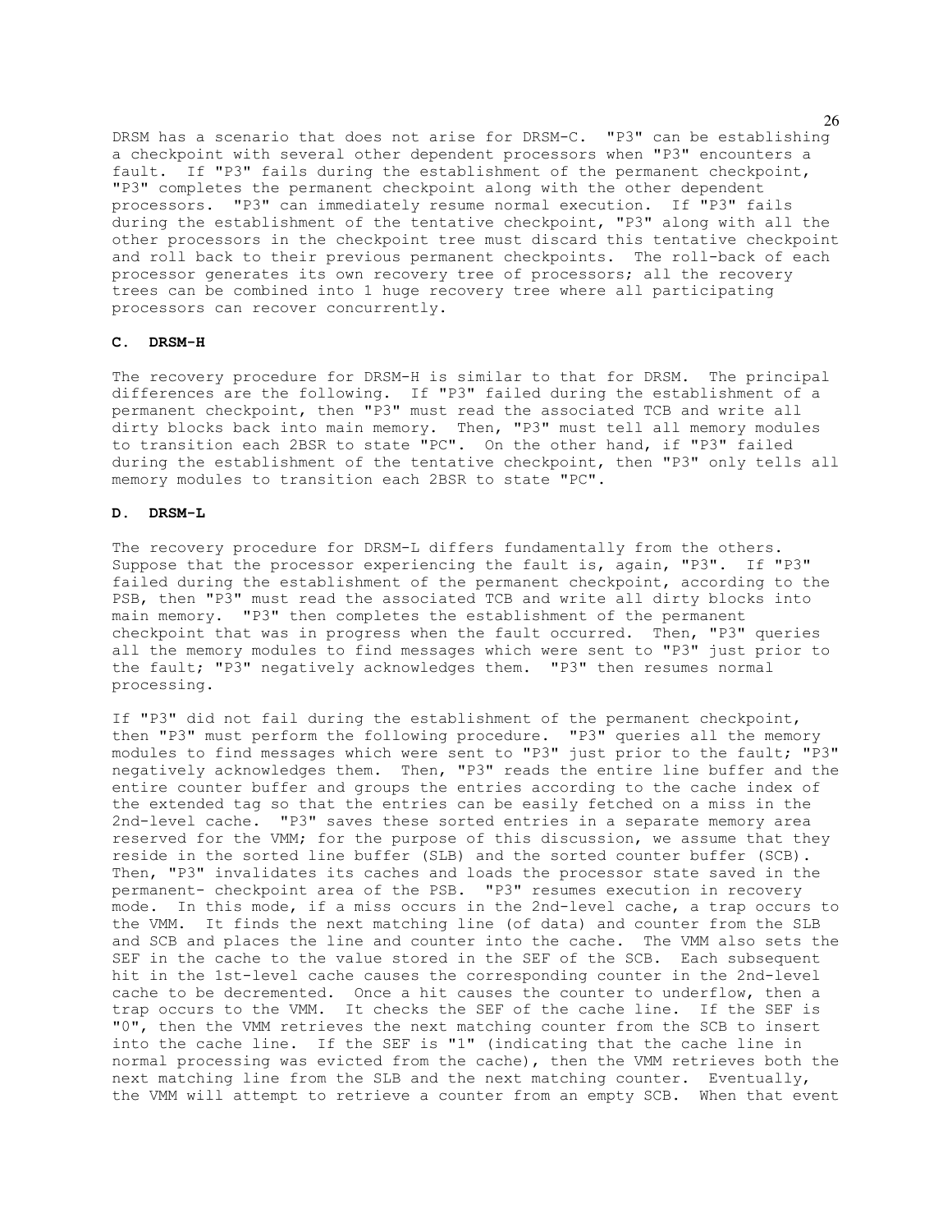DRSM has a scenario that does not arise for DRSM-C. "P3" can be establishing a checkpoint with several other dependent processors when "P3" encounters a fault. If "P3" fails during the establishment of the permanent checkpoint, "P3" completes the permanent checkpoint along with the other dependent processors. "P3" can immediately resume normal execution. If "P3" fails during the establishment of the tentative checkpoint, "P3" along with all the other processors in the checkpoint tree must discard this tentative checkpoint and roll back to their previous permanent checkpoints. The roll-back of each processor generates its own recovery tree of processors; all the recovery trees can be combined into 1 huge recovery tree where all participating processors can recover concurrently.

### C. DRSM-H

The recovery procedure for DRSM-H is similar to that for DRSM. The principal differences are the following. If "P3" failed during the establishment of a permanent checkpoint, then "P3" must read the associated TCB and write all dirty blocks back into main memory. Then, "P3" must tell all memory modules to transition each 2BSR to state "PC". On the other hand, if "P3" failed during the establishment of the tentative checkpoint, then "P3" only tells all memory modules to transition each 2BSR to state "PC".

### D. DRSM-L

The recovery procedure for DRSM-L differs fundamentally from the others. Suppose that the processor experiencing the fault is, again, "P3". If "P3" failed during the establishment of the permanent checkpoint, according to the PSB, then "P3" must read the associated TCB and write all dirty blocks into main memory. "P3" then completes the establishment of the permanent checkpoint that was in progress when the fault occurred. Then, "P3" queries all the memory modules to find messages which were sent to "P3" just prior to the fault; "P3" negatively acknowledges them. "P3" then resumes normal processing.

If "P3" did not fail during the establishment of the permanent checkpoint, then "P3" must perform the following procedure. "P3" queries all the memory modules to find messages which were sent to "P3" just prior to the fault; "P3" negatively acknowledges them. Then, "P3" reads the entire line buffer and the entire counter buffer and groups the entries according to the cache index of the extended tag so that the entries can be easily fetched on a miss in the 2nd-level cache. "P3" saves these sorted entries in a separate memory area reserved for the VMM; for the purpose of this discussion, we assume that they reside in the sorted line buffer (SLB) and the sorted counter buffer (SCB). Then, "P3" invalidates its caches and loads the processor state saved in the permanent- checkpoint area of the PSB. "P3" resumes execution in recovery mode. In this mode, if a miss occurs in the 2nd-level cache, a trap occurs to the VMM. It finds the next matching line (of data) and counter from the SLB and SCB and places the line and counter into the cache. The VMM also sets the SEF in the cache to the value stored in the SEF of the SCB. Each subsequent hit in the 1st-level cache causes the corresponding counter in the 2nd-level cache to be decremented. Once a hit causes the counter to underflow, then a trap occurs to the VMM. It checks the SEF of the cache line. If the SEF is "0", then the VMM retrieves the next matching counter from the SCB to insert into the cache line. If the SEF is "1" (indicating that the cache line in normal processing was evicted from the cache), then the VMM retrieves both the next matching line from the SLB and the next matching counter. Eventually, the VMM will attempt to retrieve a counter from an empty SCB. When that event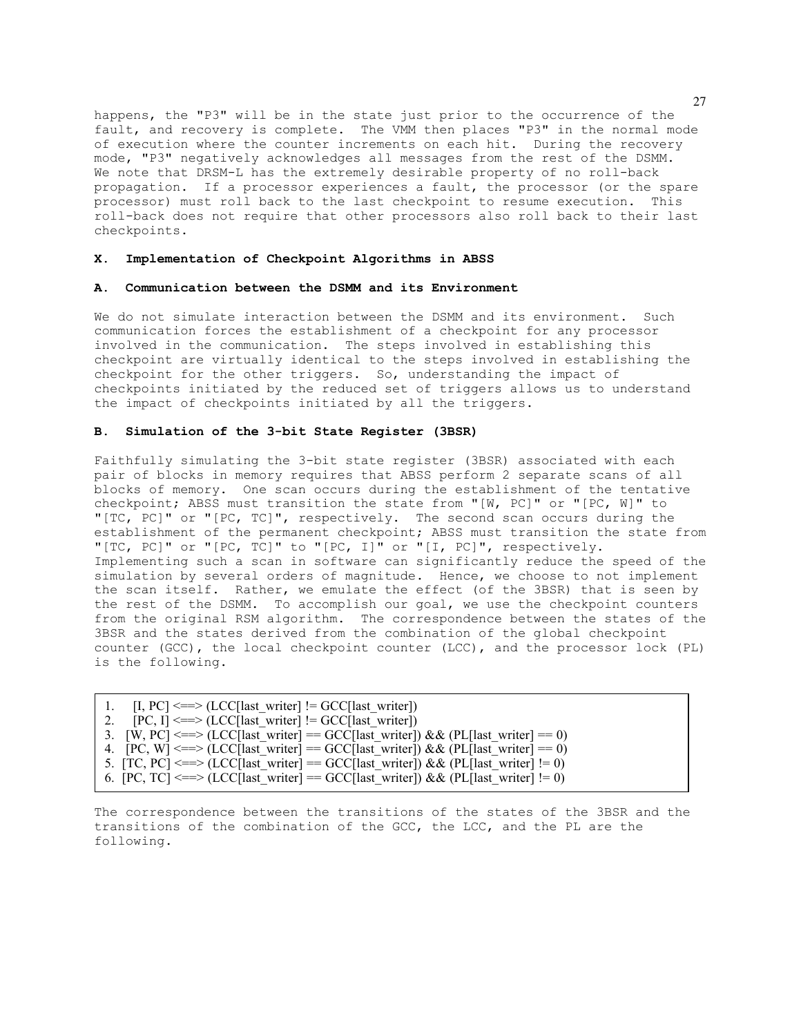happens, the "P3" will be in the state just prior to the occurrence of the fault, and recovery is complete. The VMM then places "P3" in the normal mode of execution where the counter increments on each hit. During the recovery mode, "P3" negatively acknowledges all messages from the rest of the DSMM. We note that DRSM-L has the extremely desirable property of no roll-back propagation. If a processor experiences a fault, the processor (or the spare processor) must roll back to the last checkpoint to resume execution. This roll-back does not require that other processors also roll back to their last checkpoints.

## X. Implementation of Checkpoint Algorithms in ABSS

### A. Communication between the DSMM and its Environment

We do not simulate interaction between the DSMM and its environment. Such communication forces the establishment of a checkpoint for any processor involved in the communication. The steps involved in establishing this checkpoint are virtually identical to the steps involved in establishing the checkpoint for the other triggers. So, understanding the impact of checkpoints initiated by the reduced set of triggers allows us to understand the impact of checkpoints initiated by all the triggers.

### B. Simulation of the 3-bit State Register (3BSR)

Faithfully simulating the 3-bit state register (3BSR) associated with each pair of blocks in memory requires that ABSS perform 2 separate scans of all blocks of memory. One scan occurs during the establishment of the tentative checkpoint; ABSS must transition the state from "[W, PC]" or "[PC, W]" to "[TC, PC]" or "[PC, TC]", respectively. The second scan occurs during the establishment of the permanent checkpoint; ABSS must transition the state from "[TC, PC]" or "[PC, TC]" to "[PC, I]" or "[I, PC]", respectively. Implementing such a scan in software can significantly reduce the speed of the simulation by several orders of magnitude. Hence, we choose to not implement the scan itself. Rather, we emulate the effect (of the 3BSR) that is seen by the rest of the DSMM. To accomplish our goal, we use the checkpoint counters from the original RSM algorithm. The correspondence between the states of the 3BSR and the states derived from the combination of the global checkpoint counter (GCC), the local checkpoint counter (LCC), and the processor lock (PL) is the following.

```
1. [I, PC] <==> (LCC[last_writer] != GCC[last_writer])
2. [PC, I] <==> (LCC[last_writer] != GCC[last_writer])
3. [W, PC] <==> (LCC[last_writer] == GCC[last_writer]) && (PL[last_writer] == 0)
4. [PC, W] <==> (LCC[last_writer] == GCC[last_writer]) && (PL[last_writer] == 0)
5. [TC, PC] <==> (LCC[last_writer] == GCC[last_writer]) && (PL[last_writer] != 0)
6. [PC, TC] <==> (LCC[last_writer] == GCC[last_writer]) && (PL[last_writer] != 0)
```

The correspondence between the transitions of the states of the 3BSR and the transitions of the combination of the GCC, the LCC, and the PL are the following.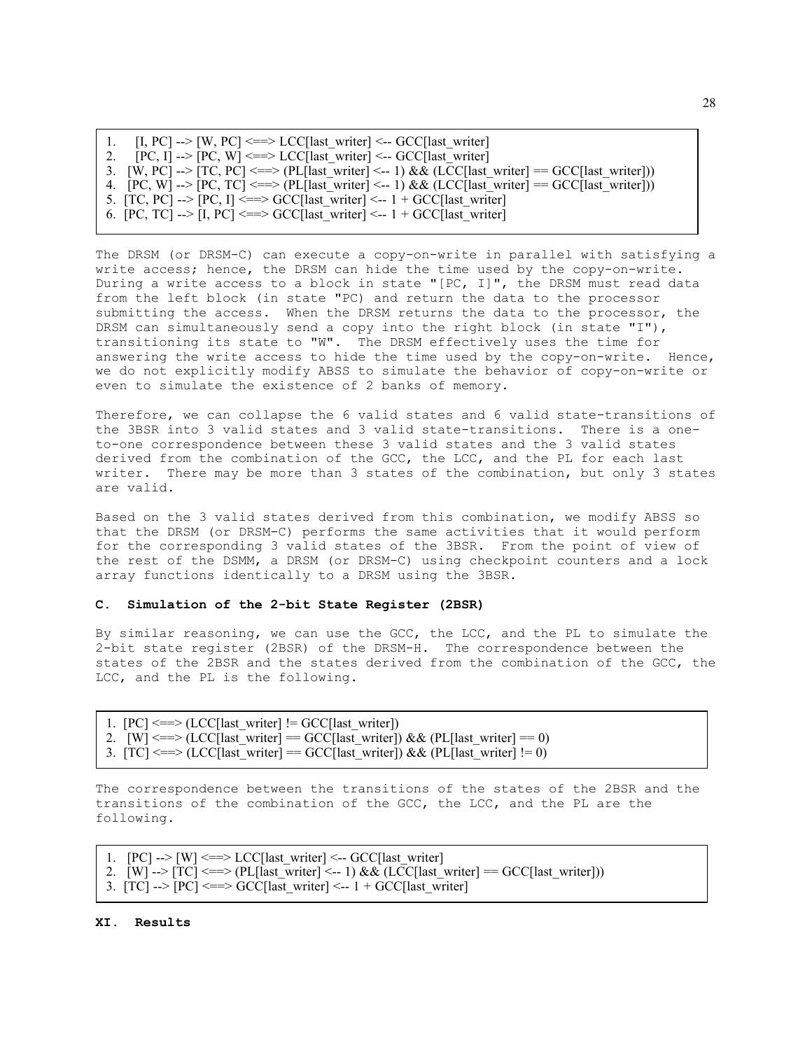1. [I, PC] --> [W, PC] <==> LCC[last_writer] <-- GCC[last_writer]
2. [PC, I] --> [PC, W] <==> LCC[last_writer] <-- GCC[last_writer]
3. [W, PC] --> [TC, PC] <==> (PL[last_writer] <-- 1) && (LCC[last_writer] == GCC[last_writer]))
4. [PC, W] --> [PC, TC] <==> (PL[last_writer] <-- 1) && (LCC[last_writer] == GCC[last_writer]))
5. [TC, PC] --> [PC, I] <==> GCC[last_writer] <-- 1 + GCC[last_writer]
6. [PC, TC] --> [I, PC] <==> GCC[last_writer] <-- 1 + GCC[last_writer]

The DRSM (or DRSM-C) can execute a copy-on-write in parallel with satisfying a write access; hence, the DRSM can hide the time used by the copy-on-write. During a write access to a block in state "[PC, I]", the DRSM must read data from the left block (in state "PC) and return the data to the processor submitting the access. When the DRSM returns the data to the processor, the DRSM can simultaneously send a copy into the right block (in state "I"), transitioning its state to "W". The DRSM effectively uses the time for answering the write access to hide the time used by the copy-on-write. Hence, we do not explicitly modify ABSS to simulate the behavior of copy-on-write or even to simulate the existence of 2 banks of memory.

Therefore, we can collapse the 6 valid states and 6 valid state-transitions of the 3BSR into 3 valid states and 3 valid state-transitions. There is a one-to-one correspondence between these 3 valid states and the 3 valid states derived from the combination of the GCC, the LCC, and the PL for each last writer. There may be more than 3 states of the combination, but only 3 states are valid.

Based on the 3 valid states derived from this combination, we modify ABSS so that the DRSM (or DRSM-C) performs the same activities that it would perform for the corresponding 3 valid states of the 3BSR. From the point of view of the rest of the DSMM, a DRSM (or DRSM-C) using checkpoint counters and a lock array functions identically to a DRSM using the 3BSR.

### C. Simulation of the 2-bit State Register (2BSR)

By similar reasoning, we can use the GCC, the LCC, and the PL to simulate the 2-bit state register (2BSR) of the DRSM-H. The correspondence between the states of the 2BSR and the states derived from the combination of the GCC, the LCC, and the PL is the following.

1. [PC] <==> (LCC[last_writer] != GCC[last_writer])
2. [W] <==> (LCC[last_writer] == GCC[last_writer]) && (PL[last_writer] == 0)
3. [TC] <==> (LCC[last_writer] == GCC[last_writer]) && (PL[last_writer] != 0)

The correspondence between the transitions of the states of the 2BSR and the transitions of the combination of the GCC, the LCC, and the PL are the following.

1. [PC] --> [W] <==> LCC[last_writer] <-- GCC[last_writer]
2. [W] --> [TC] <==> (PL[last_writer] <-- 1) && (LCC[last_writer] == GCC[last_writer]))
3. [TC] --> [PC] <==> GCC[last_writer] <-- 1 + GCC[last_writer]

## XI. Results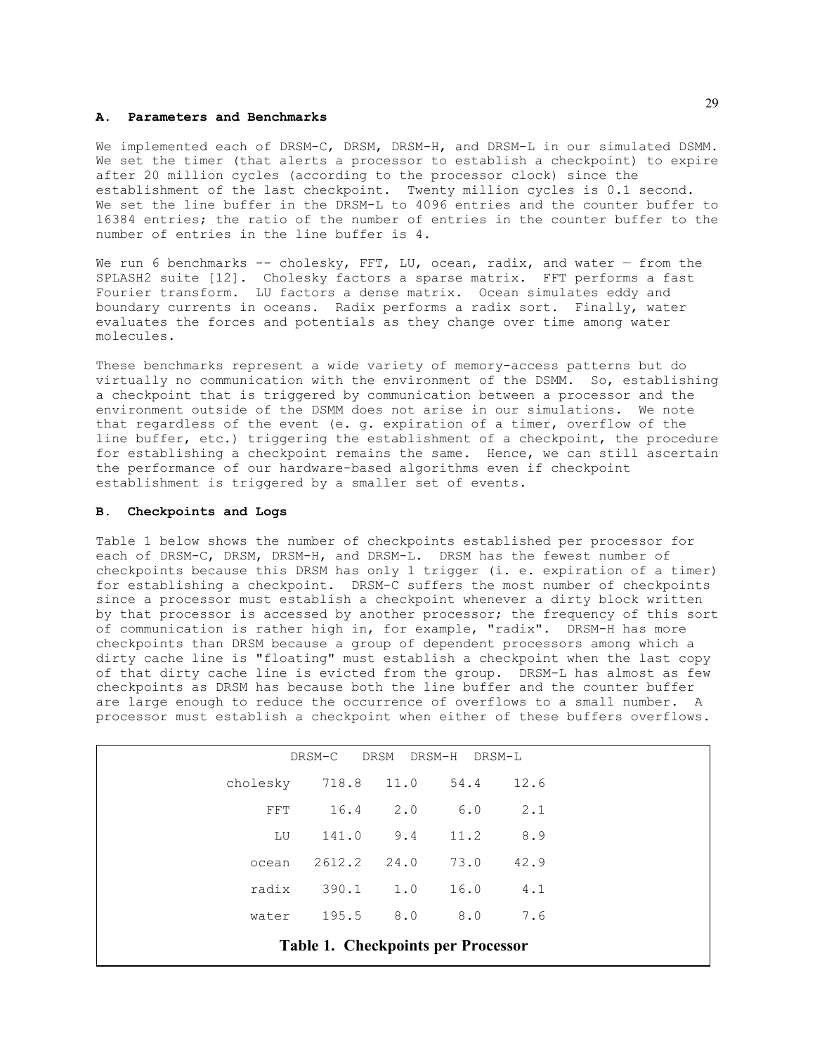### A. Parameters and Benchmarks

We implemented each of DRSM-C, DRSM, DRSM-H, and DRSM-L in our simulated DSMM. We set the timer (that alerts a processor to establish a checkpoint) to expire after 20 million cycles (according to the processor clock) since the establishment of the last checkpoint. Twenty million cycles is 0.1 second. We set the line buffer in the DRSM-L to 4096 entries and the counter buffer to 16384 entries; the ratio of the number of entries in the counter buffer to the number of entries in the line buffer is 4.

We run 6 benchmarks -- cholesky, FFT, LU, ocean, radix, and water — from the SPLASH2 suite [12]. Cholesky factors a sparse matrix. FFT performs a fast Fourier transform. LU factors a dense matrix. Ocean simulates eddy and boundary currents in oceans. Radix performs a radix sort. Finally, water evaluates the forces and potentials as they change over time among water molecules.

These benchmarks represent a wide variety of memory-access patterns but do virtually no communication with the environment of the DSMM. So, establishing a checkpoint that is triggered by communication between a processor and the environment outside of the DSMM does not arise in our simulations. We note that regardless of the event (e. g. expiration of a timer, overflow of the line buffer, etc.) triggering the establishment of a checkpoint, the procedure for establishing a checkpoint remains the same. Hence, we can still ascertain the performance of our hardware-based algorithms even if checkpoint establishment is triggered by a smaller set of events.

### B. Checkpoints and Logs

Table 1 below shows the number of checkpoints established per processor for each of DRSM-C, DRSM, DRSM-H, and DRSM-L. DRSM has the fewest number of checkpoints because this DRSM has only 1 trigger (i. e. expiration of a timer) for establishing a checkpoint. DRSM-C suffers the most number of checkpoints since a processor must establish a checkpoint whenever a dirty block written by that processor is accessed by another processor; the frequency of this sort of communication is rather high in, for example, "radix". DRSM-H has more checkpoints than DRSM because a group of dependent processors among which a dirty cache line is "floating" must establish a checkpoint when the last copy of that dirty cache line is evicted from the group. DRSM-L has almost as few checkpoints as DRSM has because both the line buffer and the counter buffer are large enough to reduce the occurrence of overflows to a small number. A processor must establish a checkpoint when either of these buffers overflows.

| | DRSM-C | DRSM | DRSM-H | DRSM-L |
|---|---|---|---|---|
| cholesky | 718.8 | 11.0 | 54.4 | 12.6 |
| FFT | 16.4 | 2.0 | 6.0 | 2.1 |
| LU | 141.0 | 9.4 | 11.2 | 8.9 |
| ocean | 2612.2 | 24.0 | 73.0 | 42.9 |
| radix | 390.1 | 1.0 | 16.0 | 4.1 |
| water | 195.5 | 8.0 | 8.0 | 7.6 |

**Table 1. Checkpoints per Processor**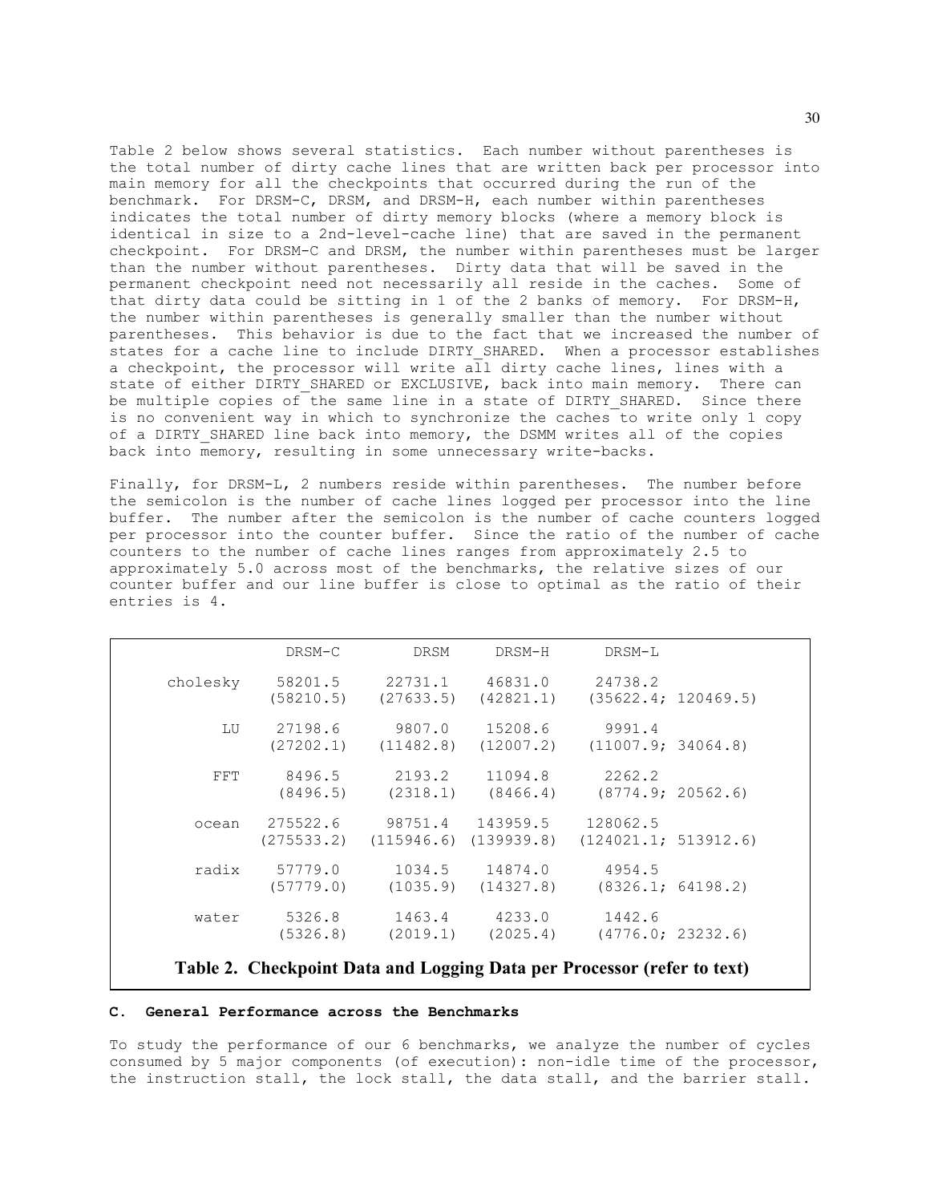Table 2 below shows several statistics. Each number without parentheses is the total number of dirty cache lines that are written back per processor into main memory for all the checkpoints that occurred during the run of the benchmark. For DRSM-C, DRSM, and DRSM-H, each number within parentheses indicates the total number of dirty memory blocks (where a memory block is identical in size to a 2nd-level-cache line) that are saved in the permanent checkpoint. For DRSM-C and DRSM, the number within parentheses must be larger than the number without parentheses. Dirty data that will be saved in the permanent checkpoint need not necessarily all reside in the caches. Some of that dirty data could be sitting in 1 of the 2 banks of memory. For DRSM-H, the number within parentheses is generally smaller than the number without parentheses. This behavior is due to the fact that we increased the number of states for a cache line to include DIRTY_SHARED. When a processor establishes a checkpoint, the processor will write all dirty cache lines, lines with a state of either DIRTY_SHARED or EXCLUSIVE, back into main memory. There can be multiple copies of the same line in a state of DIRTY_SHARED. Since there is no convenient way in which to synchronize the caches to write only 1 copy of a DIRTY_SHARED line back into memory, the DSMM writes all of the copies back into memory, resulting in some unnecessary write-backs.

Finally, for DRSM-L, 2 numbers reside within parentheses. The number before the semicolon is the number of cache lines logged per processor into the line buffer. The number after the semicolon is the number of cache counters logged per processor into the counter buffer. Since the ratio of the number of cache counters to the number of cache lines ranges from approximately 2.5 to approximately 5.0 across most of the benchmarks, the relative sizes of our counter buffer and our line buffer is close to optimal as the ratio of their entries is 4.

| | DRSM-C | DRSM | DRSM-H | DRSM-L |
|---|---|---|---|---|
| cholesky | 58201.5 (58210.5) | 22731.1 (27633.5) | 46831.0 (42821.1) | 24738.2 (35622.4; 120469.5) |
| LU | 27198.6 (27202.1) | 9807.0 (11482.8) | 15208.6 (12007.2) | 9991.4 (11007.9; 34064.8) |
| FFT | 8496.5 (8496.5) | 2193.2 (2318.1) | 11094.8 (8466.4) | 2262.2 (8774.9; 20562.6) |
| ocean | 275522.6 (275533.2) | 98751.4 (115946.6) | 143959.5 (139939.8) | 128062.5 (124021.1; 513912.6) |
| radix | 57779.0 (57779.0) | 1034.5 (1035.9) | 14874.0 (14327.8) | 4954.5 (8326.1; 64198.2) |
| water | 5326.8 (5326.8) | 1463.4 (2019.1) | 4233.0 (2025.4) | 1442.6 (4776.0; 23232.6) |

**Table 2. Checkpoint Data and Logging Data per Processor (refer to text)**

#### C. General Performance across the Benchmarks

To study the performance of our 6 benchmarks, we analyze the number of cycles consumed by 5 major components (of execution): non-idle time of the processor, the instruction stall, the lock stall, the data stall, and the barrier stall.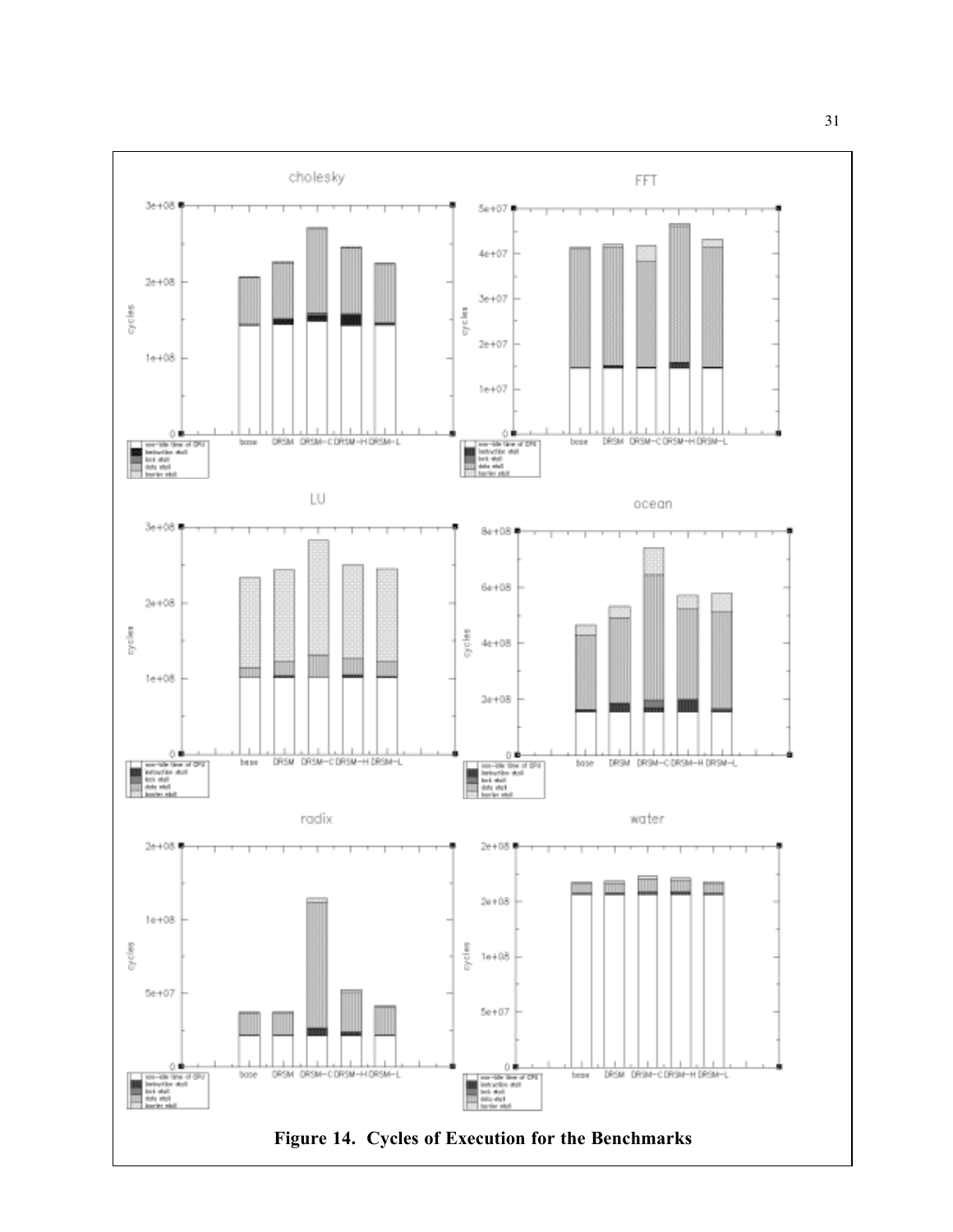**Figure 14. Cycles of Execution for the Benchmarks**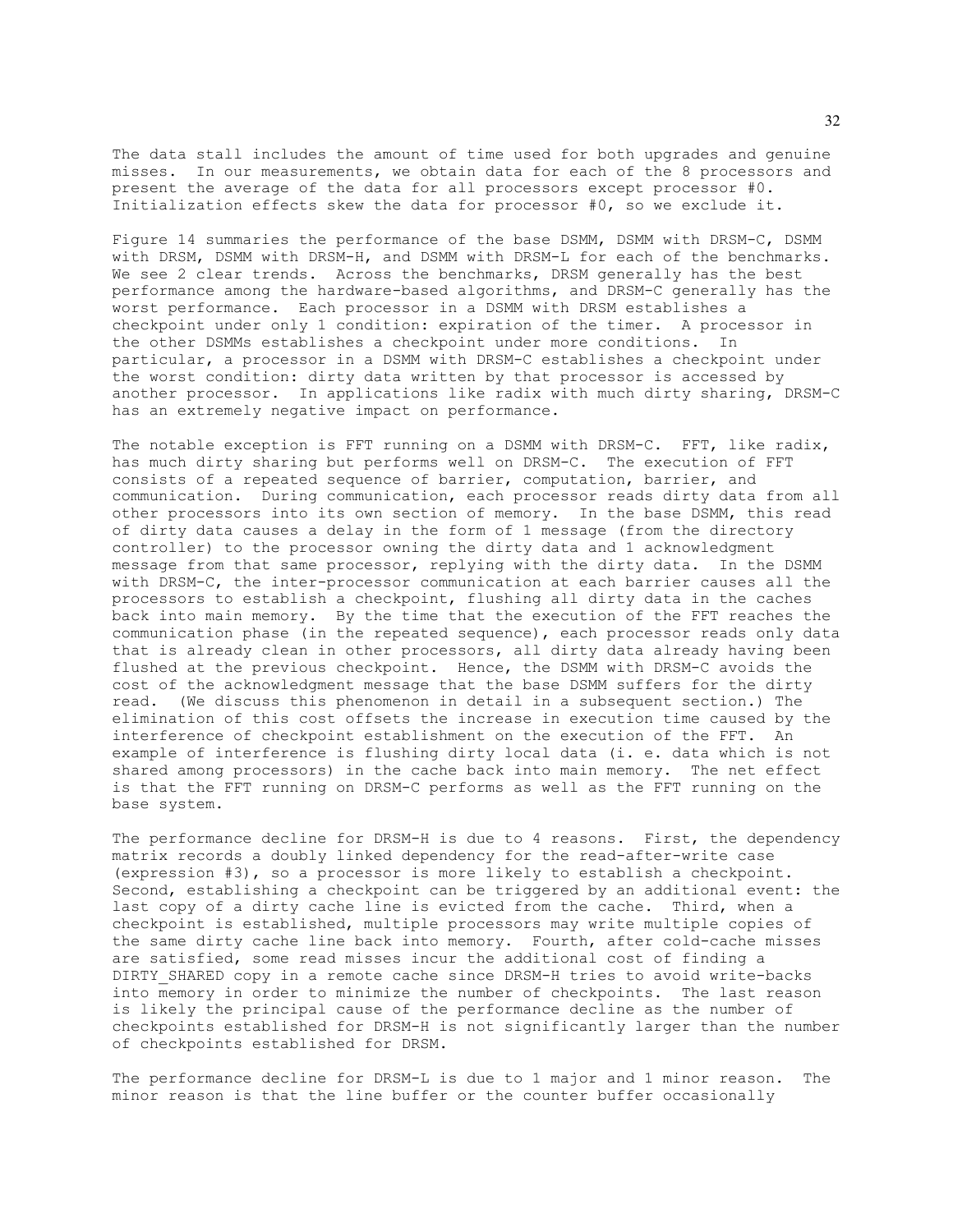The data stall includes the amount of time used for both upgrades and genuine misses. In our measurements, we obtain data for each of the 8 processors and present the average of the data for all processors except processor #0. Initialization effects skew the data for processor #0, so we exclude it.

Figure 14 summaries the performance of the base DSMM, DSMM with DRSM-C, DSMM with DRSM, DSMM with DRSM-H, and DSMM with DRSM-L for each of the benchmarks. We see 2 clear trends. Across the benchmarks, DRSM generally has the best performance among the hardware-based algorithms, and DRSM-C generally has the worst performance. Each processor in a DSMM with DRSM establishes a checkpoint under only 1 condition: expiration of the timer. A processor in the other DSMMs establishes a checkpoint under more conditions. In particular, a processor in a DSMM with DRSM-C establishes a checkpoint under the worst condition: dirty data written by that processor is accessed by another processor. In applications like radix with much dirty sharing, DRSM-C has an extremely negative impact on performance.

The notable exception is FFT running on a DSMM with DRSM-C. FFT, like radix, has much dirty sharing but performs well on DRSM-C. The execution of FFT consists of a repeated sequence of barrier, computation, barrier, and communication. During communication, each processor reads dirty data from all other processors into its own section of memory. In the base DSMM, this read of dirty data causes a delay in the form of 1 message (from the directory controller) to the processor owning the dirty data and 1 acknowledgment message from that same processor, replying with the dirty data. In the DSMM with DRSM-C, the inter-processor communication at each barrier causes all the processors to establish a checkpoint, flushing all dirty data in the caches back into main memory. By the time that the execution of the FFT reaches the communication phase (in the repeated sequence), each processor reads only data that is already clean in other processors, all dirty data already having been flushed at the previous checkpoint. Hence, the DSMM with DRSM-C avoids the cost of the acknowledgment message that the base DSMM suffers for the dirty read. (We discuss this phenomenon in detail in a subsequent section.) The elimination of this cost offsets the increase in execution time caused by the interference of checkpoint establishment on the execution of the FFT. An example of interference is flushing dirty local data (i. e. data which is not shared among processors) in the cache back into main memory. The net effect is that the FFT running on DRSM-C performs as well as the FFT running on the base system.

The performance decline for DRSM-H is due to 4 reasons. First, the dependency matrix records a doubly linked dependency for the read-after-write case (expression #3), so a processor is more likely to establish a checkpoint. Second, establishing a checkpoint can be triggered by an additional event: the last copy of a dirty cache line is evicted from the cache. Third, when a checkpoint is established, multiple processors may write multiple copies of the same dirty cache line back into memory. Fourth, after cold-cache misses are satisfied, some read misses incur the additional cost of finding a DIRTY_SHARED copy in a remote cache since DRSM-H tries to avoid write-backs into memory in order to minimize the number of checkpoints. The last reason is likely the principal cause of the performance decline as the number of checkpoints established for DRSM-H is not significantly larger than the number of checkpoints established for DRSM.

The performance decline for DRSM-L is due to 1 major and 1 minor reason. The minor reason is that the line buffer or the counter buffer occasionally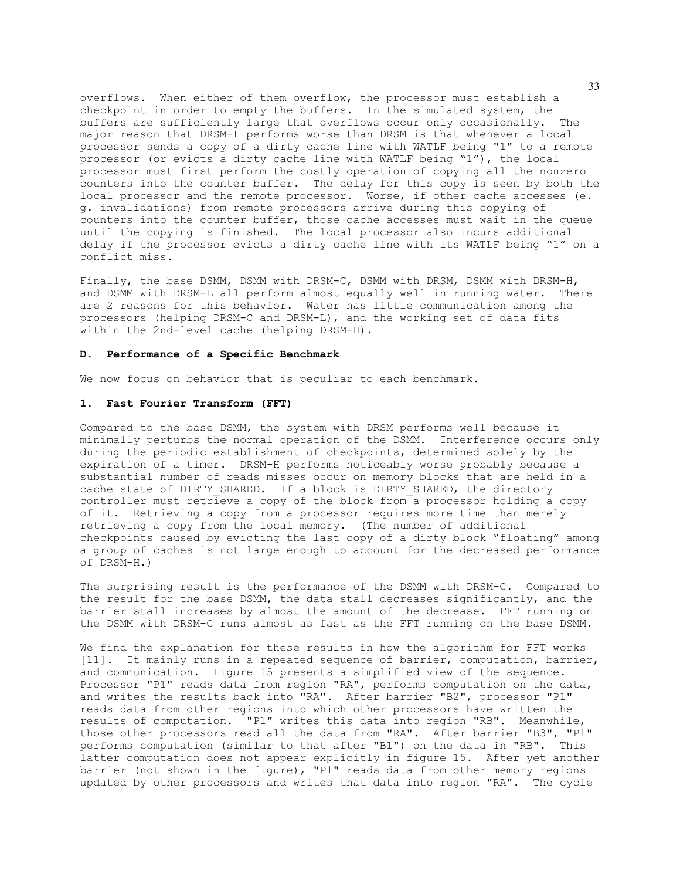overflows. When either of them overflow, the processor must establish a checkpoint in order to empty the buffers. In the simulated system, the buffers are sufficiently large that overflows occur only occasionally. The major reason that DRSM-L performs worse than DRSM is that whenever a local processor sends a copy of a dirty cache line with WATLF being "1" to a remote processor (or evicts a dirty cache line with WATLF being "1"), the local processor must first perform the costly operation of copying all the nonzero counters into the counter buffer. The delay for this copy is seen by both the local processor and the remote processor. Worse, if other cache accesses (e. g. invalidations) from remote processors arrive during this copying of counters into the counter buffer, those cache accesses must wait in the queue until the copying is finished. The local processor also incurs additional delay if the processor evicts a dirty cache line with its WATLF being "1" on a conflict miss.

Finally, the base DSMM, DSMM with DRSM-C, DSMM with DRSM, DSMM with DRSM-H, and DSMM with DRSM-L all perform almost equally well in running water. There are 2 reasons for this behavior. Water has little communication among the processors (helping DRSM-C and DRSM-L), and the working set of data fits within the 2nd-level cache (helping DRSM-H).

### D. Performance of a Specific Benchmark

We now focus on behavior that is peculiar to each benchmark.

#### 1. Fast Fourier Transform (FFT)

Compared to the base DSMM, the system with DRSM performs well because it minimally perturbs the normal operation of the DSMM. Interference occurs only during the periodic establishment of checkpoints, determined solely by the expiration of a timer. DRSM-H performs noticeably worse probably because a substantial number of reads misses occur on memory blocks that are held in a cache state of DIRTY_SHARED. If a block is DIRTY_SHARED, the directory controller must retrieve a copy of the block from a processor holding a copy of it. Retrieving a copy from a processor requires more time than merely retrieving a copy from the local memory. (The number of additional checkpoints caused by evicting the last copy of a dirty block "floating" among a group of caches is not large enough to account for the decreased performance of DRSM-H.)

The surprising result is the performance of the DSMM with DRSM-C. Compared to the result for the base DSMM, the data stall decreases significantly, and the barrier stall increases by almost the amount of the decrease. FFT running on the DSMM with DRSM-C runs almost as fast as the FFT running on the base DSMM.

We find the explanation for these results in how the algorithm for FFT works [11]. It mainly runs in a repeated sequence of barrier, computation, barrier, and communication. Figure 15 presents a simplified view of the sequence. Processor "P1" reads data from region "RA", performs computation on the data, and writes the results back into "RA". After barrier "B2", processor "P1" reads data from other regions into which other processors have written the results of computation. "P1" writes this data into region "RB". Meanwhile, those other processors read all the data from "RA". After barrier "B3", "P1" performs computation (similar to that after "B1") on the data in "RB". This latter computation does not appear explicitly in figure 15. After yet another barrier (not shown in the figure), "P1" reads data from other memory regions updated by other processors and writes that data into region "RA". The cycle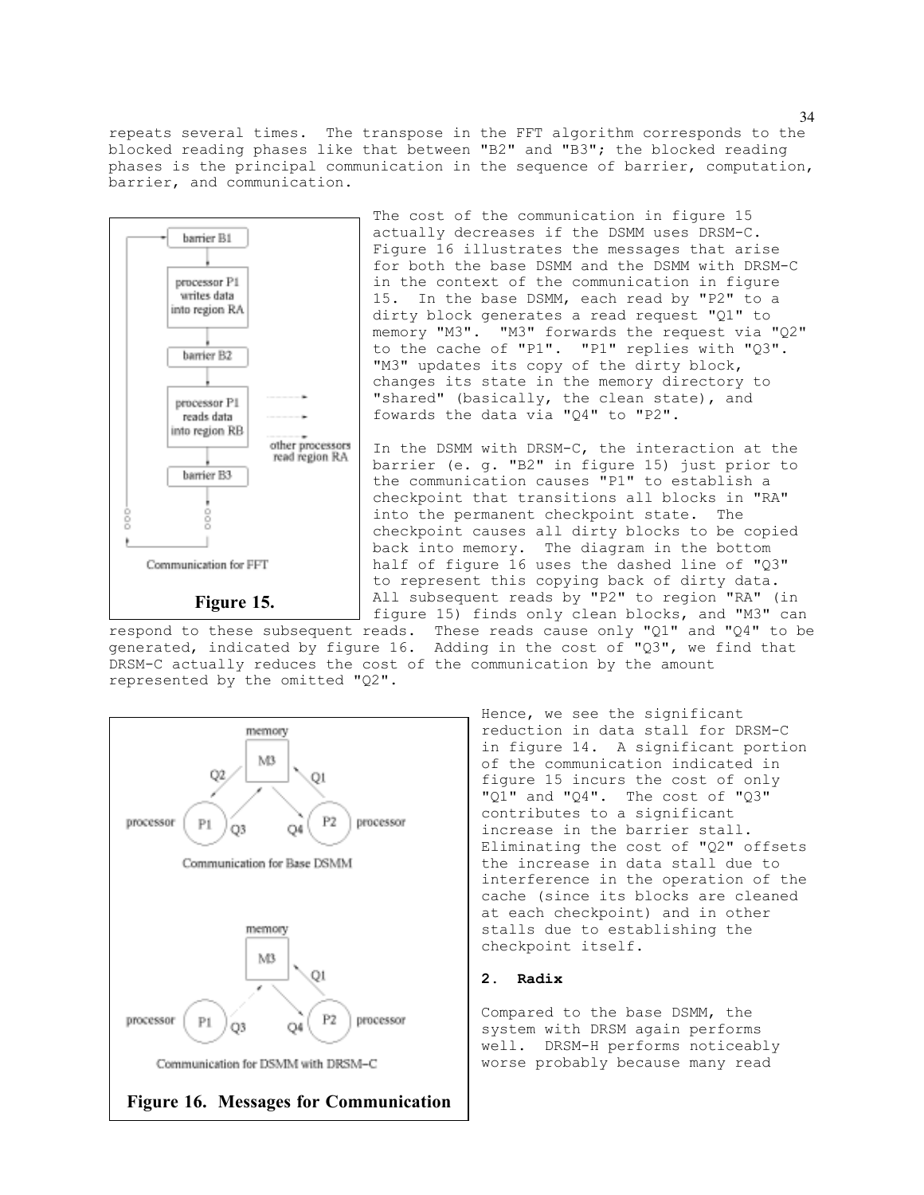repeats several times. The transpose in the FFT algorithm corresponds to the blocked reading phases like that between "B2" and "B3"; the blocked reading phases is the principal communication in the sequence of barrier, computation, barrier, and communication.

The cost of the communication in figure 15 actually decreases if the DSMM uses DRSM-C. Figure 16 illustrates the messages that arise for both the base DSMM and the DSMM with DRSM-C in the context of the communication in figure 15. In the base DSMM, each read by "P2" to a dirty block generates a read request "Q1" to memory "M3". "M3" forwards the request via "Q2" to the cache of "P1". "P1" replies with "Q3". "M3" updates its copy of the dirty block, changes its state in the memory directory to "shared" (basically, the clean state), and fowards the data via "Q4" to "P2".

In the DSMM with DRSM-C, the interaction at the barrier (e. g. "B2" in figure 15) just prior to the communication causes "P1" to establish a checkpoint that transitions all blocks in "RA" into the permanent checkpoint state. The checkpoint causes all dirty blocks to be copied back into memory. The diagram in the bottom half of figure 16 uses the dashed line of "Q3" to represent this copying back of dirty data. All subsequent reads by "P2" to region "RA" (in figure 15) finds only clean blocks, and "M3" can respond to these subsequent reads. These reads cause only "Q1" and "Q4" to be generated, indicated by figure 16. Adding in the cost of "Q3", we find that DRSM-C actually reduces the cost of the communication by the amount represented by the omitted "Q2".

barrier B1

processor P1 writes data into region RA

barrier B2

processor P1 reads data into region RB

other processors read region RA

barrier B3

Communication for FFT

**Figure 15.**

Hence, we see the significant reduction in data stall for DRSM-C in figure 14. A significant portion of the communication indicated in figure 15 incurs the cost of only "Q1" and "Q4". The cost of "Q3" contributes to a significant increase in the barrier stall. Eliminating the cost of "Q2" offsets the increase in data stall due to interference in the operation of the cache (since its blocks are cleaned at each checkpoint) and in other stalls due to establishing the checkpoint itself.

memory M3, Q2, Q1, processor P1, Q3, Q4, P2 processor

Communication for Base DSMM

memory M3, Q1, processor P1, Q3, Q4, P2 processor

Communication for DSMM with DRSM-C

**Figure 16. Messages for Communication**

**2. Radix**

Compared to the base DSMM, the system with DRSM again performs well. DRSM-H performs noticeably worse probably because many read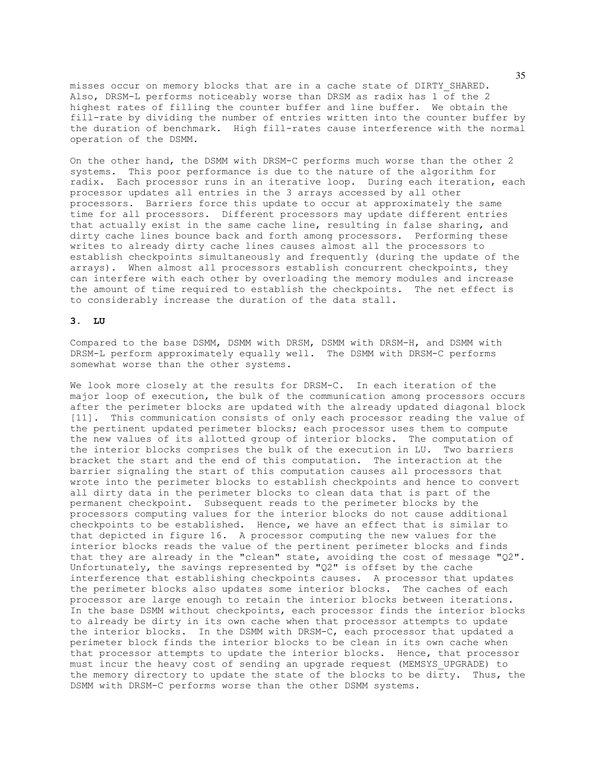misses occur on memory blocks that are in a cache state of DIRTY_SHARED. Also, DRSM-L performs noticeably worse than DRSM as radix has 1 of the 2 highest rates of filling the counter buffer and line buffer. We obtain the fill-rate by dividing the number of entries written into the counter buffer by the duration of benchmark. High fill-rates cause interference with the normal operation of the DSMM.

On the other hand, the DSMM with DRSM-C performs much worse than the other 2 systems. This poor performance is due to the nature of the algorithm for radix. Each processor runs in an iterative loop. During each iteration, each processor updates all entries in the 3 arrays accessed by all other processors. Barriers force this update to occur at approximately the same time for all processors. Different processors may update different entries that actually exist in the same cache line, resulting in false sharing, and dirty cache lines bounce back and forth among processors. Performing these writes to already dirty cache lines causes almost all the processors to establish checkpoints simultaneously and frequently (during the update of the arrays). When almost all processors establish concurrent checkpoints, they can interfere with each other by overloading the memory modules and increase the amount of time required to establish the checkpoints. The net effect is to considerably increase the duration of the data stall.

### 3. LU

Compared to the base DSMM, DSMM with DRSM, DSMM with DRSM-H, and DSMM with DRSM-L perform approximately equally well. The DSMM with DRSM-C performs somewhat worse than the other systems.

We look more closely at the results for DRSM-C. In each iteration of the major loop of execution, the bulk of the communication among processors occurs after the perimeter blocks are updated with the already updated diagonal block [11]. This communication consists of only each processor reading the value of the pertinent updated perimeter blocks; each processor uses them to compute the new values of its allotted group of interior blocks. The computation of the interior blocks comprises the bulk of the execution in LU. Two barriers bracket the start and the end of this computation. The interaction at the barrier signaling the start of this computation causes all processors that wrote into the perimeter blocks to establish checkpoints and hence to convert all dirty data in the perimeter blocks to clean data that is part of the permanent checkpoint. Subsequent reads to the perimeter blocks by the processors computing values for the interior blocks do not cause additional checkpoints to be established. Hence, we have an effect that is similar to that depicted in figure 16. A processor computing the new values for the interior blocks reads the value of the pertinent perimeter blocks and finds that they are already in the "clean" state, avoiding the cost of message "Q2". Unfortunately, the savings represented by "Q2" is offset by the cache interference that establishing checkpoints causes. A processor that updates the perimeter blocks also updates some interior blocks. The caches of each processor are large enough to retain the interior blocks between iterations. In the base DSMM without checkpoints, each processor finds the interior blocks to already be dirty in its own cache when that processor attempts to update the interior blocks. In the DSMM with DRSM-C, each processor that updated a perimeter block finds the interior blocks to be clean in its own cache when that processor attempts to update the interior blocks. Hence, that processor must incur the heavy cost of sending an upgrade request (MEMSYS_UPGRADE) to the memory directory to update the state of the blocks to be dirty. Thus, the DSMM with DRSM-C performs worse than the other DSMM systems.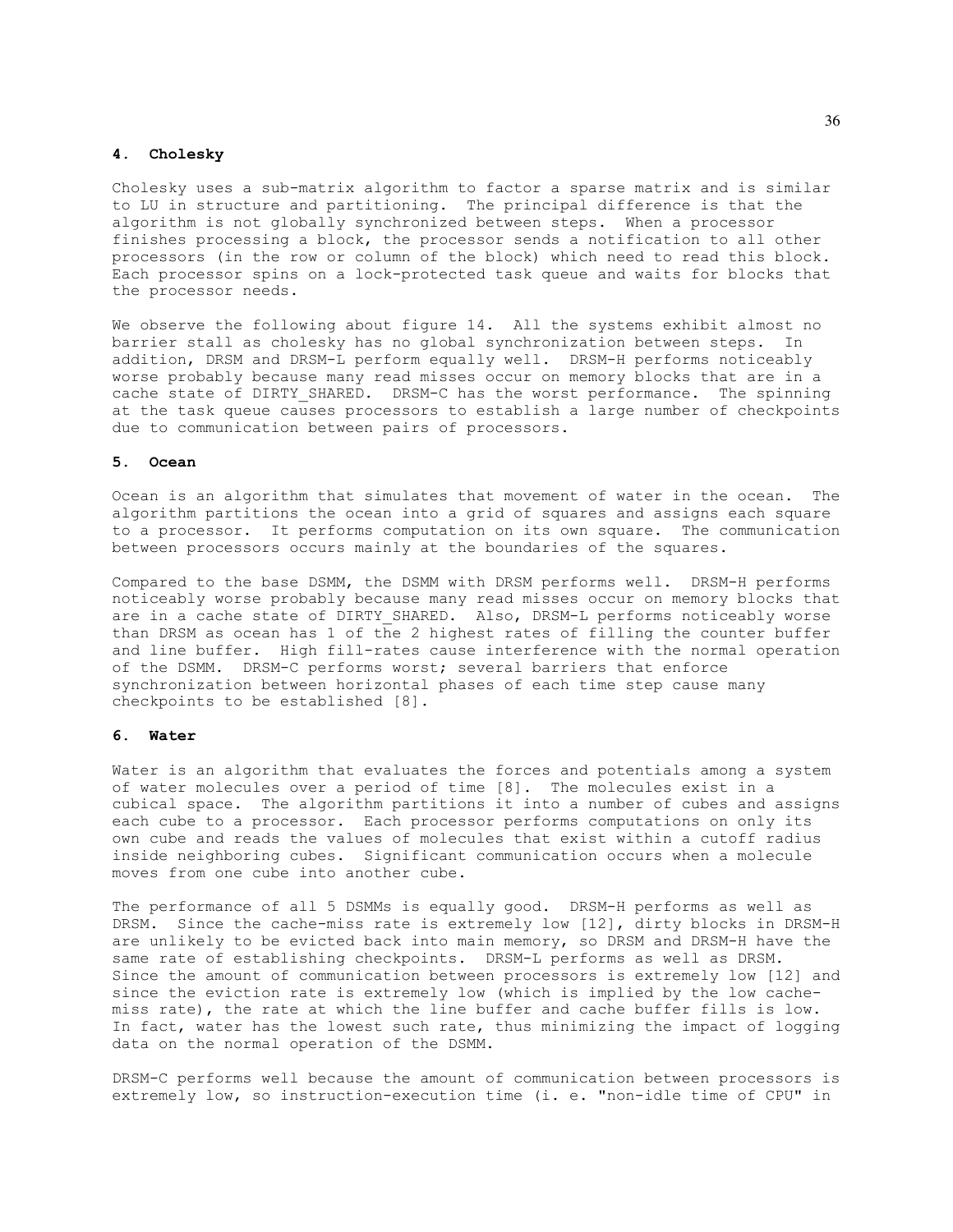#### 4. Cholesky

Cholesky uses a sub-matrix algorithm to factor a sparse matrix and is similar to LU in structure and partitioning. The principal difference is that the algorithm is not globally synchronized between steps. When a processor finishes processing a block, the processor sends a notification to all other processors (in the row or column of the block) which need to read this block. Each processor spins on a lock-protected task queue and waits for blocks that the processor needs.

We observe the following about figure 14. All the systems exhibit almost no barrier stall as cholesky has no global synchronization between steps. In addition, DRSM and DRSM-L perform equally well. DRSM-H performs noticeably worse probably because many read misses occur on memory blocks that are in a cache state of DIRTY_SHARED. DRSM-C has the worst performance. The spinning at the task queue causes processors to establish a large number of checkpoints due to communication between pairs of processors.

#### 5. Ocean

Ocean is an algorithm that simulates that movement of water in the ocean. The algorithm partitions the ocean into a grid of squares and assigns each square to a processor. It performs computation on its own square. The communication between processors occurs mainly at the boundaries of the squares.

Compared to the base DSMM, the DSMM with DRSM performs well. DRSM-H performs noticeably worse probably because many read misses occur on memory blocks that are in a cache state of DIRTY_SHARED. Also, DRSM-L performs noticeably worse than DRSM as ocean has 1 of the 2 highest rates of filling the counter buffer and line buffer. High fill-rates cause interference with the normal operation of the DSMM. DRSM-C performs worst; several barriers that enforce synchronization between horizontal phases of each time step cause many checkpoints to be established [8].

#### 6. Water

Water is an algorithm that evaluates the forces and potentials among a system of water molecules over a period of time [8]. The molecules exist in a cubical space. The algorithm partitions it into a number of cubes and assigns each cube to a processor. Each processor performs computations on only its own cube and reads the values of molecules that exist within a cutoff radius inside neighboring cubes. Significant communication occurs when a molecule moves from one cube into another cube.

The performance of all 5 DSMMs is equally good. DRSM-H performs as well as DRSM. Since the cache-miss rate is extremely low [12], dirty blocks in DRSM-H are unlikely to be evicted back into main memory, so DRSM and DRSM-H have the same rate of establishing checkpoints. DRSM-L performs as well as DRSM. Since the amount of communication between processors is extremely low [12] and since the eviction rate is extremely low (which is implied by the low cache-miss rate), the rate at which the line buffer and cache buffer fills is low. In fact, water has the lowest such rate, thus minimizing the impact of logging data on the normal operation of the DSMM.

DRSM-C performs well because the amount of communication between processors is extremely low, so instruction-execution time (i. e. "non-idle time of CPU" in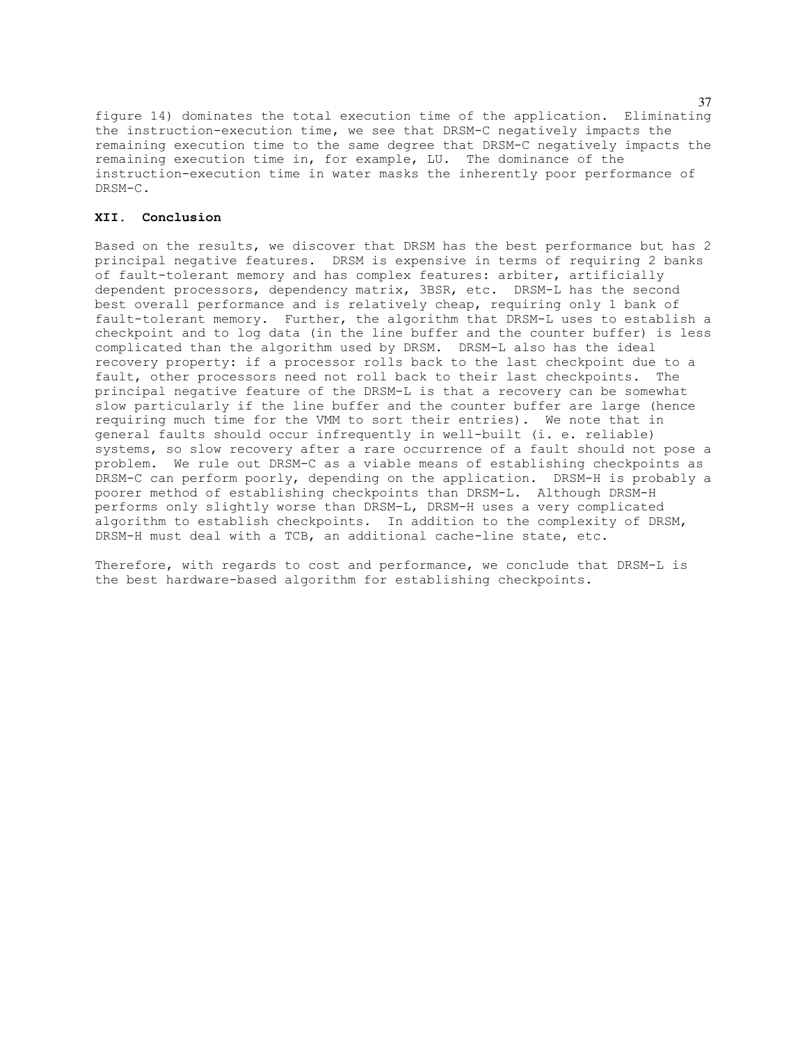figure 14) dominates the total execution time of the application. Eliminating the instruction-execution time, we see that DRSM-C negatively impacts the remaining execution time to the same degree that DRSM-C negatively impacts the remaining execution time in, for example, LU. The dominance of the instruction-execution time in water masks the inherently poor performance of DRSM-C.

## XII. Conclusion

Based on the results, we discover that DRSM has the best performance but has 2 principal negative features. DRSM is expensive in terms of requiring 2 banks of fault-tolerant memory and has complex features: arbiter, artificially dependent processors, dependency matrix, 3BSR, etc. DRSM-L has the second best overall performance and is relatively cheap, requiring only 1 bank of fault-tolerant memory. Further, the algorithm that DRSM-L uses to establish a checkpoint and to log data (in the line buffer and the counter buffer) is less complicated than the algorithm used by DRSM. DRSM-L also has the ideal recovery property: if a processor rolls back to the last checkpoint due to a fault, other processors need not roll back to their last checkpoints. The principal negative feature of the DRSM-L is that a recovery can be somewhat slow particularly if the line buffer and the counter buffer are large (hence requiring much time for the VMM to sort their entries). We note that in general faults should occur infrequently in well-built (i. e. reliable) systems, so slow recovery after a rare occurrence of a fault should not pose a problem. We rule out DRSM-C as a viable means of establishing checkpoints as DRSM-C can perform poorly, depending on the application. DRSM-H is probably a poorer method of establishing checkpoints than DRSM-L. Although DRSM-H performs only slightly worse than DRSM-L, DRSM-H uses a very complicated algorithm to establish checkpoints. In addition to the complexity of DRSM, DRSM-H must deal with a TCB, an additional cache-line state, etc.

Therefore, with regards to cost and performance, we conclude that DRSM-L is the best hardware-based algorithm for establishing checkpoints.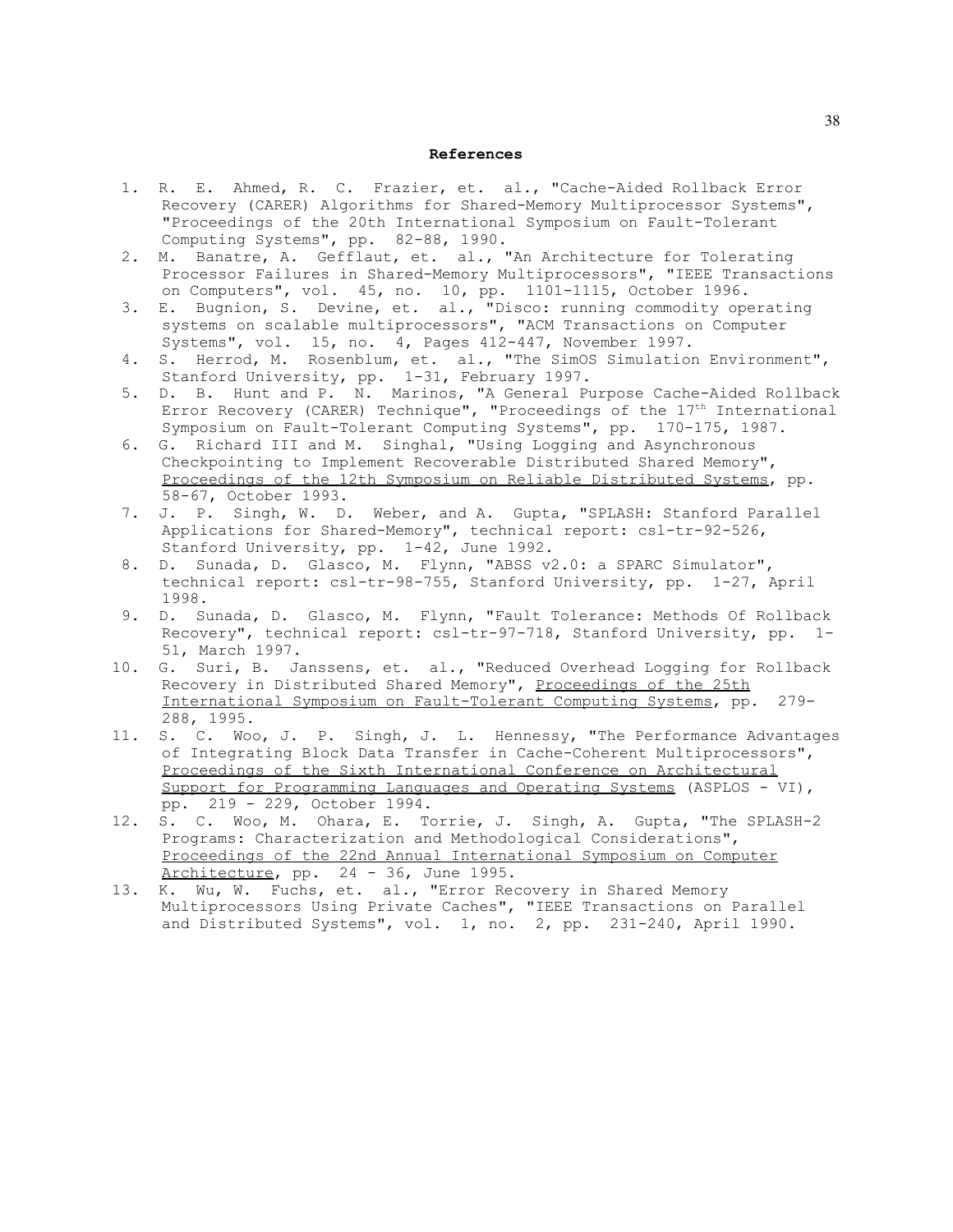**References**

1. R. E. Ahmed, R. C. Frazier, et. al., "Cache-Aided Rollback Error Recovery (CARER) Algorithms for Shared-Memory Multiprocessor Systems", "Proceedings of the 20th International Symposium on Fault-Tolerant Computing Systems", pp. 82-88, 1990.
2. M. Banatre, A. Gefflaut, et. al., "An Architecture for Tolerating Processor Failures in Shared-Memory Multiprocessors", "IEEE Transactions on Computers", vol. 45, no. 10, pp. 1101-1115, October 1996.
3. E. Bugnion, S. Devine, et. al., "Disco: running commodity operating systems on scalable multiprocessors", "ACM Transactions on Computer Systems", vol. 15, no. 4, Pages 412-447, November 1997.
4. S. Herrod, M. Rosenblum, et. al., "The SimOS Simulation Environment", Stanford University, pp. 1-31, February 1997.
5. D. B. Hunt and P. N. Marinos, "A General Purpose Cache-Aided Rollback Error Recovery (CARER) Technique", "Proceedings of the 17th International Symposium on Fault-Tolerant Computing Systems", pp. 170-175, 1987.
6. G. Richard III and M. Singhal, "Using Logging and Asynchronous Checkpointing to Implement Recoverable Distributed Shared Memory", Proceedings of the 12th Symposium on Reliable Distributed Systems, pp. 58-67, October 1993.
7. J. P. Singh, W. D. Weber, and A. Gupta, "SPLASH: Stanford Parallel Applications for Shared-Memory", technical report: csl-tr-92-526, Stanford University, pp. 1-42, June 1992.
8. D. Sunada, D. Glasco, M. Flynn, "ABSS v2.0: a SPARC Simulator", technical report: csl-tr-98-755, Stanford University, pp. 1-27, April 1998.
9. D. Sunada, D. Glasco, M. Flynn, "Fault Tolerance: Methods Of Rollback Recovery", technical report: csl-tr-97-718, Stanford University, pp. 1-51, March 1997.
10. G. Suri, B. Janssens, et. al., "Reduced Overhead Logging for Rollback Recovery in Distributed Shared Memory", Proceedings of the 25th International Symposium on Fault-Tolerant Computing Systems, pp. 279-288, 1995.
11. S. C. Woo, J. P. Singh, J. L. Hennessy, "The Performance Advantages of Integrating Block Data Transfer in Cache-Coherent Multiprocessors", Proceedings of the Sixth International Conference on Architectural Support for Programming Languages and Operating Systems (ASPLOS - VI), pp. 219 - 229, October 1994.
12. S. C. Woo, M. Ohara, E. Torrie, J. Singh, A. Gupta, "The SPLASH-2 Programs: Characterization and Methodological Considerations", Proceedings of the 22nd Annual International Symposium on Computer Architecture, pp. 24 - 36, June 1995.
13. K. Wu, W. Fuchs, et. al., "Error Recovery in Shared Memory Multiprocessors Using Private Caches", "IEEE Transactions on Parallel and Distributed Systems", vol. 1, no. 2, pp. 231-240, April 1990.